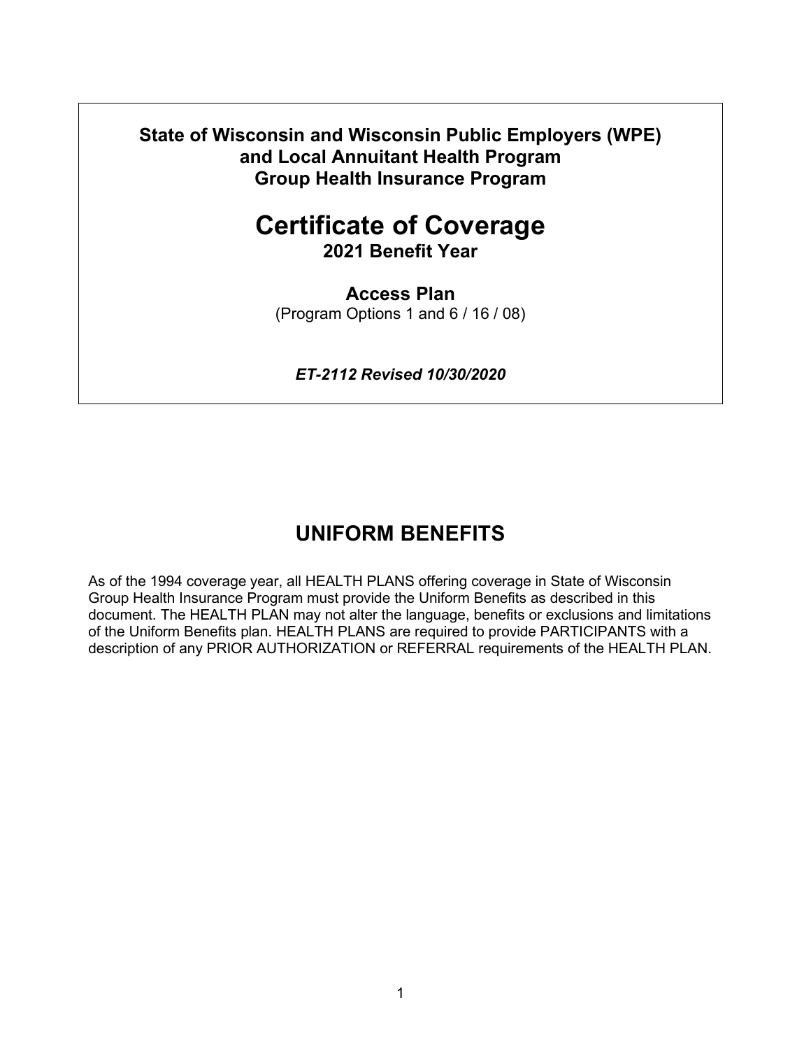**State of Wisconsin and Wisconsin Public Employers (WPE)**
**and Local Annuitant Health Program**
**Group Health Insurance Program**

# Certificate of Coverage

**2021 Benefit Year**

**Access Plan**

(Program Options 1 and 6 / 16 / 08)

***ET-2112 Revised 10/30/2020***

## UNIFORM BENEFITS

As of the 1994 coverage year, all HEALTH PLANS offering coverage in State of Wisconsin Group Health Insurance Program must provide the Uniform Benefits as described in this document. The HEALTH PLAN may not alter the language, benefits or exclusions and limitations of the Uniform Benefits plan. HEALTH PLANS are required to provide PARTICIPANTS with a description of any PRIOR AUTHORIZATION or REFERRAL requirements of the HEALTH PLAN.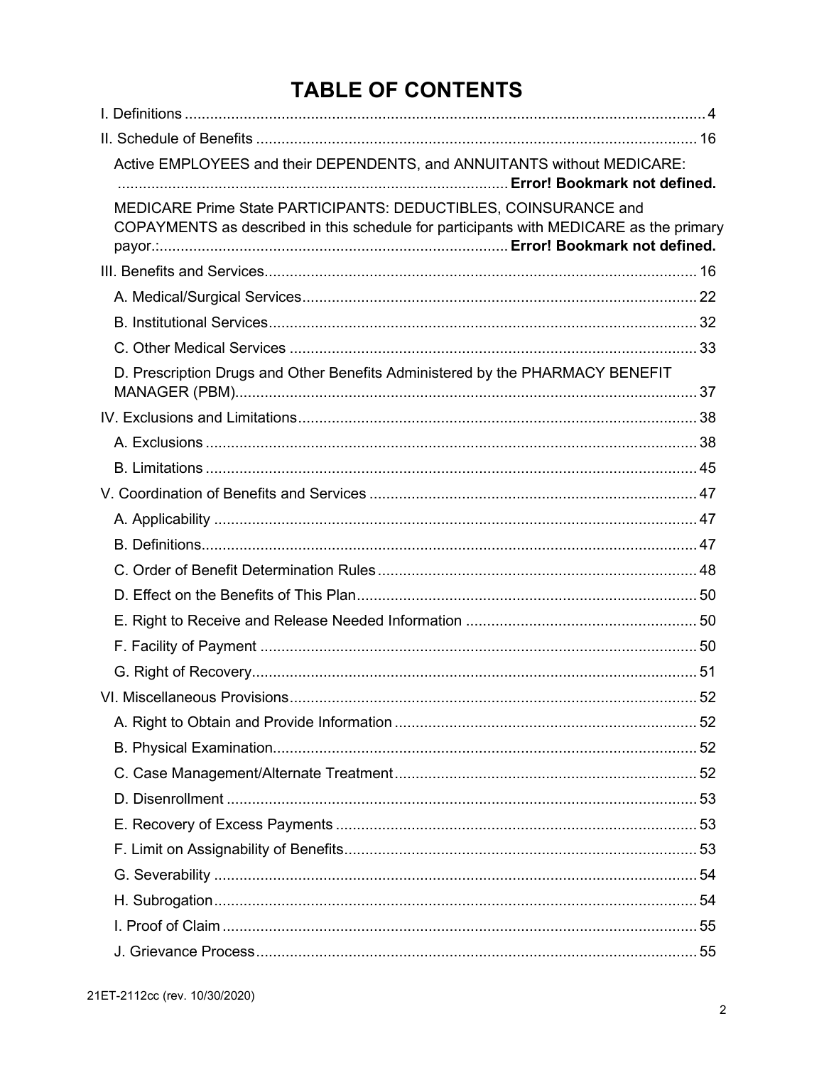# TABLE OF CONTENTS

I. Definitions ........................................................................................................................ 4

II. Schedule of Benefits ...................................................................................................... 16

- Active EMPLOYEES and their DEPENDENTS, and ANNUITANTS without MEDICARE: ........................................................................................... **Error! Bookmark not defined.**
- MEDICARE Prime State PARTICIPANTS: DEDUCTIBLES, COINSURANCE and COPAYMENTS as described in this schedule for participants with MEDICARE as the primary payor.:................................................................................ **Error! Bookmark not defined.**

III. Benefits and Services...................................................................................................... 16

- A. Medical/Surgical Services............................................................................................. 22
- B. Institutional Services..................................................................................................... 32
- C. Other Medical Services ................................................................................................ 33
- D. Prescription Drugs and Other Benefits Administered by the PHARMACY BENEFIT MANAGER (PBM).............................................................................................................. 37

IV. Exclusions and Limitations.............................................................................................. 38

- A. Exclusions ..................................................................................................................... 38
- B. Limitations .................................................................................................................... 45

V. Coordination of Benefits and Services ............................................................................. 47

- A. Applicability .................................................................................................................. 47
- B. Definitions..................................................................................................................... 47
- C. Order of Benefit Determination Rules ........................................................................... 48
- D. Effect on the Benefits of This Plan................................................................................ 50
- E. Right to Receive and Release Needed Information ...................................................... 50
- F. Facility of Payment ....................................................................................................... 50
- G. Right of Recovery.......................................................................................................... 51

VI. Miscellaneous Provisions................................................................................................. 52

- A. Right to Obtain and Provide Information ....................................................................... 52
- B. Physical Examination.................................................................................................... 52
- C. Case Management/Alternate Treatment....................................................................... 52
- D. Disenrollment ................................................................................................................ 53
- E. Recovery of Excess Payments ..................................................................................... 53
- F. Limit on Assignability of Benefits................................................................................... 53
- G. Severability ................................................................................................................... 54
- H. Subrogation................................................................................................................... 54
- I. Proof of Claim ................................................................................................................. 55
- J. Grievance Process......................................................................................................... 55

21ET-2112cc (rev. 10/30/2020)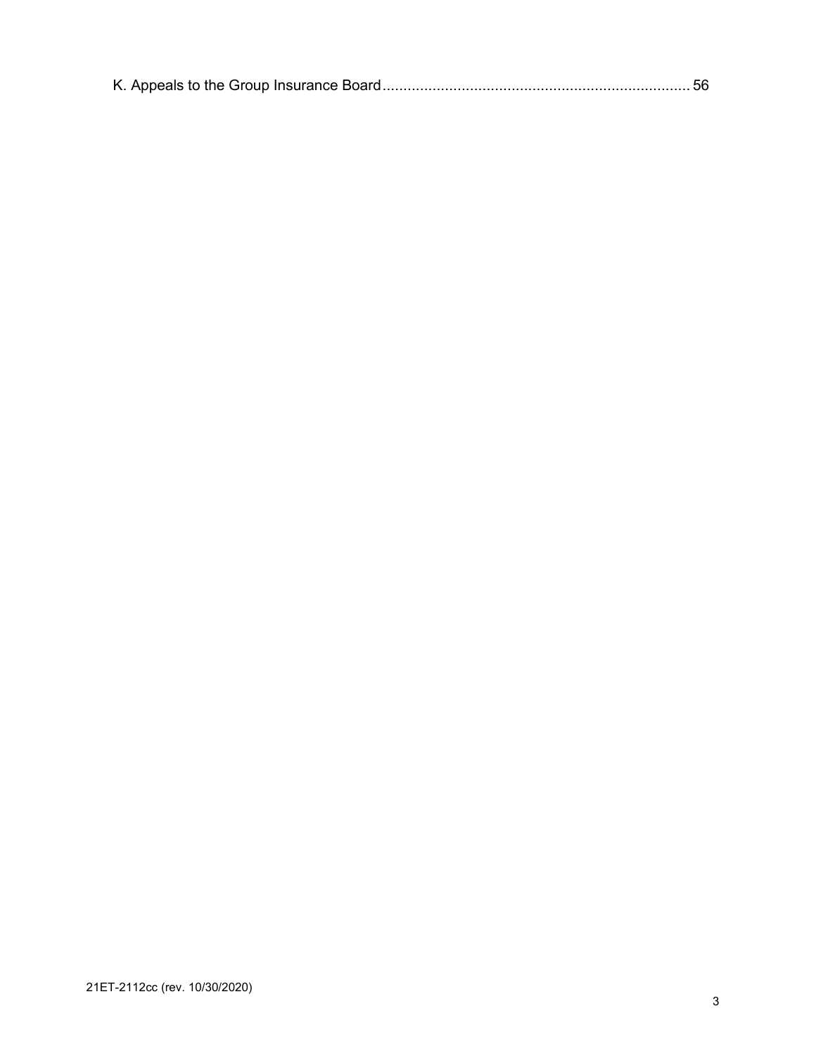K. Appeals to the Group Insurance Board........................................................................ 56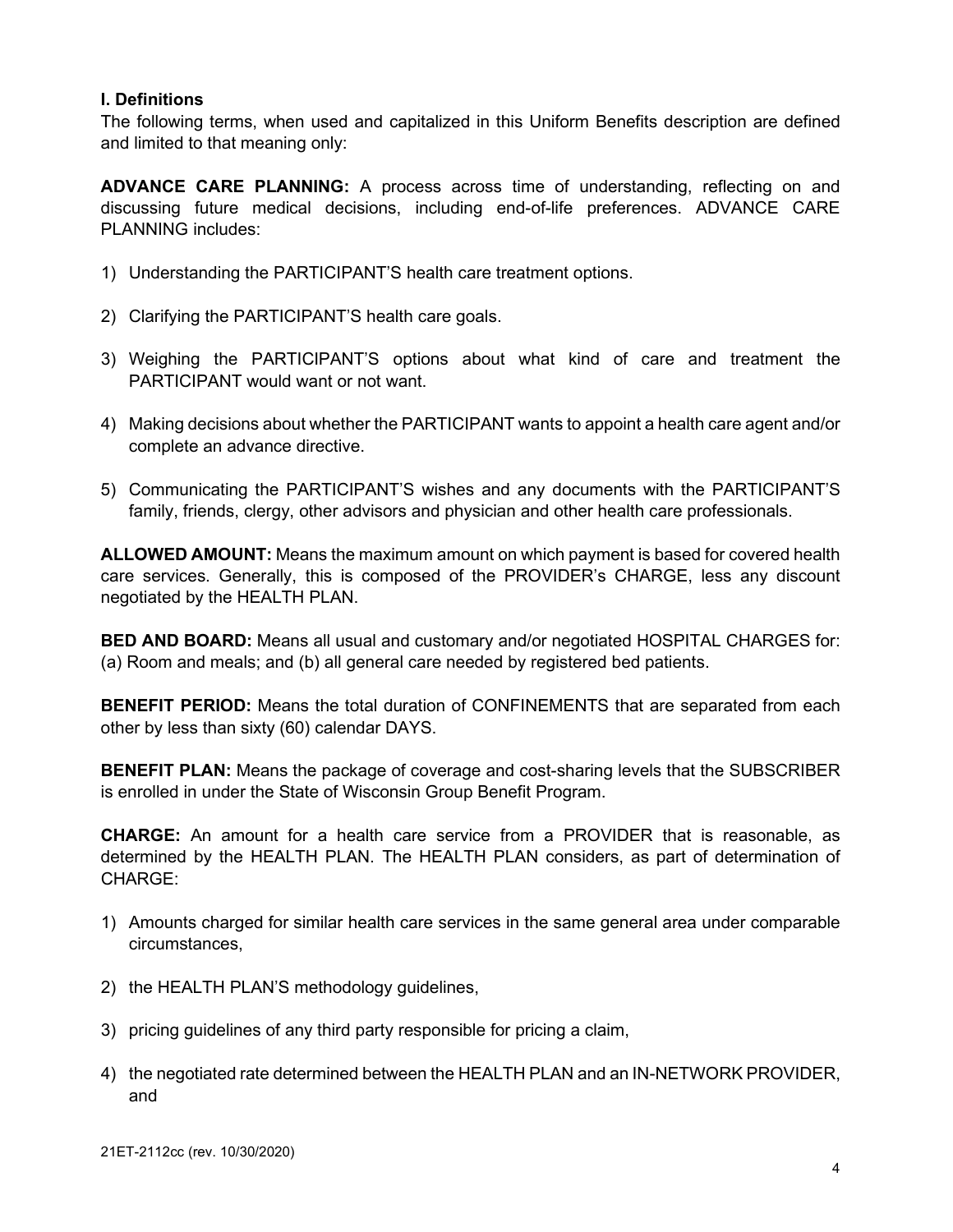## I. Definitions

The following terms, when used and capitalized in this Uniform Benefits description are defined and limited to that meaning only:

**ADVANCE CARE PLANNING:** A process across time of understanding, reflecting on and discussing future medical decisions, including end-of-life preferences. ADVANCE CARE PLANNING includes:

1) Understanding the PARTICIPANT'S health care treatment options.
2) Clarifying the PARTICIPANT'S health care goals.
3) Weighing the PARTICIPANT'S options about what kind of care and treatment the PARTICIPANT would want or not want.
4) Making decisions about whether the PARTICIPANT wants to appoint a health care agent and/or complete an advance directive.
5) Communicating the PARTICIPANT'S wishes and any documents with the PARTICIPANT'S family, friends, clergy, other advisors and physician and other health care professionals.

**ALLOWED AMOUNT:** Means the maximum amount on which payment is based for covered health care services. Generally, this is composed of the PROVIDER's CHARGE, less any discount negotiated by the HEALTH PLAN.

**BED AND BOARD:** Means all usual and customary and/or negotiated HOSPITAL CHARGES for: (a) Room and meals; and (b) all general care needed by registered bed patients.

**BENEFIT PERIOD:** Means the total duration of CONFINEMENTS that are separated from each other by less than sixty (60) calendar DAYS.

**BENEFIT PLAN:** Means the package of coverage and cost-sharing levels that the SUBSCRIBER is enrolled in under the State of Wisconsin Group Benefit Program.

**CHARGE:** An amount for a health care service from a PROVIDER that is reasonable, as determined by the HEALTH PLAN. The HEALTH PLAN considers, as part of determination of CHARGE:

1) Amounts charged for similar health care services in the same general area under comparable circumstances,
2) the HEALTH PLAN'S methodology guidelines,
3) pricing guidelines of any third party responsible for pricing a claim,
4) the negotiated rate determined between the HEALTH PLAN and an IN-NETWORK PROVIDER, and

21ET-2112cc (rev. 10/30/2020)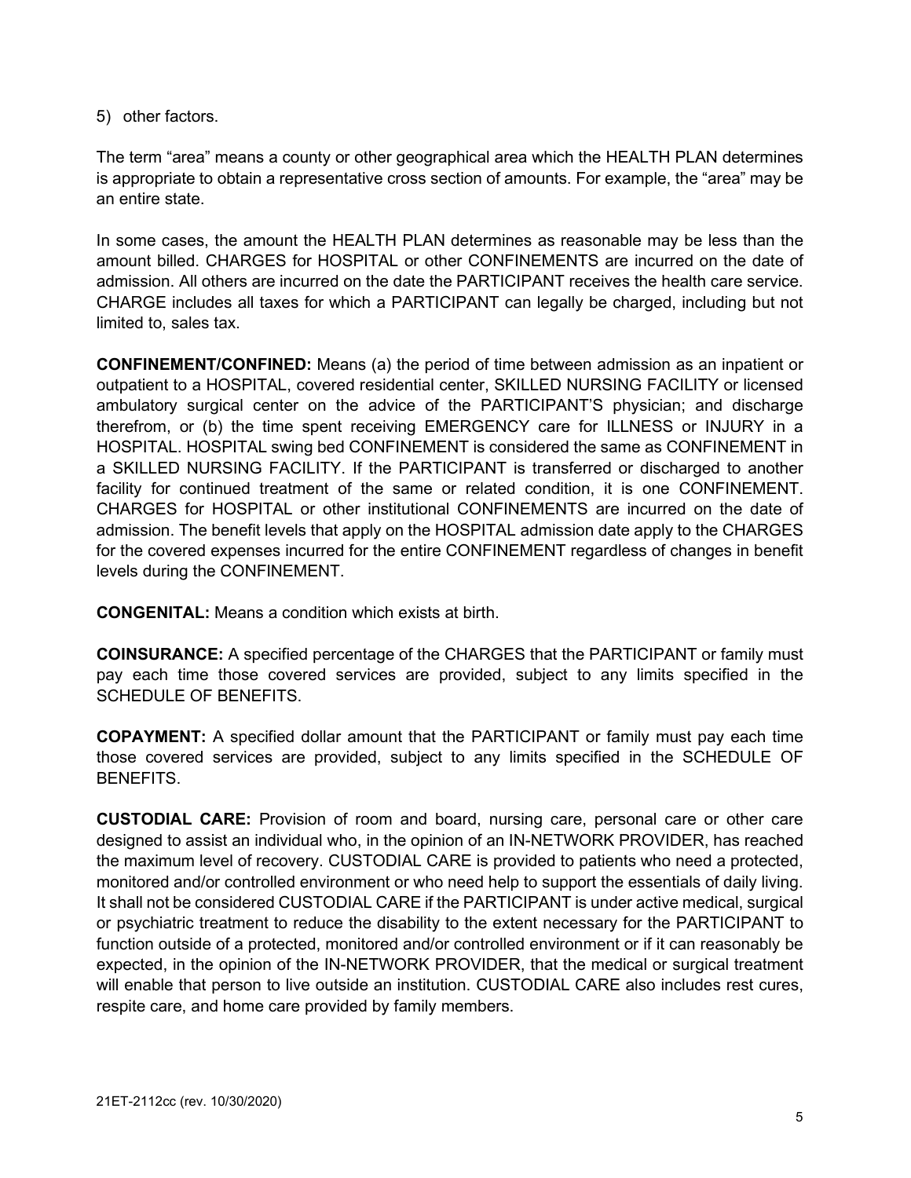5) other factors.

The term “area” means a county or other geographical area which the HEALTH PLAN determines is appropriate to obtain a representative cross section of amounts. For example, the “area” may be an entire state.

In some cases, the amount the HEALTH PLAN determines as reasonable may be less than the amount billed. CHARGES for HOSPITAL or other CONFINEMENTS are incurred on the date of admission. All others are incurred on the date the PARTICIPANT receives the health care service. CHARGE includes all taxes for which a PARTICIPANT can legally be charged, including but not limited to, sales tax.

**CONFINEMENT/CONFINED:** Means (a) the period of time between admission as an inpatient or outpatient to a HOSPITAL, covered residential center, SKILLED NURSING FACILITY or licensed ambulatory surgical center on the advice of the PARTICIPANT’S physician; and discharge therefrom, or (b) the time spent receiving EMERGENCY care for ILLNESS or INJURY in a HOSPITAL. HOSPITAL swing bed CONFINEMENT is considered the same as CONFINEMENT in a SKILLED NURSING FACILITY. If the PARTICIPANT is transferred or discharged to another facility for continued treatment of the same or related condition, it is one CONFINEMENT. CHARGES for HOSPITAL or other institutional CONFINEMENTS are incurred on the date of admission. The benefit levels that apply on the HOSPITAL admission date apply to the CHARGES for the covered expenses incurred for the entire CONFINEMENT regardless of changes in benefit levels during the CONFINEMENT.

**CONGENITAL:** Means a condition which exists at birth.

**COINSURANCE:** A specified percentage of the CHARGES that the PARTICIPANT or family must pay each time those covered services are provided, subject to any limits specified in the SCHEDULE OF BENEFITS.

**COPAYMENT:** A specified dollar amount that the PARTICIPANT or family must pay each time those covered services are provided, subject to any limits specified in the SCHEDULE OF BENEFITS.

**CUSTODIAL CARE:** Provision of room and board, nursing care, personal care or other care designed to assist an individual who, in the opinion of an IN-NETWORK PROVIDER, has reached the maximum level of recovery. CUSTODIAL CARE is provided to patients who need a protected, monitored and/or controlled environment or who need help to support the essentials of daily living. It shall not be considered CUSTODIAL CARE if the PARTICIPANT is under active medical, surgical or psychiatric treatment to reduce the disability to the extent necessary for the PARTICIPANT to function outside of a protected, monitored and/or controlled environment or if it can reasonably be expected, in the opinion of the IN-NETWORK PROVIDER, that the medical or surgical treatment will enable that person to live outside an institution. CUSTODIAL CARE also includes rest cures, respite care, and home care provided by family members.

21ET-2112cc (rev. 10/30/2020)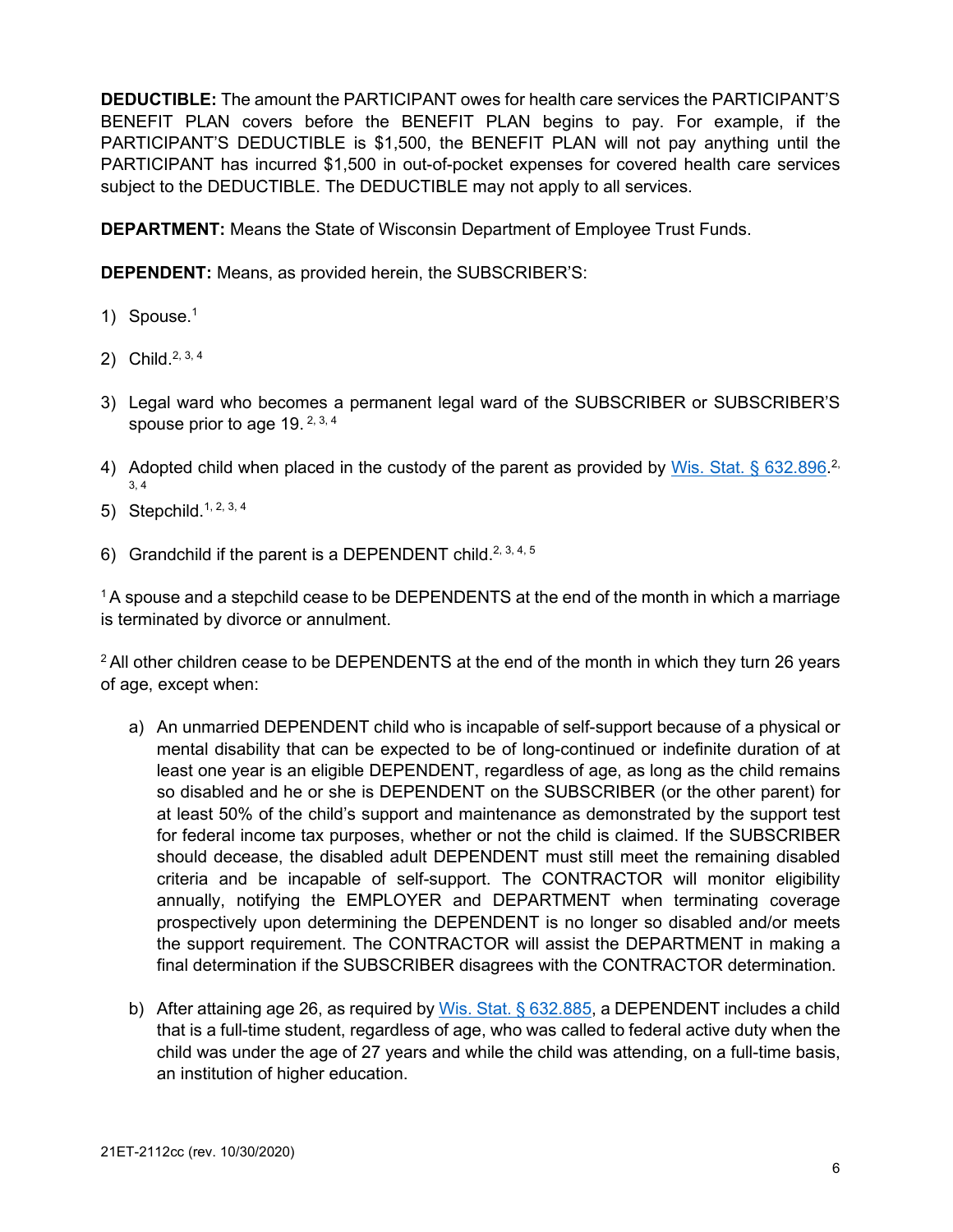**DEDUCTIBLE:** The amount the PARTICIPANT owes for health care services the PARTICIPANT'S BENEFIT PLAN covers before the BENEFIT PLAN begins to pay. For example, if the PARTICIPANT'S DEDUCTIBLE is $1,500, the BENEFIT PLAN will not pay anything until the PARTICIPANT has incurred $1,500 in out-of-pocket expenses for covered health care services subject to the DEDUCTIBLE. The DEDUCTIBLE may not apply to all services.

**DEPARTMENT:** Means the State of Wisconsin Department of Employee Trust Funds.

**DEPENDENT:** Means, as provided herein, the SUBSCRIBER'S:

1) Spouse.[1]

2) Child.[2, 3, 4]

3) Legal ward who becomes a permanent legal ward of the SUBSCRIBER or SUBSCRIBER'S spouse prior to age 19. [2, 3, 4]

4) Adopted child when placed in the custody of the parent as provided by Wis. Stat. § 632.896.[2, 3, 4]

5) Stepchild.[1, 2, 3, 4]

6) Grandchild if the parent is a DEPENDENT child.[2, 3, 4, 5]

[1] A spouse and a stepchild cease to be DEPENDENTS at the end of the month in which a marriage is terminated by divorce or annulment.

[2] All other children cease to be DEPENDENTS at the end of the month in which they turn 26 years of age, except when:

a) An unmarried DEPENDENT child who is incapable of self-support because of a physical or mental disability that can be expected to be of long-continued or indefinite duration of at least one year is an eligible DEPENDENT, regardless of age, as long as the child remains so disabled and he or she is DEPENDENT on the SUBSCRIBER (or the other parent) for at least 50% of the child's support and maintenance as demonstrated by the support test for federal income tax purposes, whether or not the child is claimed. If the SUBSCRIBER should decease, the disabled adult DEPENDENT must still meet the remaining disabled criteria and be incapable of self-support. The CONTRACTOR will monitor eligibility annually, notifying the EMPLOYER and DEPARTMENT when terminating coverage prospectively upon determining the DEPENDENT is no longer so disabled and/or meets the support requirement. The CONTRACTOR will assist the DEPARTMENT in making a final determination if the SUBSCRIBER disagrees with the CONTRACTOR determination.

b) After attaining age 26, as required by Wis. Stat. § 632.885, a DEPENDENT includes a child that is a full-time student, regardless of age, who was called to federal active duty when the child was under the age of 27 years and while the child was attending, on a full-time basis, an institution of higher education.

21ET-2112cc (rev. 10/30/2020)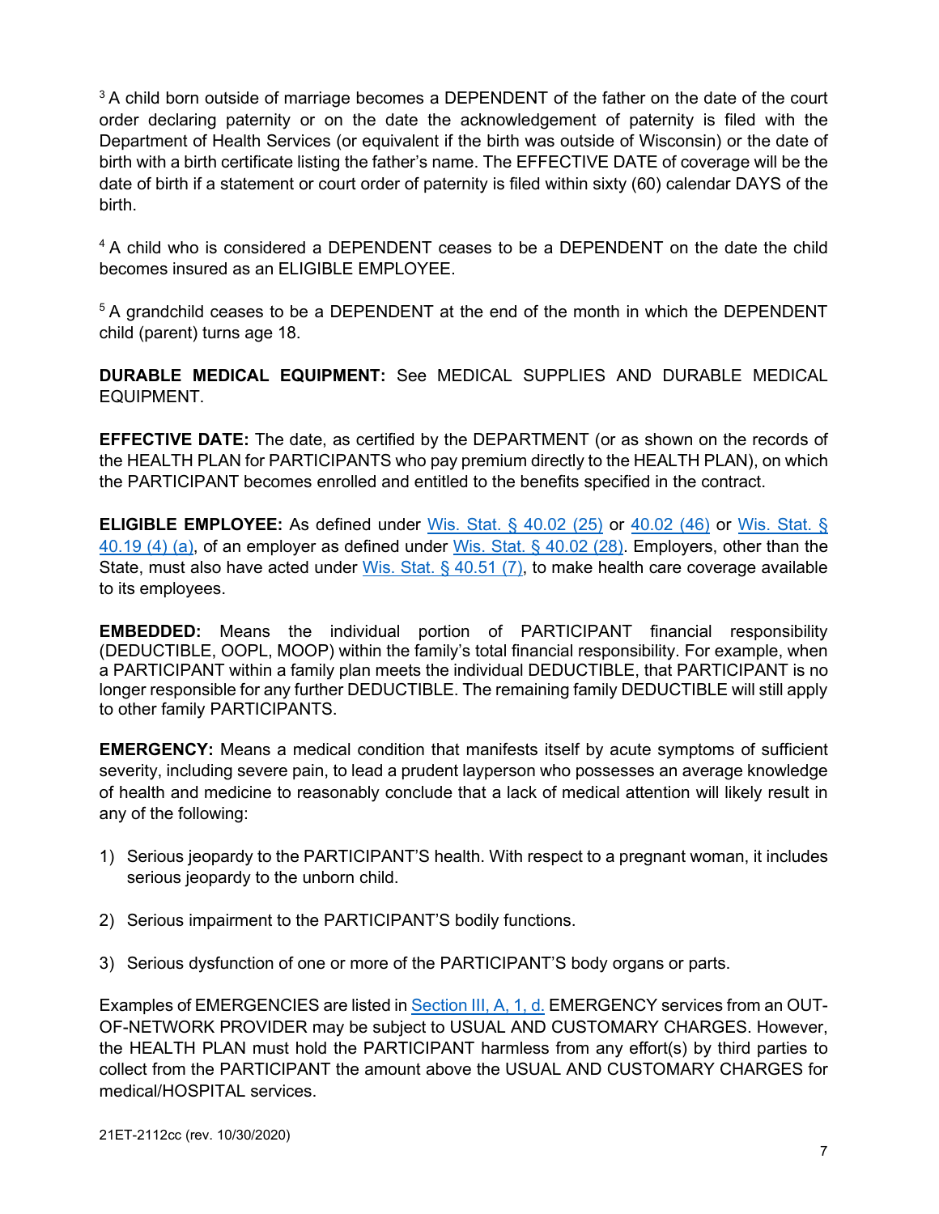[3] A child born outside of marriage becomes a DEPENDENT of the father on the date of the court order declaring paternity or on the date the acknowledgement of paternity is filed with the Department of Health Services (or equivalent if the birth was outside of Wisconsin) or the date of birth with a birth certificate listing the father's name. The EFFECTIVE DATE of coverage will be the date of birth if a statement or court order of paternity is filed within sixty (60) calendar DAYS of the birth.

[4] A child who is considered a DEPENDENT ceases to be a DEPENDENT on the date the child becomes insured as an ELIGIBLE EMPLOYEE.

[5] A grandchild ceases to be a DEPENDENT at the end of the month in which the DEPENDENT child (parent) turns age 18.

**DURABLE MEDICAL EQUIPMENT:** See MEDICAL SUPPLIES AND DURABLE MEDICAL EQUIPMENT.

**EFFECTIVE DATE:** The date, as certified by the DEPARTMENT (or as shown on the records of the HEALTH PLAN for PARTICIPANTS who pay premium directly to the HEALTH PLAN), on which the PARTICIPANT becomes enrolled and entitled to the benefits specified in the contract.

**ELIGIBLE EMPLOYEE:** As defined under Wis. Stat. § 40.02 (25) or 40.02 (46) or Wis. Stat. § 40.19 (4) (a), of an employer as defined under Wis. Stat. § 40.02 (28). Employers, other than the State, must also have acted under Wis. Stat. § 40.51 (7), to make health care coverage available to its employees.

**EMBEDDED:** Means the individual portion of PARTICIPANT financial responsibility (DEDUCTIBLE, OOPL, MOOP) within the family's total financial responsibility. For example, when a PARTICIPANT within a family plan meets the individual DEDUCTIBLE, that PARTICIPANT is no longer responsible for any further DEDUCTIBLE. The remaining family DEDUCTIBLE will still apply to other family PARTICIPANTS.

**EMERGENCY:** Means a medical condition that manifests itself by acute symptoms of sufficient severity, including severe pain, to lead a prudent layperson who possesses an average knowledge of health and medicine to reasonably conclude that a lack of medical attention will likely result in any of the following:

1) Serious jeopardy to the PARTICIPANT'S health. With respect to a pregnant woman, it includes serious jeopardy to the unborn child.

2) Serious impairment to the PARTICIPANT'S bodily functions.

3) Serious dysfunction of one or more of the PARTICIPANT'S body organs or parts.

Examples of EMERGENCIES are listed in Section III, A, 1, d. EMERGENCY services from an OUT-OF-NETWORK PROVIDER may be subject to USUAL AND CUSTOMARY CHARGES. However, the HEALTH PLAN must hold the PARTICIPANT harmless from any effort(s) by third parties to collect from the PARTICIPANT the amount above the USUAL AND CUSTOMARY CHARGES for medical/HOSPITAL services.

21ET-2112cc (rev. 10/30/2020)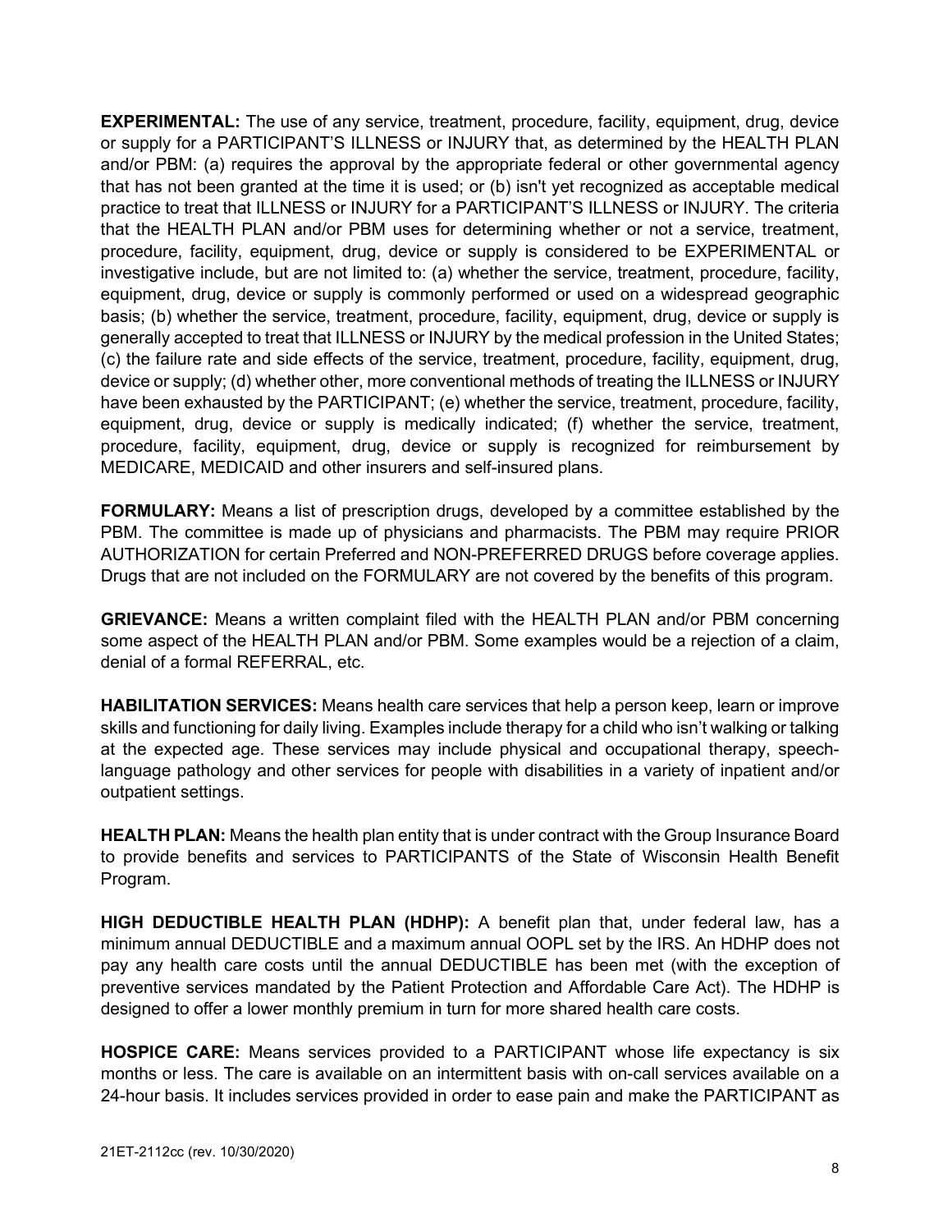**EXPERIMENTAL:** The use of any service, treatment, procedure, facility, equipment, drug, device or supply for a PARTICIPANT'S ILLNESS or INJURY that, as determined by the HEALTH PLAN and/or PBM: (a) requires the approval by the appropriate federal or other governmental agency that has not been granted at the time it is used; or (b) isn't yet recognized as acceptable medical practice to treat that ILLNESS or INJURY for a PARTICIPANT'S ILLNESS or INJURY. The criteria that the HEALTH PLAN and/or PBM uses for determining whether or not a service, treatment, procedure, facility, equipment, drug, device or supply is considered to be EXPERIMENTAL or investigative include, but are not limited to: (a) whether the service, treatment, procedure, facility, equipment, drug, device or supply is commonly performed or used on a widespread geographic basis; (b) whether the service, treatment, procedure, facility, equipment, drug, device or supply is generally accepted to treat that ILLNESS or INJURY by the medical profession in the United States; (c) the failure rate and side effects of the service, treatment, procedure, facility, equipment, drug, device or supply; (d) whether other, more conventional methods of treating the ILLNESS or INJURY have been exhausted by the PARTICIPANT; (e) whether the service, treatment, procedure, facility, equipment, drug, device or supply is medically indicated; (f) whether the service, treatment, procedure, facility, equipment, drug, device or supply is recognized for reimbursement by MEDICARE, MEDICAID and other insurers and self-insured plans.

**FORMULARY:** Means a list of prescription drugs, developed by a committee established by the PBM. The committee is made up of physicians and pharmacists. The PBM may require PRIOR AUTHORIZATION for certain Preferred and NON-PREFERRED DRUGS before coverage applies. Drugs that are not included on the FORMULARY are not covered by the benefits of this program.

**GRIEVANCE:** Means a written complaint filed with the HEALTH PLAN and/or PBM concerning some aspect of the HEALTH PLAN and/or PBM. Some examples would be a rejection of a claim, denial of a formal REFERRAL, etc.

**HABILITATION SERVICES:** Means health care services that help a person keep, learn or improve skills and functioning for daily living. Examples include therapy for a child who isn't walking or talking at the expected age. These services may include physical and occupational therapy, speech-language pathology and other services for people with disabilities in a variety of inpatient and/or outpatient settings.

**HEALTH PLAN:** Means the health plan entity that is under contract with the Group Insurance Board to provide benefits and services to PARTICIPANTS of the State of Wisconsin Health Benefit Program.

**HIGH DEDUCTIBLE HEALTH PLAN (HDHP):** A benefit plan that, under federal law, has a minimum annual DEDUCTIBLE and a maximum annual OOPL set by the IRS. An HDHP does not pay any health care costs until the annual DEDUCTIBLE has been met (with the exception of preventive services mandated by the Patient Protection and Affordable Care Act). The HDHP is designed to offer a lower monthly premium in turn for more shared health care costs.

**HOSPICE CARE:** Means services provided to a PARTICIPANT whose life expectancy is six months or less. The care is available on an intermittent basis with on-call services available on a 24-hour basis. It includes services provided in order to ease pain and make the PARTICIPANT as

21ET-2112cc (rev. 10/30/2020)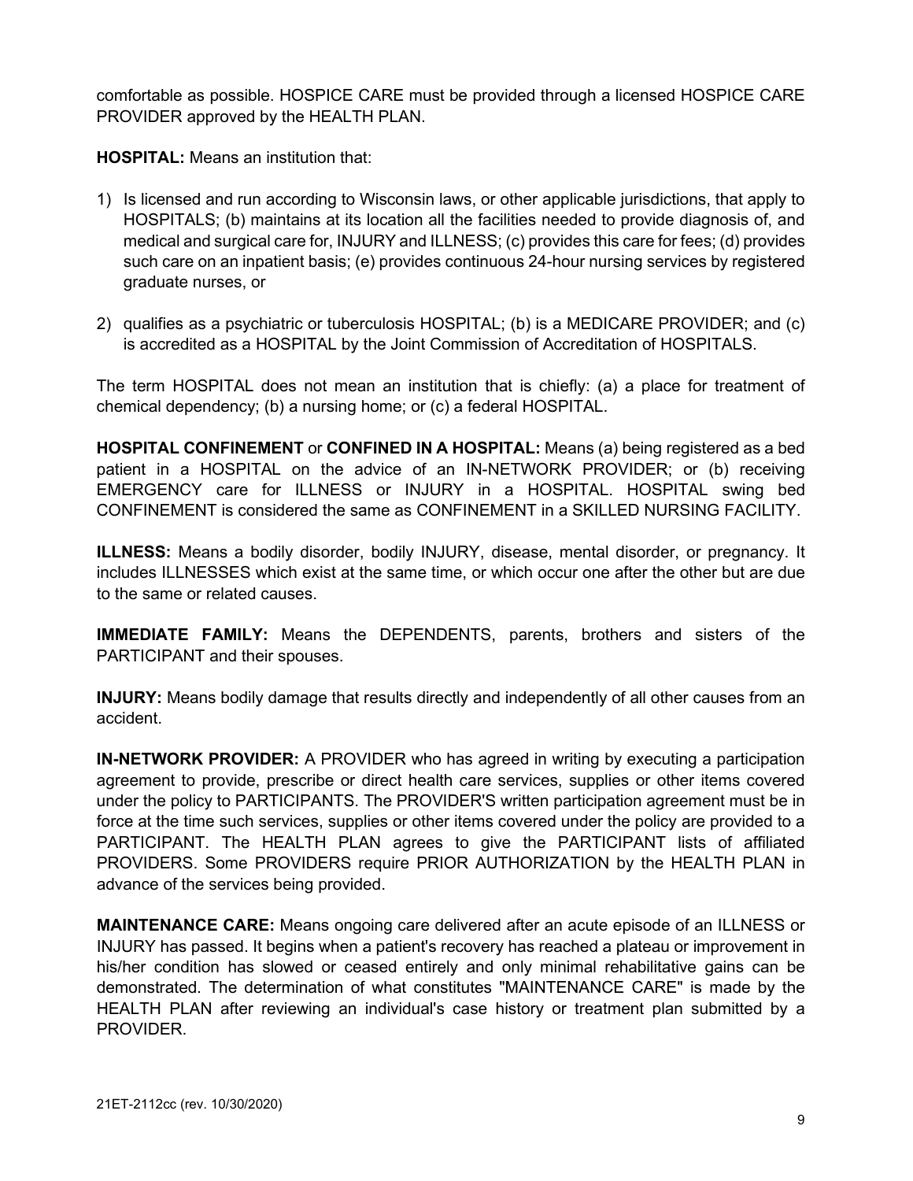comfortable as possible. HOSPICE CARE must be provided through a licensed HOSPICE CARE PROVIDER approved by the HEALTH PLAN.

**HOSPITAL:** Means an institution that:

1) Is licensed and run according to Wisconsin laws, or other applicable jurisdictions, that apply to HOSPITALS; (b) maintains at its location all the facilities needed to provide diagnosis of, and medical and surgical care for, INJURY and ILLNESS; (c) provides this care for fees; (d) provides such care on an inpatient basis; (e) provides continuous 24-hour nursing services by registered graduate nurses, or

2) qualifies as a psychiatric or tuberculosis HOSPITAL; (b) is a MEDICARE PROVIDER; and (c) is accredited as a HOSPITAL by the Joint Commission of Accreditation of HOSPITALS.

The term HOSPITAL does not mean an institution that is chiefly: (a) a place for treatment of chemical dependency; (b) a nursing home; or (c) a federal HOSPITAL.

**HOSPITAL CONFINEMENT** or **CONFINED IN A HOSPITAL:** Means (a) being registered as a bed patient in a HOSPITAL on the advice of an IN-NETWORK PROVIDER; or (b) receiving EMERGENCY care for ILLNESS or INJURY in a HOSPITAL. HOSPITAL swing bed CONFINEMENT is considered the same as CONFINEMENT in a SKILLED NURSING FACILITY.

**ILLNESS:** Means a bodily disorder, bodily INJURY, disease, mental disorder, or pregnancy. It includes ILLNESSES which exist at the same time, or which occur one after the other but are due to the same or related causes.

**IMMEDIATE FAMILY:** Means the DEPENDENTS, parents, brothers and sisters of the PARTICIPANT and their spouses.

**INJURY:** Means bodily damage that results directly and independently of all other causes from an accident.

**IN-NETWORK PROVIDER:** A PROVIDER who has agreed in writing by executing a participation agreement to provide, prescribe or direct health care services, supplies or other items covered under the policy to PARTICIPANTS. The PROVIDER'S written participation agreement must be in force at the time such services, supplies or other items covered under the policy are provided to a PARTICIPANT. The HEALTH PLAN agrees to give the PARTICIPANT lists of affiliated PROVIDERS. Some PROVIDERS require PRIOR AUTHORIZATION by the HEALTH PLAN in advance of the services being provided.

**MAINTENANCE CARE:** Means ongoing care delivered after an acute episode of an ILLNESS or INJURY has passed. It begins when a patient's recovery has reached a plateau or improvement in his/her condition has slowed or ceased entirely and only minimal rehabilitative gains can be demonstrated. The determination of what constitutes "MAINTENANCE CARE" is made by the HEALTH PLAN after reviewing an individual's case history or treatment plan submitted by a PROVIDER.

21ET-2112cc (rev. 10/30/2020)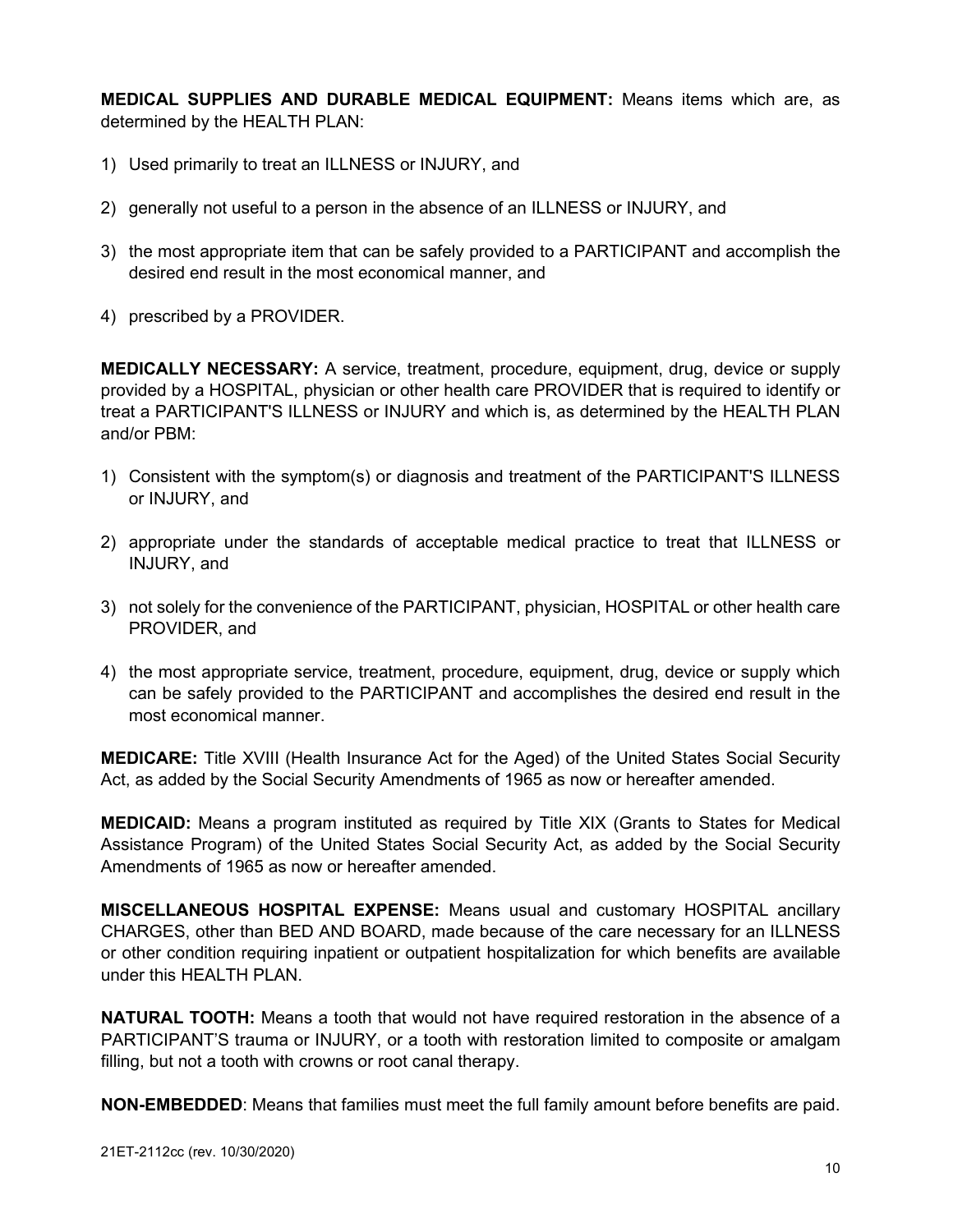**MEDICAL SUPPLIES AND DURABLE MEDICAL EQUIPMENT:** Means items which are, as determined by the HEALTH PLAN:

1) Used primarily to treat an ILLNESS or INJURY, and
2) generally not useful to a person in the absence of an ILLNESS or INJURY, and
3) the most appropriate item that can be safely provided to a PARTICIPANT and accomplish the desired end result in the most economical manner, and
4) prescribed by a PROVIDER.

**MEDICALLY NECESSARY:** A service, treatment, procedure, equipment, drug, device or supply provided by a HOSPITAL, physician or other health care PROVIDER that is required to identify or treat a PARTICIPANT'S ILLNESS or INJURY and which is, as determined by the HEALTH PLAN and/or PBM:

1) Consistent with the symptom(s) or diagnosis and treatment of the PARTICIPANT'S ILLNESS or INJURY, and
2) appropriate under the standards of acceptable medical practice to treat that ILLNESS or INJURY, and
3) not solely for the convenience of the PARTICIPANT, physician, HOSPITAL or other health care PROVIDER, and
4) the most appropriate service, treatment, procedure, equipment, drug, device or supply which can be safely provided to the PARTICIPANT and accomplishes the desired end result in the most economical manner.

**MEDICARE:** Title XVIII (Health Insurance Act for the Aged) of the United States Social Security Act, as added by the Social Security Amendments of 1965 as now or hereafter amended.

**MEDICAID:** Means a program instituted as required by Title XIX (Grants to States for Medical Assistance Program) of the United States Social Security Act, as added by the Social Security Amendments of 1965 as now or hereafter amended.

**MISCELLANEOUS HOSPITAL EXPENSE:** Means usual and customary HOSPITAL ancillary CHARGES, other than BED AND BOARD, made because of the care necessary for an ILLNESS or other condition requiring inpatient or outpatient hospitalization for which benefits are available under this HEALTH PLAN.

**NATURAL TOOTH:** Means a tooth that would not have required restoration in the absence of a PARTICIPANT'S trauma or INJURY, or a tooth with restoration limited to composite or amalgam filling, but not a tooth with crowns or root canal therapy.

**NON-EMBEDDED**: Means that families must meet the full family amount before benefits are paid.

21ET-2112cc (rev. 10/30/2020)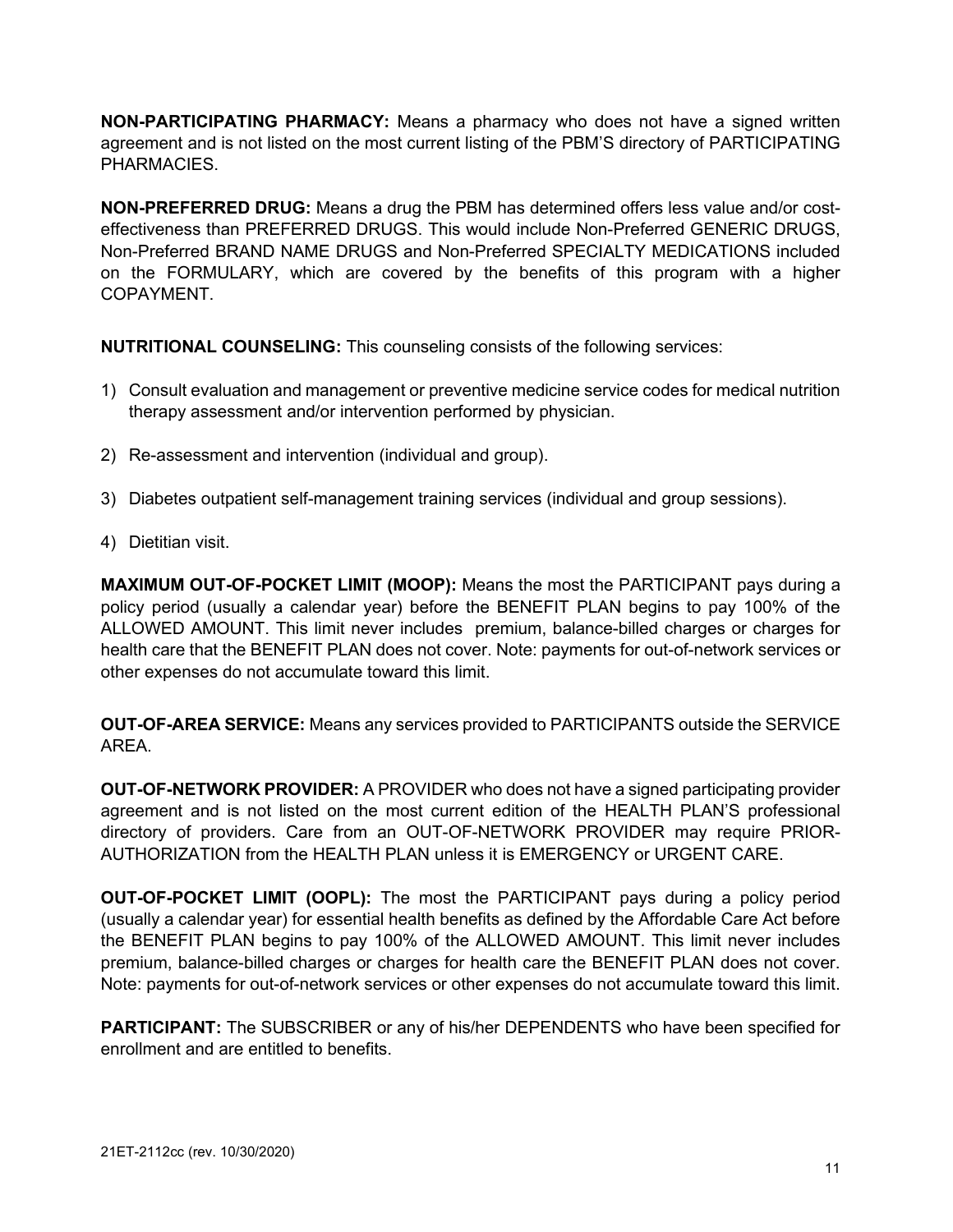**NON-PARTICIPATING PHARMACY:** Means a pharmacy who does not have a signed written agreement and is not listed on the most current listing of the PBM'S directory of PARTICIPATING PHARMACIES.

**NON-PREFERRED DRUG:** Means a drug the PBM has determined offers less value and/or cost-effectiveness than PREFERRED DRUGS. This would include Non-Preferred GENERIC DRUGS, Non-Preferred BRAND NAME DRUGS and Non-Preferred SPECIALTY MEDICATIONS included on the FORMULARY, which are covered by the benefits of this program with a higher COPAYMENT.

**NUTRITIONAL COUNSELING:** This counseling consists of the following services:

1) Consult evaluation and management or preventive medicine service codes for medical nutrition therapy assessment and/or intervention performed by physician.
2) Re-assessment and intervention (individual and group).
3) Diabetes outpatient self-management training services (individual and group sessions).
4) Dietitian visit.

**MAXIMUM OUT-OF-POCKET LIMIT (MOOP):** Means the most the PARTICIPANT pays during a policy period (usually a calendar year) before the BENEFIT PLAN begins to pay 100% of the ALLOWED AMOUNT. This limit never includes premium, balance-billed charges or charges for health care that the BENEFIT PLAN does not cover. Note: payments for out-of-network services or other expenses do not accumulate toward this limit.

**OUT-OF-AREA SERVICE:** Means any services provided to PARTICIPANTS outside the SERVICE AREA.

**OUT-OF-NETWORK PROVIDER:** A PROVIDER who does not have a signed participating provider agreement and is not listed on the most current edition of the HEALTH PLAN'S professional directory of providers. Care from an OUT-OF-NETWORK PROVIDER may require PRIOR-AUTHORIZATION from the HEALTH PLAN unless it is EMERGENCY or URGENT CARE.

**OUT-OF-POCKET LIMIT (OOPL):** The most the PARTICIPANT pays during a policy period (usually a calendar year) for essential health benefits as defined by the Affordable Care Act before the BENEFIT PLAN begins to pay 100% of the ALLOWED AMOUNT. This limit never includes premium, balance-billed charges or charges for health care the BENEFIT PLAN does not cover. Note: payments for out-of-network services or other expenses do not accumulate toward this limit.

**PARTICIPANT:** The SUBSCRIBER or any of his/her DEPENDENTS who have been specified for enrollment and are entitled to benefits.

21ET-2112cc (rev. 10/30/2020)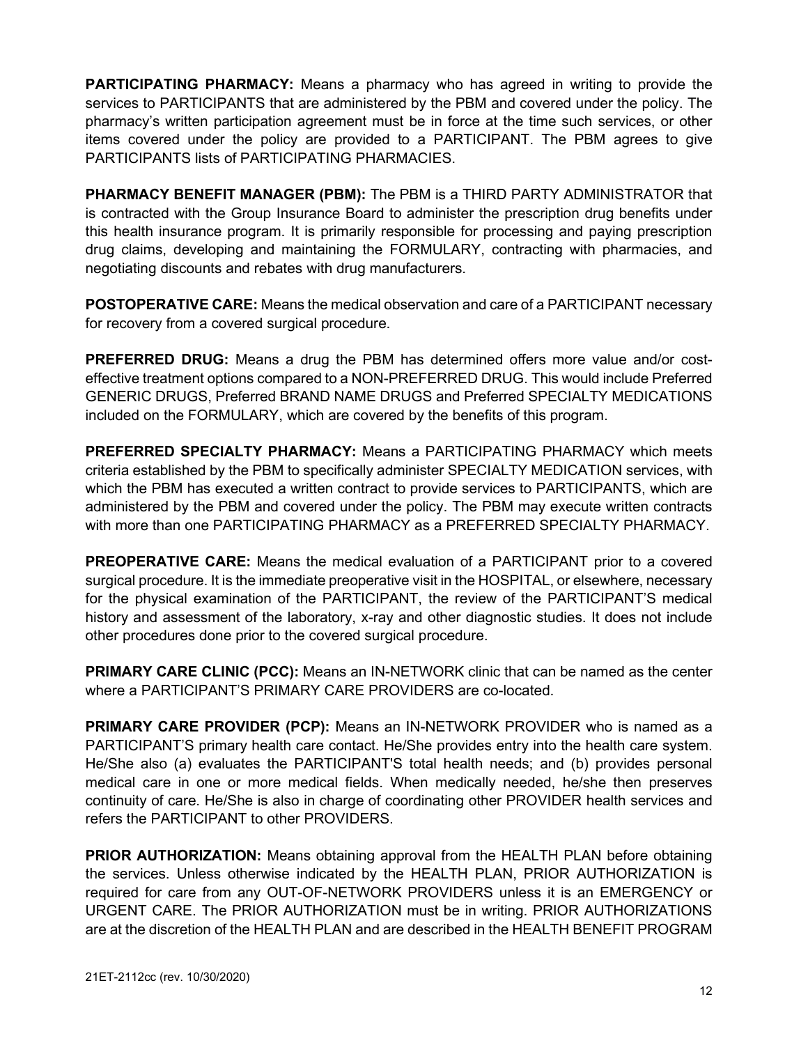**PARTICIPATING PHARMACY:** Means a pharmacy who has agreed in writing to provide the services to PARTICIPANTS that are administered by the PBM and covered under the policy. The pharmacy's written participation agreement must be in force at the time such services, or other items covered under the policy are provided to a PARTICIPANT. The PBM agrees to give PARTICIPANTS lists of PARTICIPATING PHARMACIES.

**PHARMACY BENEFIT MANAGER (PBM):** The PBM is a THIRD PARTY ADMINISTRATOR that is contracted with the Group Insurance Board to administer the prescription drug benefits under this health insurance program. It is primarily responsible for processing and paying prescription drug claims, developing and maintaining the FORMULARY, contracting with pharmacies, and negotiating discounts and rebates with drug manufacturers.

**POSTOPERATIVE CARE:** Means the medical observation and care of a PARTICIPANT necessary for recovery from a covered surgical procedure.

**PREFERRED DRUG:** Means a drug the PBM has determined offers more value and/or cost-effective treatment options compared to a NON-PREFERRED DRUG. This would include Preferred GENERIC DRUGS, Preferred BRAND NAME DRUGS and Preferred SPECIALTY MEDICATIONS included on the FORMULARY, which are covered by the benefits of this program.

**PREFERRED SPECIALTY PHARMACY:** Means a PARTICIPATING PHARMACY which meets criteria established by the PBM to specifically administer SPECIALTY MEDICATION services, with which the PBM has executed a written contract to provide services to PARTICIPANTS, which are administered by the PBM and covered under the policy. The PBM may execute written contracts with more than one PARTICIPATING PHARMACY as a PREFERRED SPECIALTY PHARMACY.

**PREOPERATIVE CARE:** Means the medical evaluation of a PARTICIPANT prior to a covered surgical procedure. It is the immediate preoperative visit in the HOSPITAL, or elsewhere, necessary for the physical examination of the PARTICIPANT, the review of the PARTICIPANT'S medical history and assessment of the laboratory, x-ray and other diagnostic studies. It does not include other procedures done prior to the covered surgical procedure.

**PRIMARY CARE CLINIC (PCC):** Means an IN-NETWORK clinic that can be named as the center where a PARTICIPANT'S PRIMARY CARE PROVIDERS are co-located.

**PRIMARY CARE PROVIDER (PCP):** Means an IN-NETWORK PROVIDER who is named as a PARTICIPANT'S primary health care contact. He/She provides entry into the health care system. He/She also (a) evaluates the PARTICIPANT'S total health needs; and (b) provides personal medical care in one or more medical fields. When medically needed, he/she then preserves continuity of care. He/She is also in charge of coordinating other PROVIDER health services and refers the PARTICIPANT to other PROVIDERS.

**PRIOR AUTHORIZATION:** Means obtaining approval from the HEALTH PLAN before obtaining the services. Unless otherwise indicated by the HEALTH PLAN, PRIOR AUTHORIZATION is required for care from any OUT-OF-NETWORK PROVIDERS unless it is an EMERGENCY or URGENT CARE. The PRIOR AUTHORIZATION must be in writing. PRIOR AUTHORIZATIONS are at the discretion of the HEALTH PLAN and are described in the HEALTH BENEFIT PROGRAM

21ET-2112cc (rev. 10/30/2020)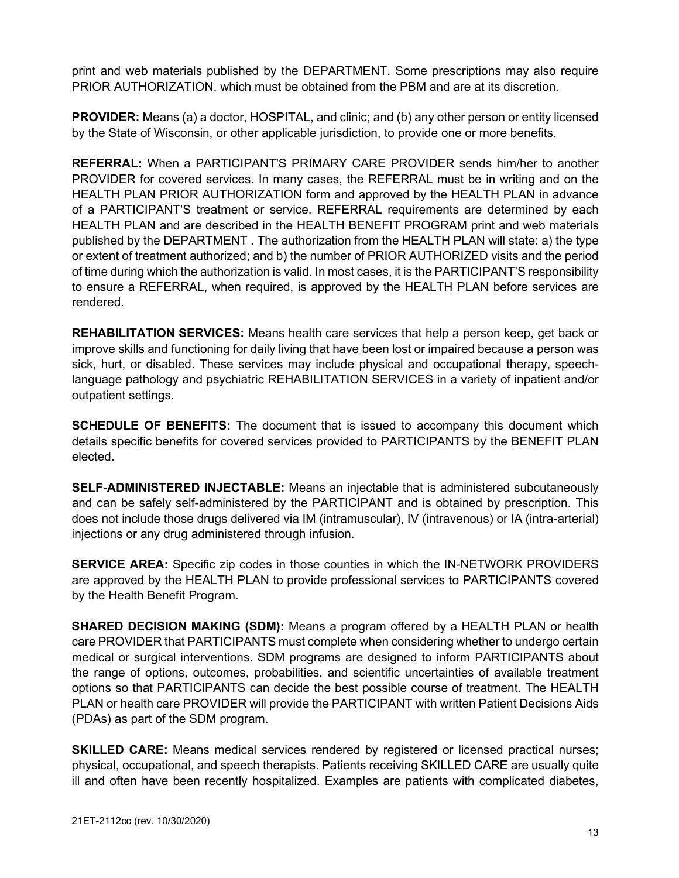print and web materials published by the DEPARTMENT. Some prescriptions may also require PRIOR AUTHORIZATION, which must be obtained from the PBM and are at its discretion.

**PROVIDER:** Means (a) a doctor, HOSPITAL, and clinic; and (b) any other person or entity licensed by the State of Wisconsin, or other applicable jurisdiction, to provide one or more benefits.

**REFERRAL:** When a PARTICIPANT'S PRIMARY CARE PROVIDER sends him/her to another PROVIDER for covered services. In many cases, the REFERRAL must be in writing and on the HEALTH PLAN PRIOR AUTHORIZATION form and approved by the HEALTH PLAN in advance of a PARTICIPANT'S treatment or service. REFERRAL requirements are determined by each HEALTH PLAN and are described in the HEALTH BENEFIT PROGRAM print and web materials published by the DEPARTMENT . The authorization from the HEALTH PLAN will state: a) the type or extent of treatment authorized; and b) the number of PRIOR AUTHORIZED visits and the period of time during which the authorization is valid. In most cases, it is the PARTICIPANT'S responsibility to ensure a REFERRAL, when required, is approved by the HEALTH PLAN before services are rendered.

**REHABILITATION SERVICES:** Means health care services that help a person keep, get back or improve skills and functioning for daily living that have been lost or impaired because a person was sick, hurt, or disabled. These services may include physical and occupational therapy, speech-language pathology and psychiatric REHABILITATION SERVICES in a variety of inpatient and/or outpatient settings.

**SCHEDULE OF BENEFITS:** The document that is issued to accompany this document which details specific benefits for covered services provided to PARTICIPANTS by the BENEFIT PLAN elected.

**SELF-ADMINISTERED INJECTABLE:** Means an injectable that is administered subcutaneously and can be safely self-administered by the PARTICIPANT and is obtained by prescription. This does not include those drugs delivered via IM (intramuscular), IV (intravenous) or IA (intra-arterial) injections or any drug administered through infusion.

**SERVICE AREA:** Specific zip codes in those counties in which the IN-NETWORK PROVIDERS are approved by the HEALTH PLAN to provide professional services to PARTICIPANTS covered by the Health Benefit Program.

**SHARED DECISION MAKING (SDM):** Means a program offered by a HEALTH PLAN or health care PROVIDER that PARTICIPANTS must complete when considering whether to undergo certain medical or surgical interventions. SDM programs are designed to inform PARTICIPANTS about the range of options, outcomes, probabilities, and scientific uncertainties of available treatment options so that PARTICIPANTS can decide the best possible course of treatment. The HEALTH PLAN or health care PROVIDER will provide the PARTICIPANT with written Patient Decisions Aids (PDAs) as part of the SDM program.

**SKILLED CARE:** Means medical services rendered by registered or licensed practical nurses; physical, occupational, and speech therapists. Patients receiving SKILLED CARE are usually quite ill and often have been recently hospitalized. Examples are patients with complicated diabetes,

21ET-2112cc (rev. 10/30/2020)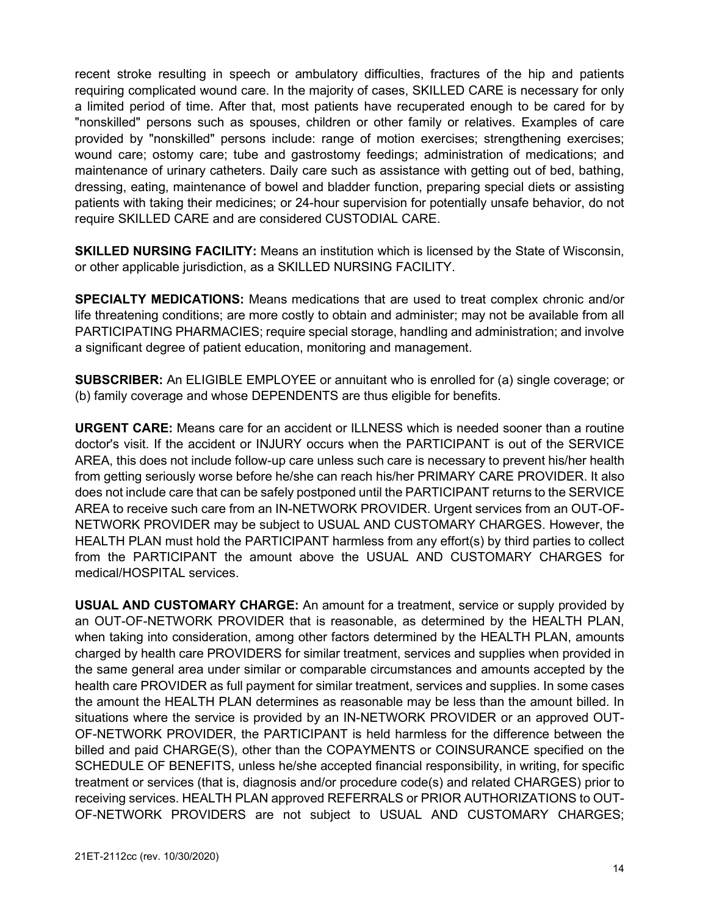recent stroke resulting in speech or ambulatory difficulties, fractures of the hip and patients requiring complicated wound care. In the majority of cases, SKILLED CARE is necessary for only a limited period of time. After that, most patients have recuperated enough to be cared for by "nonskilled" persons such as spouses, children or other family or relatives. Examples of care provided by "nonskilled" persons include: range of motion exercises; strengthening exercises; wound care; ostomy care; tube and gastrostomy feedings; administration of medications; and maintenance of urinary catheters. Daily care such as assistance with getting out of bed, bathing, dressing, eating, maintenance of bowel and bladder function, preparing special diets or assisting patients with taking their medicines; or 24-hour supervision for potentially unsafe behavior, do not require SKILLED CARE and are considered CUSTODIAL CARE.

**SKILLED NURSING FACILITY:** Means an institution which is licensed by the State of Wisconsin, or other applicable jurisdiction, as a SKILLED NURSING FACILITY.

**SPECIALTY MEDICATIONS:** Means medications that are used to treat complex chronic and/or life threatening conditions; are more costly to obtain and administer; may not be available from all PARTICIPATING PHARMACIES; require special storage, handling and administration; and involve a significant degree of patient education, monitoring and management.

**SUBSCRIBER:** An ELIGIBLE EMPLOYEE or annuitant who is enrolled for (a) single coverage; or (b) family coverage and whose DEPENDENTS are thus eligible for benefits.

**URGENT CARE:** Means care for an accident or ILLNESS which is needed sooner than a routine doctor's visit. If the accident or INJURY occurs when the PARTICIPANT is out of the SERVICE AREA, this does not include follow-up care unless such care is necessary to prevent his/her health from getting seriously worse before he/she can reach his/her PRIMARY CARE PROVIDER. It also does not include care that can be safely postponed until the PARTICIPANT returns to the SERVICE AREA to receive such care from an IN-NETWORK PROVIDER. Urgent services from an OUT-OF-NETWORK PROVIDER may be subject to USUAL AND CUSTOMARY CHARGES. However, the HEALTH PLAN must hold the PARTICIPANT harmless from any effort(s) by third parties to collect from the PARTICIPANT the amount above the USUAL AND CUSTOMARY CHARGES for medical/HOSPITAL services.

**USUAL AND CUSTOMARY CHARGE:** An amount for a treatment, service or supply provided by an OUT-OF-NETWORK PROVIDER that is reasonable, as determined by the HEALTH PLAN, when taking into consideration, among other factors determined by the HEALTH PLAN, amounts charged by health care PROVIDERS for similar treatment, services and supplies when provided in the same general area under similar or comparable circumstances and amounts accepted by the health care PROVIDER as full payment for similar treatment, services and supplies. In some cases the amount the HEALTH PLAN determines as reasonable may be less than the amount billed. In situations where the service is provided by an IN-NETWORK PROVIDER or an approved OUT-OF-NETWORK PROVIDER, the PARTICIPANT is held harmless for the difference between the billed and paid CHARGE(S), other than the COPAYMENTS or COINSURANCE specified on the SCHEDULE OF BENEFITS, unless he/she accepted financial responsibility, in writing, for specific treatment or services (that is, diagnosis and/or procedure code(s) and related CHARGES) prior to receiving services. HEALTH PLAN approved REFERRALS or PRIOR AUTHORIZATIONS to OUT-OF-NETWORK PROVIDERS are not subject to USUAL AND CUSTOMARY CHARGES;

21ET-2112cc (rev. 10/30/2020)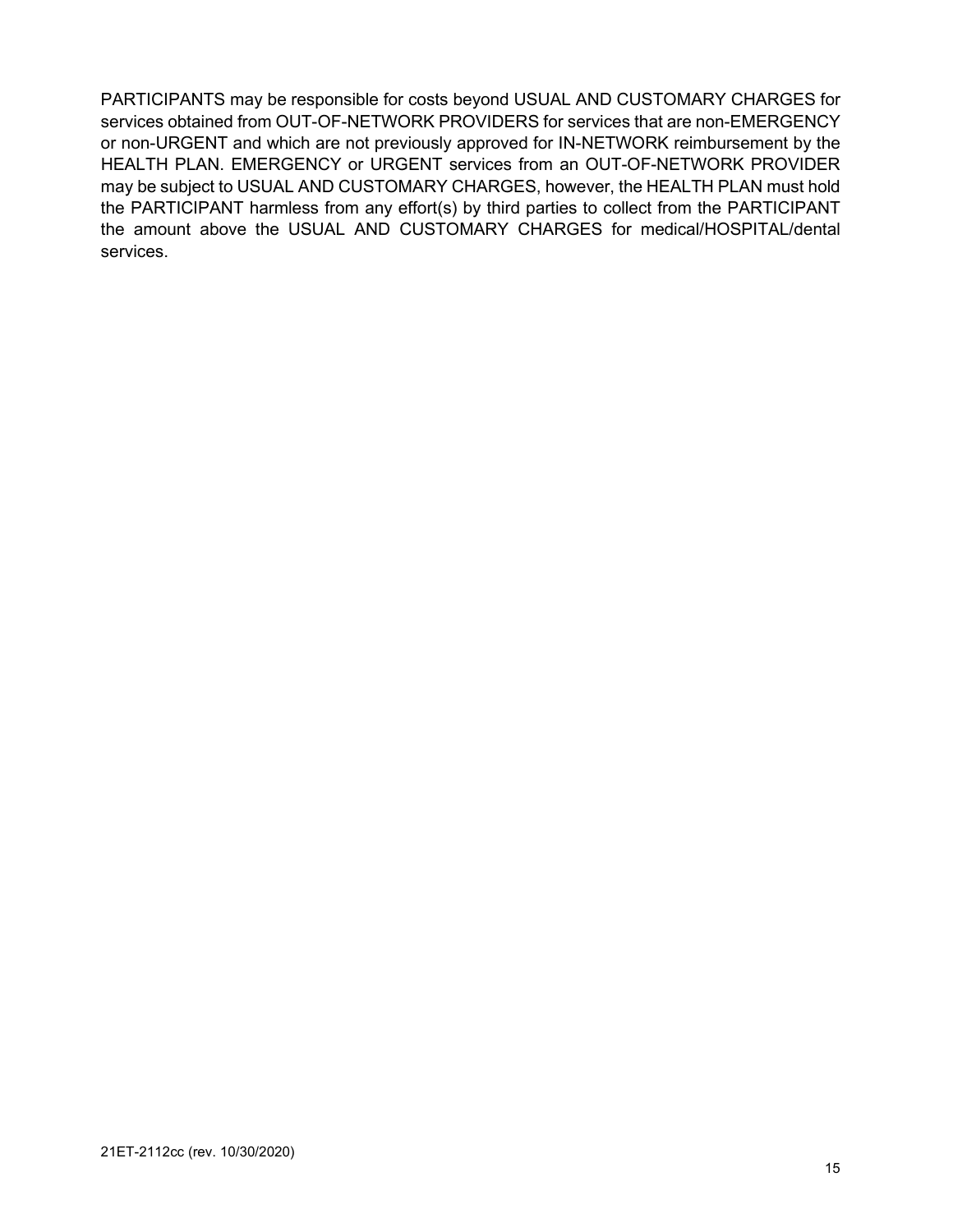PARTICIPANTS may be responsible for costs beyond USUAL AND CUSTOMARY CHARGES for services obtained from OUT-OF-NETWORK PROVIDERS for services that are non-EMERGENCY or non-URGENT and which are not previously approved for IN-NETWORK reimbursement by the HEALTH PLAN. EMERGENCY or URGENT services from an OUT-OF-NETWORK PROVIDER may be subject to USUAL AND CUSTOMARY CHARGES, however, the HEALTH PLAN must hold the PARTICIPANT harmless from any effort(s) by third parties to collect from the PARTICIPANT the amount above the USUAL AND CUSTOMARY CHARGES for medical/HOSPITAL/dental services.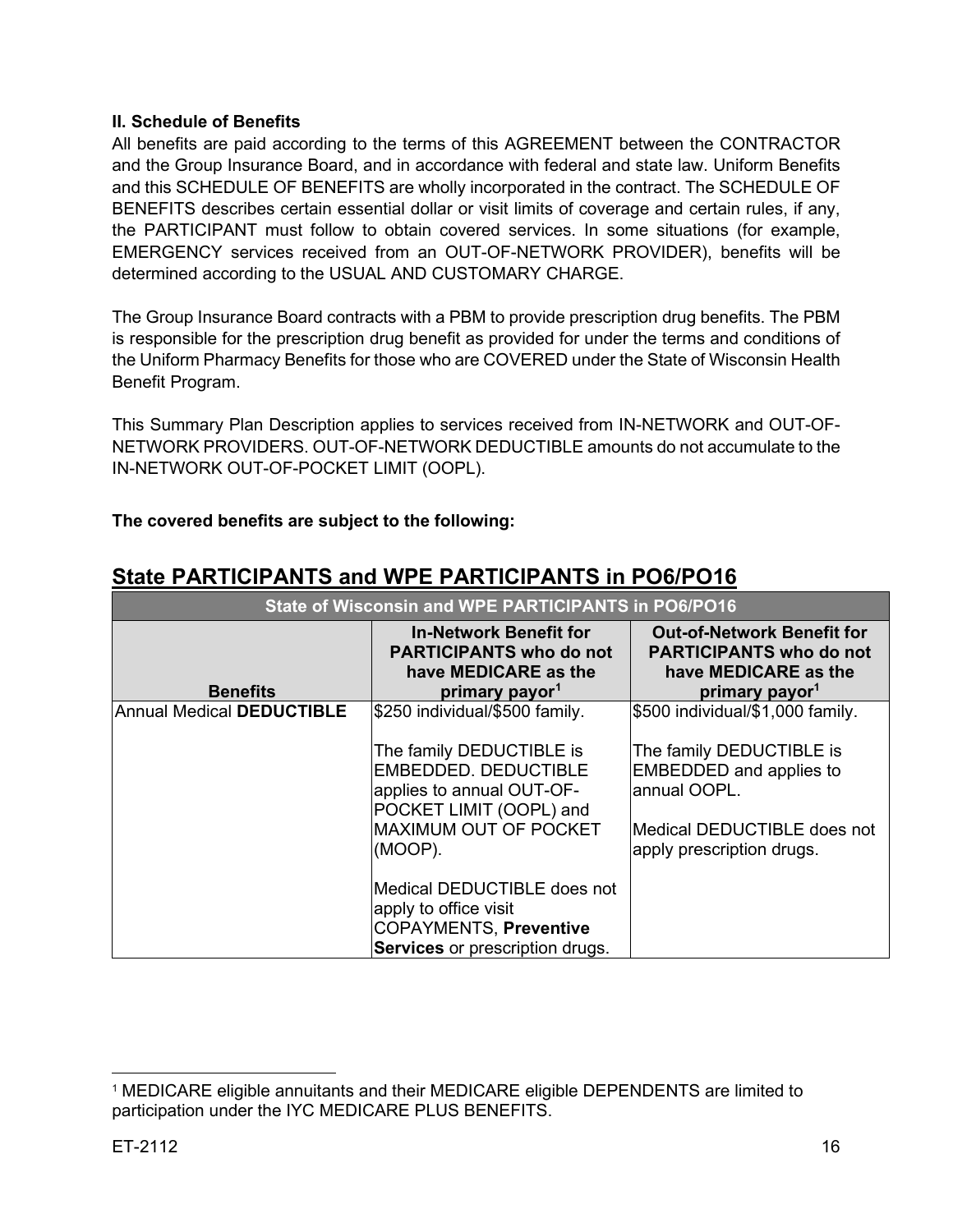### II. Schedule of Benefits

All benefits are paid according to the terms of this AGREEMENT between the CONTRACTOR and the Group Insurance Board, and in accordance with federal and state law. Uniform Benefits and this SCHEDULE OF BENEFITS are wholly incorporated in the contract. The SCHEDULE OF BENEFITS describes certain essential dollar or visit limits of coverage and certain rules, if any, the PARTICIPANT must follow to obtain covered services. In some situations (for example, EMERGENCY services received from an OUT-OF-NETWORK PROVIDER), benefits will be determined according to the USUAL AND CUSTOMARY CHARGE.

The Group Insurance Board contracts with a PBM to provide prescription drug benefits. The PBM is responsible for the prescription drug benefit as provided for under the terms and conditions of the Uniform Pharmacy Benefits for those who are COVERED under the State of Wisconsin Health Benefit Program.

This Summary Plan Description applies to services received from IN-NETWORK and OUT-OF-NETWORK PROVIDERS. OUT-OF-NETWORK DEDUCTIBLE amounts do not accumulate to the IN-NETWORK OUT-OF-POCKET LIMIT (OOPL).

**The covered benefits are subject to the following:**

## State PARTICIPANTS and WPE PARTICIPANTS in PO6/PO16

| State of Wisconsin and WPE PARTICIPANTS in PO6/PO16 | | |
|---|---|---|
| **Benefits** | **In-Network Benefit for PARTICIPANTS who do not have MEDICARE as the primary payor[1]** | **Out-of-Network Benefit for PARTICIPANTS who do not have MEDICARE as the primary payor[1]** |
| Annual Medical **DEDUCTIBLE** | $250 individual/$500 family.<br><br>The family DEDUCTIBLE is EMBEDDED. DEDUCTIBLE applies to annual OUT-OF-POCKET LIMIT (OOPL) and MAXIMUM OUT OF POCKET (MOOP).<br><br>Medical DEDUCTIBLE does not apply to office visit COPAYMENTS, **Preventive Services** or prescription drugs. | $500 individual/$1,000 family.<br><br>The family DEDUCTIBLE is EMBEDDED and applies to annual OOPL.<br><br>Medical DEDUCTIBLE does not apply prescription drugs. |

[1] MEDICARE eligible annuitants and their MEDICARE eligible DEPENDENTS are limited to participation under the IYC MEDICARE PLUS BENEFITS.

ET-2112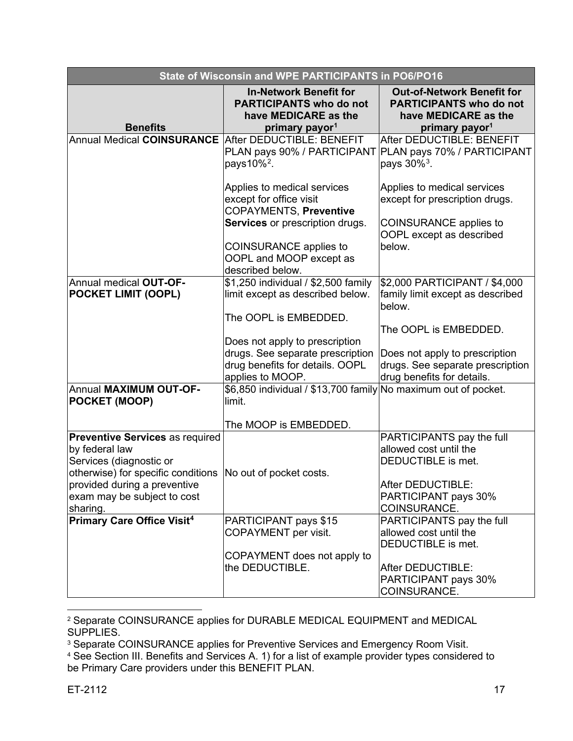| State of Wisconsin and WPE PARTICIPANTS in PO6/PO16 | | |
|---|---|---|
| **Benefits** | **In-Network Benefit for PARTICIPANTS who do not have MEDICARE as the primary payor[1]** | **Out-of-Network Benefit for PARTICIPANTS who do not have MEDICARE as the primary payor[1]** |
| Annual Medical **COINSURANCE** | After DEDUCTIBLE: BENEFIT PLAN pays 90% / PARTICIPANT pays10%[2].<br><br>Applies to medical services except for office visit COPAYMENTS, **Preventive Services** or prescription drugs.<br><br>COINSURANCE applies to OOPL and MOOP except as described below. | After DEDUCTIBLE: BENEFIT PLAN pays 70% / PARTICIPANT pays 30%[3].<br><br>Applies to medical services except for prescription drugs.<br><br>COINSURANCE applies to OOPL except as described below. |
| Annual medical **OUT-OF-POCKET LIMIT (OOPL)** | \$1,250 individual / \$2,500 family limit except as described below.<br><br>The OOPL is EMBEDDED.<br><br>Does not apply to prescription drugs. See separate prescription drug benefits for details. OOPL applies to MOOP. | \$2,000 PARTICIPANT / \$4,000 family limit except as described below.<br><br>The OOPL is EMBEDDED.<br><br>Does not apply to prescription drugs. See separate prescription drug benefits for details. |
| Annual **MAXIMUM OUT-OF-POCKET (MOOP)** | \$6,850 individual / \$13,700 family limit.<br><br>The MOOP is EMBEDDED. | No maximum out of pocket. |
| **Preventive Services** as required by federal law<br>Services (diagnostic or otherwise) for specific conditions provided during a preventive exam may be subject to cost sharing. | No out of pocket costs. | PARTICIPANTS pay the full allowed cost until the DEDUCTIBLE is met.<br><br>After DEDUCTIBLE: PARTICIPANT pays 30% COINSURANCE. |
| **Primary Care Office Visit[4]** | PARTICIPANT pays \$15 COPAYMENT per visit.<br><br>COPAYMENT does not apply to the DEDUCTIBLE. | PARTICIPANTS pay the full allowed cost until the DEDUCTIBLE is met.<br><br>After DEDUCTIBLE: PARTICIPANT pays 30% COINSURANCE. |

[2] Separate COINSURANCE applies for DURABLE MEDICAL EQUIPMENT and MEDICAL SUPPLIES.

[3] Separate COINSURANCE applies for Preventive Services and Emergency Room Visit.

[4] See Section III. Benefits and Services A. 1) for a list of example provider types considered to be Primary Care providers under this BENEFIT PLAN.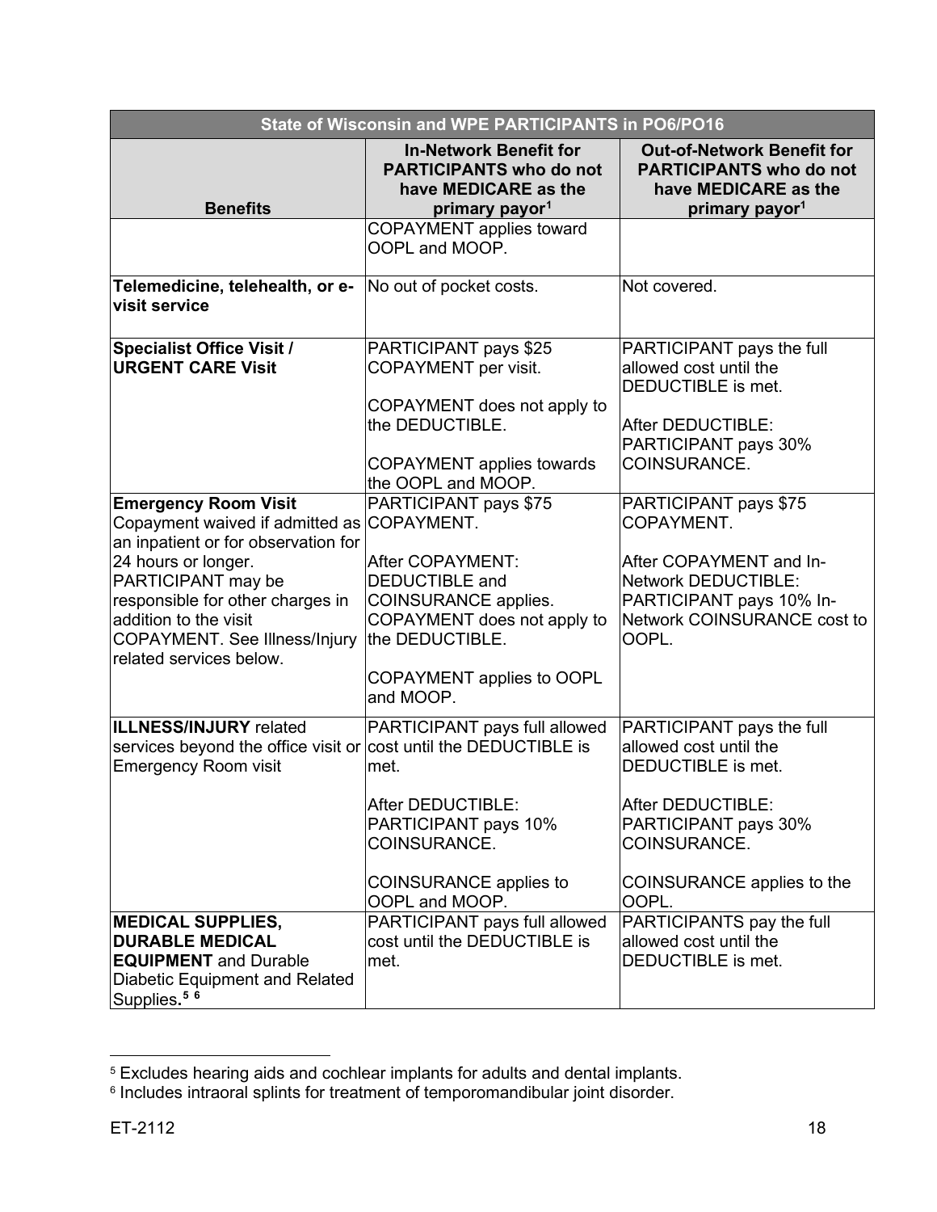| State of Wisconsin and WPE PARTICIPANTS in PO6/PO16 | | |
|---|---|---|
| **Benefits** | **In-Network Benefit for PARTICIPANTS who do not have MEDICARE as the primary payor**[1] | **Out-of-Network Benefit for PARTICIPANTS who do not have MEDICARE as the primary payor**[1] |
| | COPAYMENT applies toward OOPL and MOOP. | |
| **Telemedicine, telehealth, or e-visit service** | No out of pocket costs. | Not covered. |
| **Specialist Office Visit / URGENT CARE Visit** | PARTICIPANT pays $25 COPAYMENT per visit.<br><br>COPAYMENT does not apply to the DEDUCTIBLE.<br><br>COPAYMENT applies towards the OOPL and MOOP. | PARTICIPANT pays the full allowed cost until the DEDUCTIBLE is met.<br><br>After DEDUCTIBLE: PARTICIPANT pays 30% COINSURANCE. |
| **Emergency Room Visit** Copayment waived if admitted as an inpatient or for observation for 24 hours or longer. PARTICIPANT may be responsible for other charges in addition to the visit COPAYMENT. See Illness/Injury related services below. | PARTICIPANT pays $75 COPAYMENT.<br><br>After COPAYMENT: DEDUCTIBLE and COINSURANCE applies. COPAYMENT does not apply to the DEDUCTIBLE.<br><br>COPAYMENT applies to OOPL and MOOP. | PARTICIPANT pays $75 COPAYMENT.<br><br>After COPAYMENT and In-Network DEDUCTIBLE: PARTICIPANT pays 10% In-Network COINSURANCE cost to OOPL. |
| **ILLNESS/INJURY** related services beyond the office visit or Emergency Room visit | PARTICIPANT pays full allowed cost until the DEDUCTIBLE is met.<br><br>After DEDUCTIBLE: PARTICIPANT pays 10% COINSURANCE.<br><br>COINSURANCE applies to OOPL and MOOP. | PARTICIPANT pays the full allowed cost until the DEDUCTIBLE is met.<br><br>After DEDUCTIBLE: PARTICIPANT pays 30% COINSURANCE.<br><br>COINSURANCE applies to the OOPL. |
| **MEDICAL SUPPLIES, DURABLE MEDICAL EQUIPMENT** and Durable Diabetic Equipment and Related Supplies.[5] [6] | PARTICIPANT pays full allowed cost until the DEDUCTIBLE is met. | PARTICIPANTS pay the full allowed cost until the DEDUCTIBLE is met. |

[5] Excludes hearing aids and cochlear implants for adults and dental implants.

[6] Includes intraoral splints for treatment of temporomandibular joint disorder.

ET-2112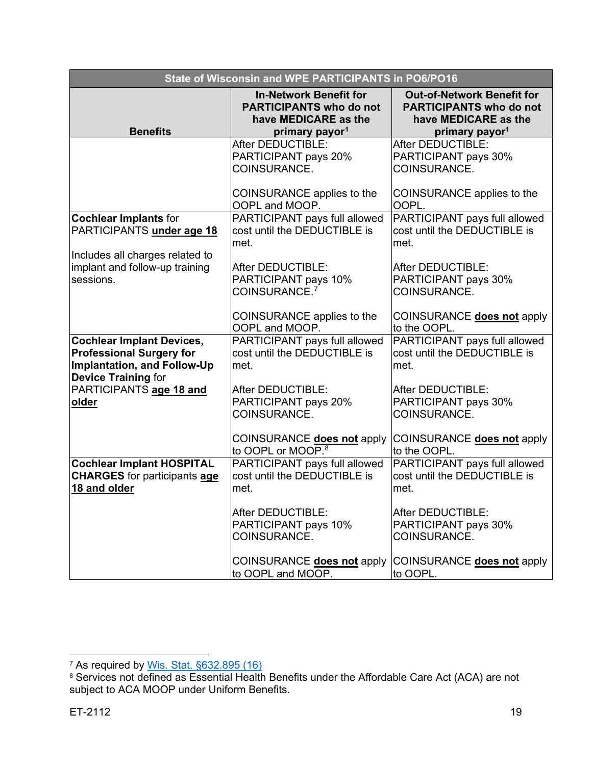| State of Wisconsin and WPE PARTICIPANTS in PO6/PO16 | | |
|---|---|---|
| **Benefits** | **In-Network Benefit for PARTICIPANTS who do not have MEDICARE as the primary payor[1]** | **Out-of-Network Benefit for PARTICIPANTS who do not have MEDICARE as the primary payor[1]** |
| | After DEDUCTIBLE: PARTICIPANT pays 20% COINSURANCE.<br><br>COINSURANCE applies to the OOPL and MOOP. | After DEDUCTIBLE: PARTICIPANT pays 30% COINSURANCE.<br><br>COINSURANCE applies to the OOPL. |
| **Cochlear Implants** for PARTICIPANTS **<u>under age 18</u>**<br><br>Includes all charges related to implant and follow-up training sessions. | PARTICIPANT pays full allowed cost until the DEDUCTIBLE is met.<br><br>After DEDUCTIBLE: PARTICIPANT pays 10% COINSURANCE.[7]<br><br>COINSURANCE applies to the OOPL and MOOP. | PARTICIPANT pays full allowed cost until the DEDUCTIBLE is met.<br><br>After DEDUCTIBLE: PARTICIPANT pays 30% COINSURANCE.<br><br>COINSURANCE **<u>does not</u>** apply to the OOPL. |
| **Cochlear Implant Devices, Professional Surgery for Implantation, and Follow-Up Device Training** for PARTICIPANTS **<u>age 18 and older</u>** | PARTICIPANT pays full allowed cost until the DEDUCTIBLE is met.<br><br>After DEDUCTIBLE: PARTICIPANT pays 20% COINSURANCE.<br><br>COINSURANCE **<u>does not</u>** apply to OOPL or MOOP.[8] | PARTICIPANT pays full allowed cost until the DEDUCTIBLE is met.<br><br>After DEDUCTIBLE: PARTICIPANT pays 30% COINSURANCE.<br><br>COINSURANCE **<u>does not</u>** apply to the OOPL. |
| **Cochlear Implant HOSPITAL CHARGES** for participants **<u>age 18 and older</u>** | PARTICIPANT pays full allowed cost until the DEDUCTIBLE is met.<br><br>After DEDUCTIBLE: PARTICIPANT pays 10% COINSURANCE.<br><br>COINSURANCE **<u>does not</u>** apply to OOPL and MOOP. | PARTICIPANT pays full allowed cost until the DEDUCTIBLE is met.<br><br>After DEDUCTIBLE: PARTICIPANT pays 30% COINSURANCE.<br><br>COINSURANCE **<u>does not</u>** apply to OOPL. |

[7] As required by [Wis. Stat. §632.895 (16)]

[8] Services not defined as Essential Health Benefits under the Affordable Care Act (ACA) are not subject to ACA MOOP under Uniform Benefits.

ET-2112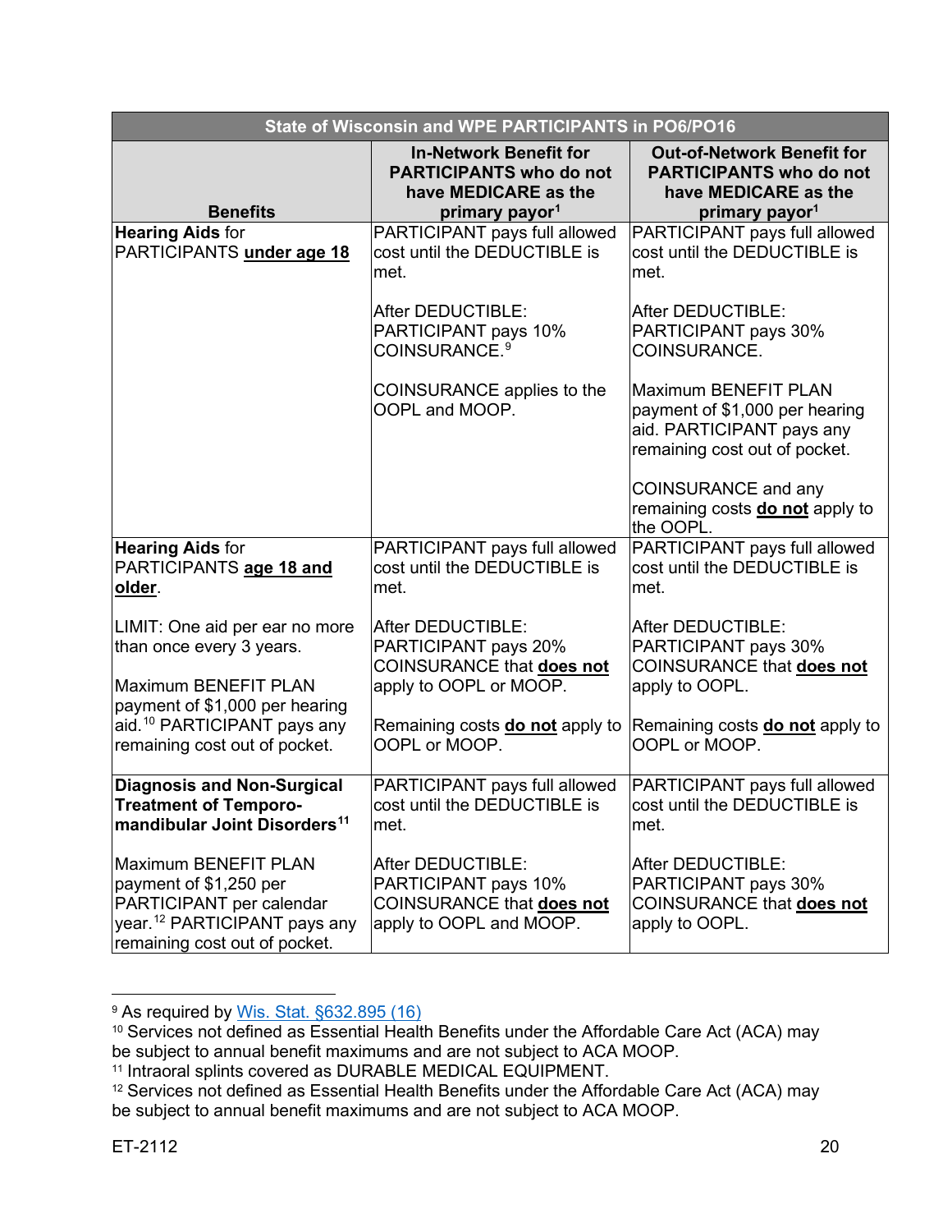| State of Wisconsin and WPE PARTICIPANTS in PO6/PO16 | | |
|---|---|---|
| **Benefits** | **In-Network Benefit for PARTICIPANTS who do not have MEDICARE as the primary payor[1]** | **Out-of-Network Benefit for PARTICIPANTS who do not have MEDICARE as the primary payor[1]** |
| **Hearing Aids** for PARTICIPANTS **under age 18** | PARTICIPANT pays full allowed cost until the DEDUCTIBLE is met.<br><br>After DEDUCTIBLE: PARTICIPANT pays 10% COINSURANCE.[9]<br><br>COINSURANCE applies to the OOPL and MOOP. | PARTICIPANT pays full allowed cost until the DEDUCTIBLE is met.<br><br>After DEDUCTIBLE: PARTICIPANT pays 30% COINSURANCE.<br><br>Maximum BENEFIT PLAN payment of $1,000 per hearing aid. PARTICIPANT pays any remaining cost out of pocket.<br><br>COINSURANCE and any remaining costs **do not** apply to the OOPL. |
| **Hearing Aids** for PARTICIPANTS **age 18 and older**.<br><br>LIMIT: One aid per ear no more than once every 3 years.<br><br>Maximum BENEFIT PLAN payment of $1,000 per hearing aid.[10] PARTICIPANT pays any remaining cost out of pocket. | PARTICIPANT pays full allowed cost until the DEDUCTIBLE is met.<br><br>After DEDUCTIBLE: PARTICIPANT pays 20% COINSURANCE that **does not** apply to OOPL or MOOP.<br><br>Remaining costs **do not** apply to OOPL or MOOP. | PARTICIPANT pays full allowed cost until the DEDUCTIBLE is met.<br><br>After DEDUCTIBLE: PARTICIPANT pays 30% COINSURANCE that **does not** apply to OOPL.<br><br>Remaining costs **do not** apply to OOPL or MOOP. |
| **Diagnosis and Non-Surgical Treatment of Temporo-mandibular Joint Disorders[11]**<br><br>Maximum BENEFIT PLAN payment of $1,250 per PARTICIPANT per calendar year.[12] PARTICIPANT pays any remaining cost out of pocket. | PARTICIPANT pays full allowed cost until the DEDUCTIBLE is met.<br><br>After DEDUCTIBLE: PARTICIPANT pays 10% COINSURANCE that **does not** apply to OOPL and MOOP. | PARTICIPANT pays full allowed cost until the DEDUCTIBLE is met.<br><br>After DEDUCTIBLE: PARTICIPANT pays 30% COINSURANCE that **does not** apply to OOPL. |

[9] As required by Wis. Stat. §632.895 (16)

[10] Services not defined as Essential Health Benefits under the Affordable Care Act (ACA) may be subject to annual benefit maximums and are not subject to ACA MOOP.

[11] Intraoral splints covered as DURABLE MEDICAL EQUIPMENT.

[12] Services not defined as Essential Health Benefits under the Affordable Care Act (ACA) may be subject to annual benefit maximums and are not subject to ACA MOOP.

ET-2112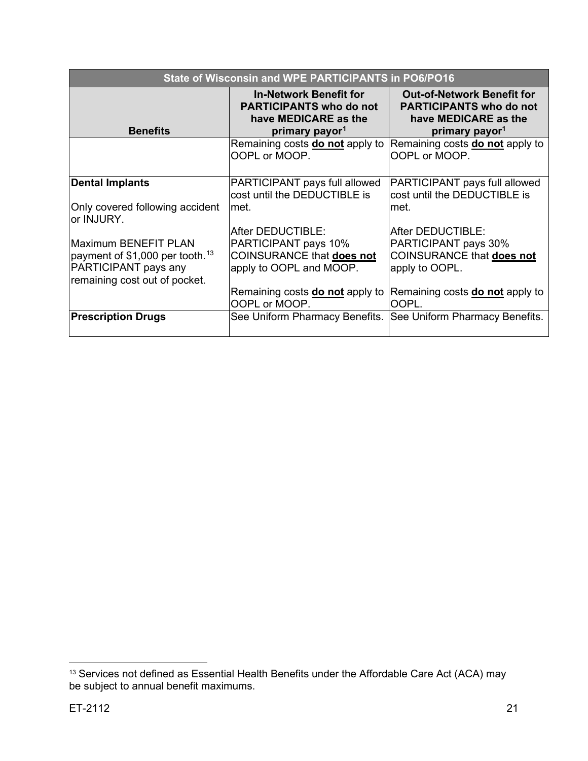| State of Wisconsin and WPE PARTICIPANTS in PO6/PO16 | | |
|---|---|---|
| **Benefits** | **In-Network Benefit for PARTICIPANTS who do not have MEDICARE as the primary payor[1]** | **Out-of-Network Benefit for PARTICIPANTS who do not have MEDICARE as the primary payor[1]** |
| | Remaining costs **do not** apply to OOPL or MOOP. | Remaining costs **do not** apply to OOPL or MOOP. |
| **Dental Implants**<br><br>Only covered following accident or INJURY.<br><br>Maximum BENEFIT PLAN payment of $1,000 per tooth.[13] PARTICIPANT pays any remaining cost out of pocket. | PARTICIPANT pays full allowed cost until the DEDUCTIBLE is met.<br><br>After DEDUCTIBLE: PARTICIPANT pays 10% COINSURANCE that **does not** apply to OOPL and MOOP.<br><br>Remaining costs **do not** apply to OOPL or MOOP. | PARTICIPANT pays full allowed cost until the DEDUCTIBLE is met.<br><br>After DEDUCTIBLE: PARTICIPANT pays 30% COINSURANCE that **does not** apply to OOPL.<br><br>Remaining costs **do not** apply to OOPL. |
| **Prescription Drugs** | See Uniform Pharmacy Benefits. | See Uniform Pharmacy Benefits. |

[13] Services not defined as Essential Health Benefits under the Affordable Care Act (ACA) may be subject to annual benefit maximums.

ET-2112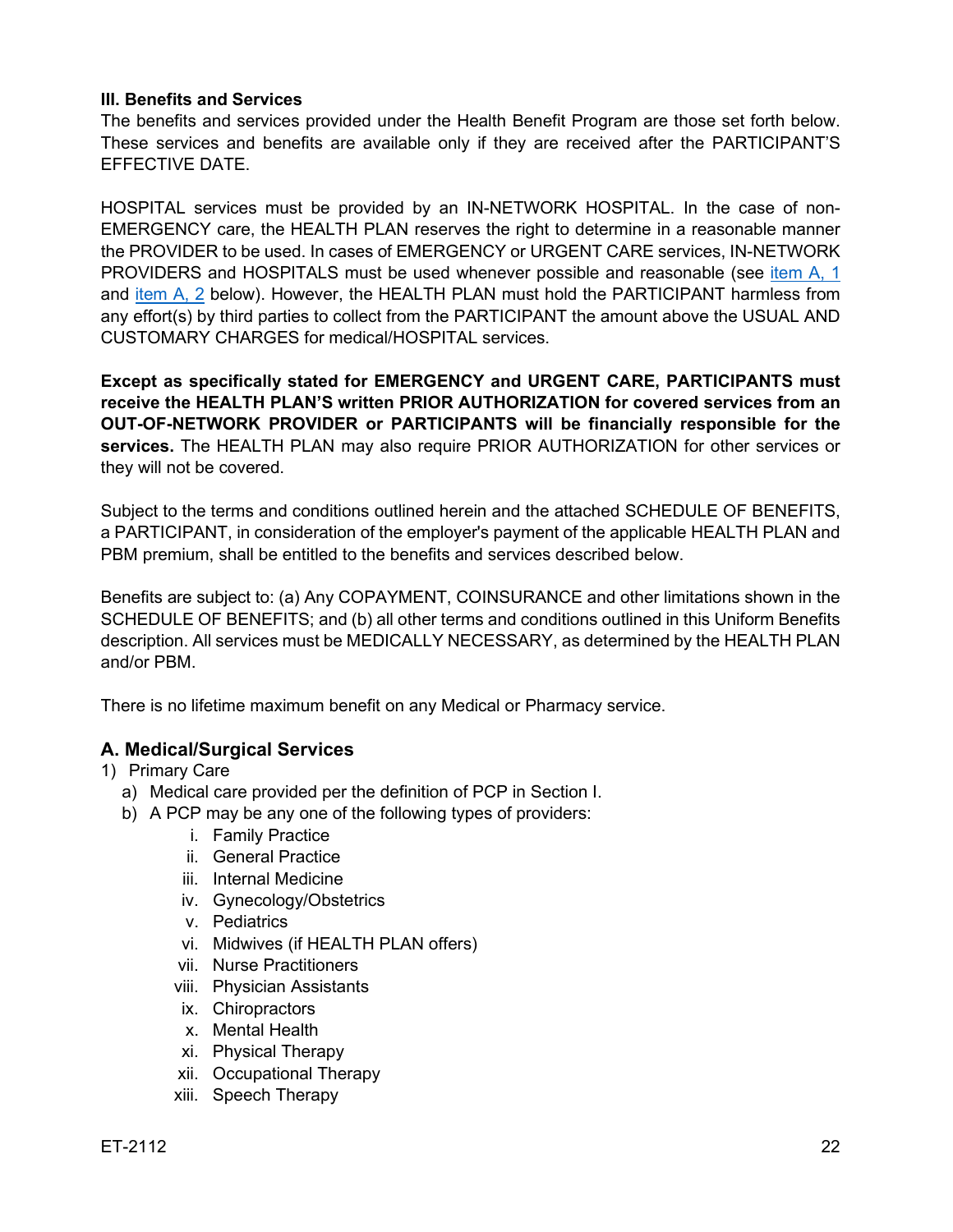### III. Benefits and Services

The benefits and services provided under the Health Benefit Program are those set forth below. These services and benefits are available only if they are received after the PARTICIPANT'S EFFECTIVE DATE.

HOSPITAL services must be provided by an IN-NETWORK HOSPITAL. In the case of non-EMERGENCY care, the HEALTH PLAN reserves the right to determine in a reasonable manner the PROVIDER to be used. In cases of EMERGENCY or URGENT CARE services, IN-NETWORK PROVIDERS and HOSPITALS must be used whenever possible and reasonable (see item A, 1 and item A, 2 below). However, the HEALTH PLAN must hold the PARTICIPANT harmless from any effort(s) by third parties to collect from the PARTICIPANT the amount above the USUAL AND CUSTOMARY CHARGES for medical/HOSPITAL services.

**Except as specifically stated for EMERGENCY and URGENT CARE, PARTICIPANTS must receive the HEALTH PLAN'S written PRIOR AUTHORIZATION for covered services from an OUT-OF-NETWORK PROVIDER or PARTICIPANTS will be financially responsible for the services.** The HEALTH PLAN may also require PRIOR AUTHORIZATION for other services or they will not be covered.

Subject to the terms and conditions outlined herein and the attached SCHEDULE OF BENEFITS, a PARTICIPANT, in consideration of the employer's payment of the applicable HEALTH PLAN and PBM premium, shall be entitled to the benefits and services described below.

Benefits are subject to: (a) Any COPAYMENT, COINSURANCE and other limitations shown in the SCHEDULE OF BENEFITS; and (b) all other terms and conditions outlined in this Uniform Benefits description. All services must be MEDICALLY NECESSARY, as determined by the HEALTH PLAN and/or PBM.

There is no lifetime maximum benefit on any Medical or Pharmacy service.

## A. Medical/Surgical Services

1) Primary Care
   a) Medical care provided per the definition of PCP in Section I.
   b) A PCP may be any one of the following types of providers:
      i. Family Practice
      ii. General Practice
      iii. Internal Medicine
      iv. Gynecology/Obstetrics
      v. Pediatrics
      vi. Midwives (if HEALTH PLAN offers)
      vii. Nurse Practitioners
      viii. Physician Assistants
      ix. Chiropractors
      x. Mental Health
      xi. Physical Therapy
      xii. Occupational Therapy
      xiii. Speech Therapy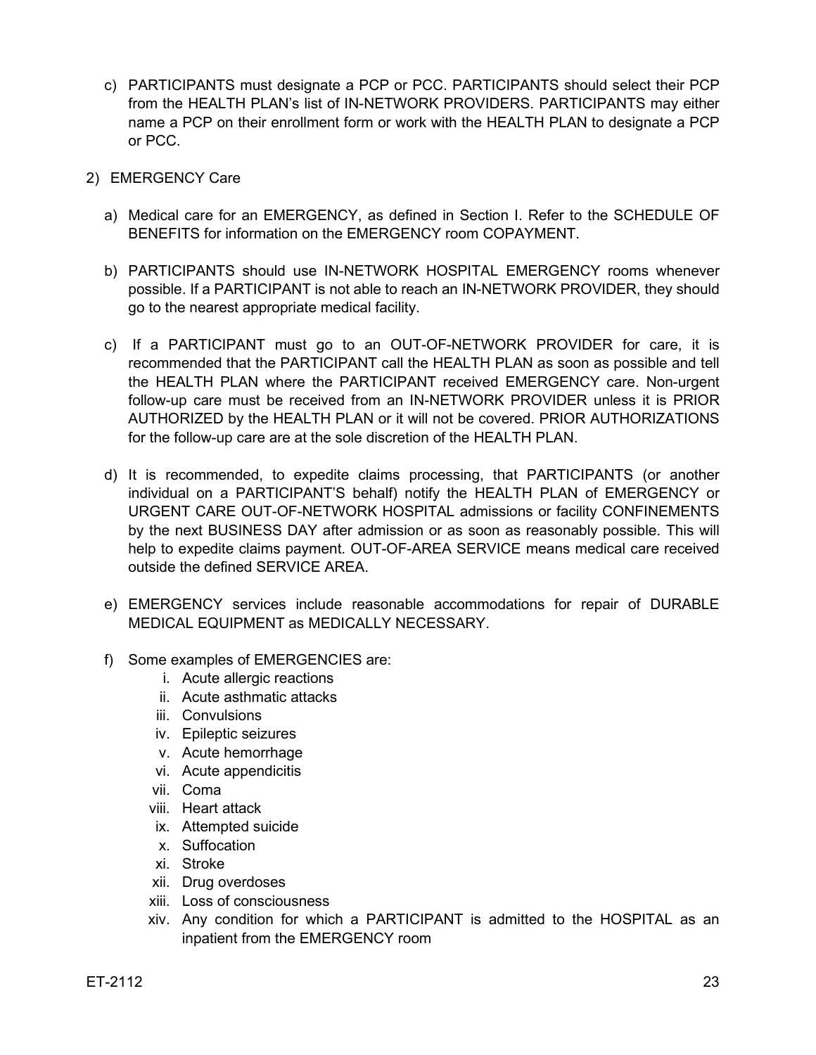c) PARTICIPANTS must designate a PCP or PCC. PARTICIPANTS should select their PCP from the HEALTH PLAN's list of IN-NETWORK PROVIDERS. PARTICIPANTS may either name a PCP on their enrollment form or work with the HEALTH PLAN to designate a PCP or PCC.

2) EMERGENCY Care

   a) Medical care for an EMERGENCY, as defined in Section I. Refer to the SCHEDULE OF BENEFITS for information on the EMERGENCY room COPAYMENT.

   b) PARTICIPANTS should use IN-NETWORK HOSPITAL EMERGENCY rooms whenever possible. If a PARTICIPANT is not able to reach an IN-NETWORK PROVIDER, they should go to the nearest appropriate medical facility.

   c) If a PARTICIPANT must go to an OUT-OF-NETWORK PROVIDER for care, it is recommended that the PARTICIPANT call the HEALTH PLAN as soon as possible and tell the HEALTH PLAN where the PARTICIPANT received EMERGENCY care. Non-urgent follow-up care must be received from an IN-NETWORK PROVIDER unless it is PRIOR AUTHORIZED by the HEALTH PLAN or it will not be covered. PRIOR AUTHORIZATIONS for the follow-up care are at the sole discretion of the HEALTH PLAN.

   d) It is recommended, to expedite claims processing, that PARTICIPANTS (or another individual on a PARTICIPANT'S behalf) notify the HEALTH PLAN of EMERGENCY or URGENT CARE OUT-OF-NETWORK HOSPITAL admissions or facility CONFINEMENTS by the next BUSINESS DAY after admission or as soon as reasonably possible. This will help to expedite claims payment. OUT-OF-AREA SERVICE means medical care received outside the defined SERVICE AREA.

   e) EMERGENCY services include reasonable accommodations for repair of DURABLE MEDICAL EQUIPMENT as MEDICALLY NECESSARY.

   f) Some examples of EMERGENCIES are:
      i. Acute allergic reactions
      ii. Acute asthmatic attacks
      iii. Convulsions
      iv. Epileptic seizures
      v. Acute hemorrhage
      vi. Acute appendicitis
      vii. Coma
      viii. Heart attack
      ix. Attempted suicide
      x. Suffocation
      xi. Stroke
      xii. Drug overdoses
      xiii. Loss of consciousness
      xiv. Any condition for which a PARTICIPANT is admitted to the HOSPITAL as an inpatient from the EMERGENCY room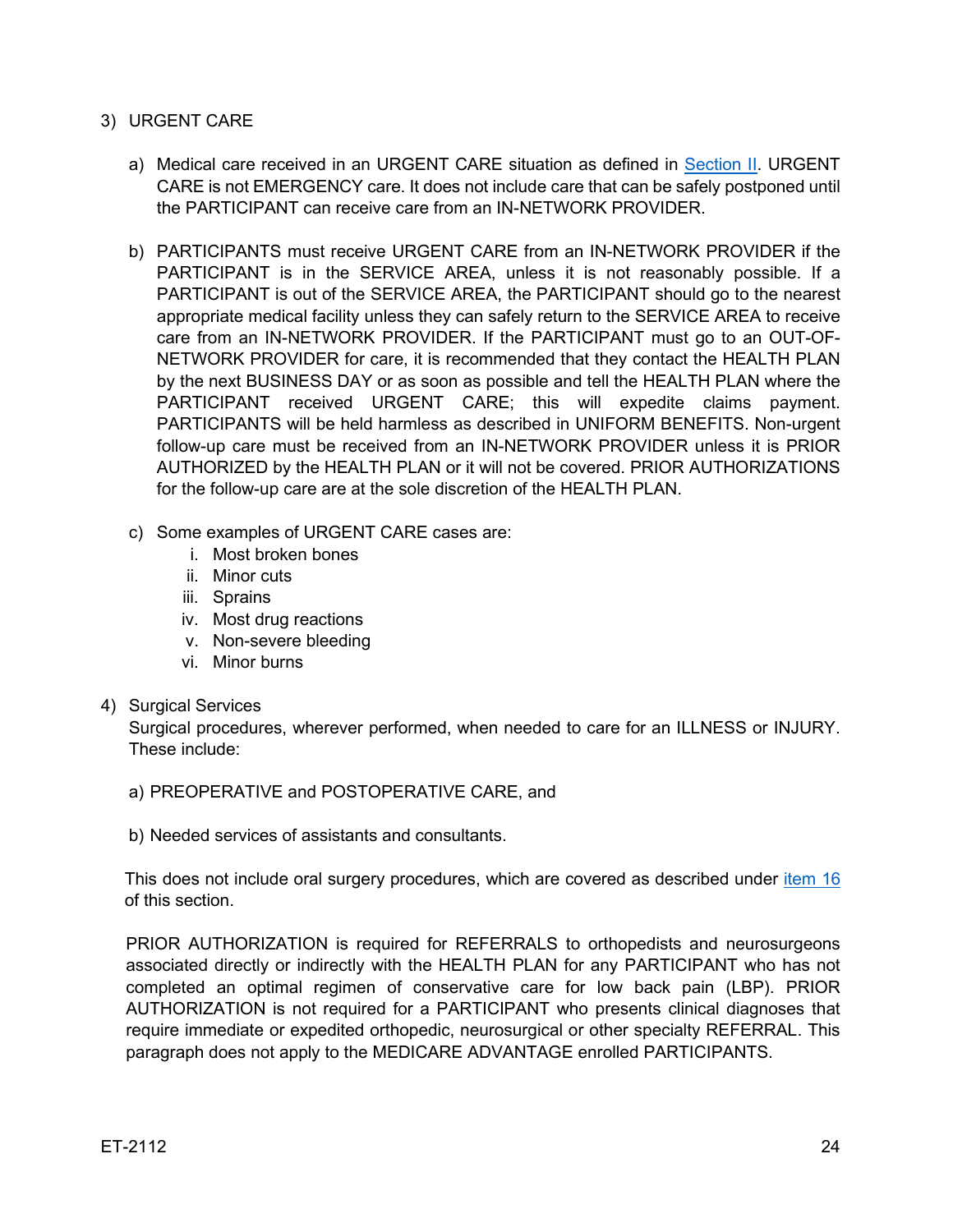3) URGENT CARE

   a) Medical care received in an URGENT CARE situation as defined in Section II. URGENT CARE is not EMERGENCY care. It does not include care that can be safely postponed until the PARTICIPANT can receive care from an IN-NETWORK PROVIDER.

   b) PARTICIPANTS must receive URGENT CARE from an IN-NETWORK PROVIDER if the PARTICIPANT is in the SERVICE AREA, unless it is not reasonably possible. If a PARTICIPANT is out of the SERVICE AREA, the PARTICIPANT should go to the nearest appropriate medical facility unless they can safely return to the SERVICE AREA to receive care from an IN-NETWORK PROVIDER. If the PARTICIPANT must go to an OUT-OF-NETWORK PROVIDER for care, it is recommended that they contact the HEALTH PLAN by the next BUSINESS DAY or as soon as possible and tell the HEALTH PLAN where the PARTICIPANT received URGENT CARE; this will expedite claims payment. PARTICIPANTS will be held harmless as described in UNIFORM BENEFITS. Non-urgent follow-up care must be received from an IN-NETWORK PROVIDER unless it is PRIOR AUTHORIZED by the HEALTH PLAN or it will not be covered. PRIOR AUTHORIZATIONS for the follow-up care are at the sole discretion of the HEALTH PLAN.

   c) Some examples of URGENT CARE cases are:
      i. Most broken bones
      ii. Minor cuts
      iii. Sprains
      iv. Most drug reactions
      v. Non-severe bleeding
      vi. Minor burns

4) Surgical Services
   Surgical procedures, wherever performed, when needed to care for an ILLNESS or INJURY. These include:

   a) PREOPERATIVE and POSTOPERATIVE CARE, and

   b) Needed services of assistants and consultants.

   This does not include oral surgery procedures, which are covered as described under item 16 of this section.

   PRIOR AUTHORIZATION is required for REFERRALS to orthopedists and neurosurgeons associated directly or indirectly with the HEALTH PLAN for any PARTICIPANT who has not completed an optimal regimen of conservative care for low back pain (LBP). PRIOR AUTHORIZATION is not required for a PARTICIPANT who presents clinical diagnoses that require immediate or expedited orthopedic, neurosurgical or other specialty REFERRAL. This paragraph does not apply to the MEDICARE ADVANTAGE enrolled PARTICIPANTS.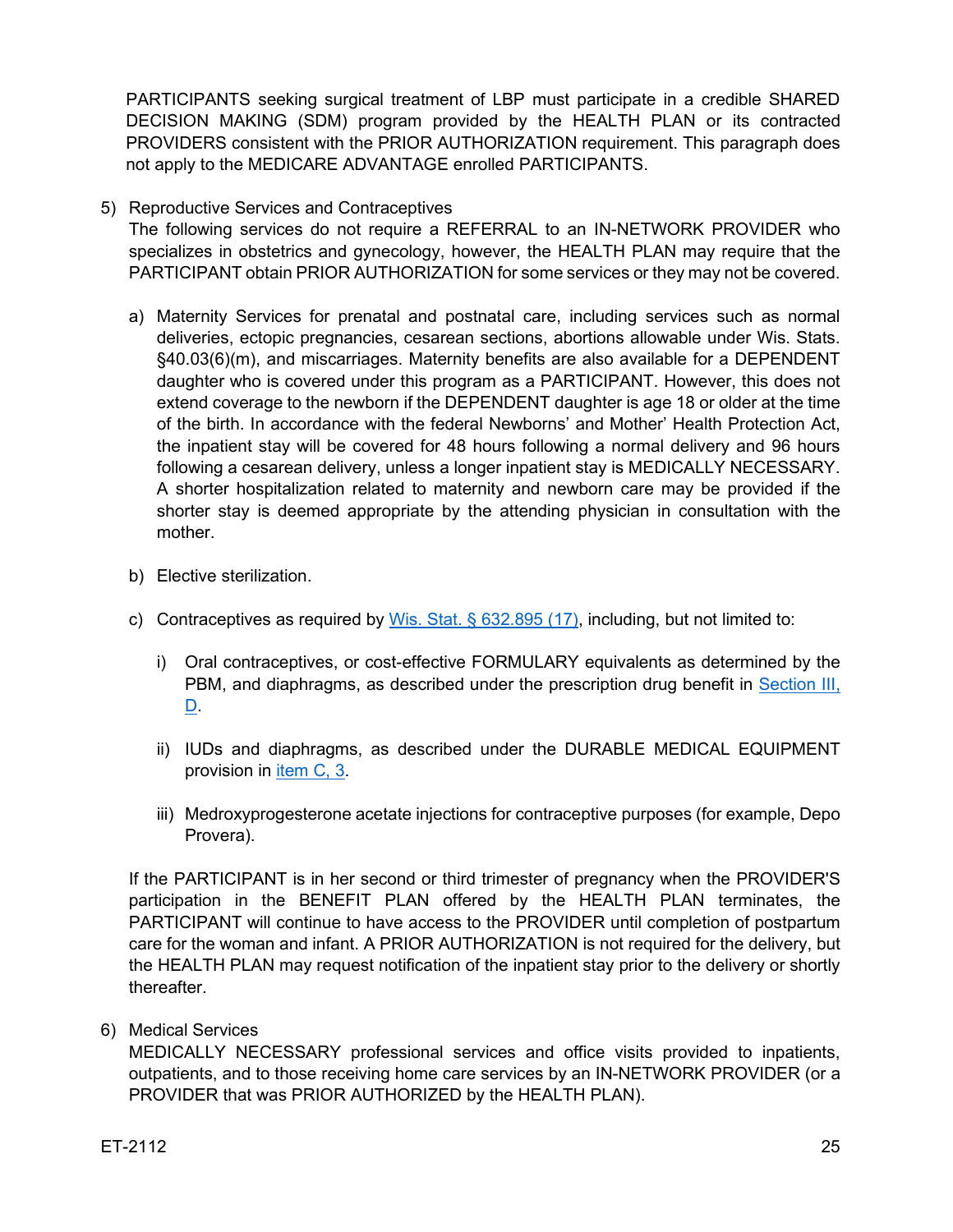PARTICIPANTS seeking surgical treatment of LBP must participate in a credible SHARED DECISION MAKING (SDM) program provided by the HEALTH PLAN or its contracted PROVIDERS consistent with the PRIOR AUTHORIZATION requirement. This paragraph does not apply to the MEDICARE ADVANTAGE enrolled PARTICIPANTS.

5) Reproductive Services and Contraceptives
   The following services do not require a REFERRAL to an IN-NETWORK PROVIDER who specializes in obstetrics and gynecology, however, the HEALTH PLAN may require that the PARTICIPANT obtain PRIOR AUTHORIZATION for some services or they may not be covered.

   a) Maternity Services for prenatal and postnatal care, including services such as normal deliveries, ectopic pregnancies, cesarean sections, abortions allowable under Wis. Stats. §40.03(6)(m), and miscarriages. Maternity benefits are also available for a DEPENDENT daughter who is covered under this program as a PARTICIPANT. However, this does not extend coverage to the newborn if the DEPENDENT daughter is age 18 or older at the time of the birth. In accordance with the federal Newborns' and Mother' Health Protection Act, the inpatient stay will be covered for 48 hours following a normal delivery and 96 hours following a cesarean delivery, unless a longer inpatient stay is MEDICALLY NECESSARY. A shorter hospitalization related to maternity and newborn care may be provided if the shorter stay is deemed appropriate by the attending physician in consultation with the mother.

   b) Elective sterilization.

   c) Contraceptives as required by [Wis. Stat. § 632.895 (17)](), including, but not limited to:

      i) Oral contraceptives, or cost-effective FORMULARY equivalents as determined by the PBM, and diaphragms, as described under the prescription drug benefit in [Section III, D]().

      ii) IUDs and diaphragms, as described under the DURABLE MEDICAL EQUIPMENT provision in [item C, 3]().

      iii) Medroxyprogesterone acetate injections for contraceptive purposes (for example, Depo Provera).

   If the PARTICIPANT is in her second or third trimester of pregnancy when the PROVIDER'S participation in the BENEFIT PLAN offered by the HEALTH PLAN terminates, the PARTICIPANT will continue to have access to the PROVIDER until completion of postpartum care for the woman and infant. A PRIOR AUTHORIZATION is not required for the delivery, but the HEALTH PLAN may request notification of the inpatient stay prior to the delivery or shortly thereafter.

6) Medical Services
   MEDICALLY NECESSARY professional services and office visits provided to inpatients, outpatients, and to those receiving home care services by an IN-NETWORK PROVIDER (or a PROVIDER that was PRIOR AUTHORIZED by the HEALTH PLAN).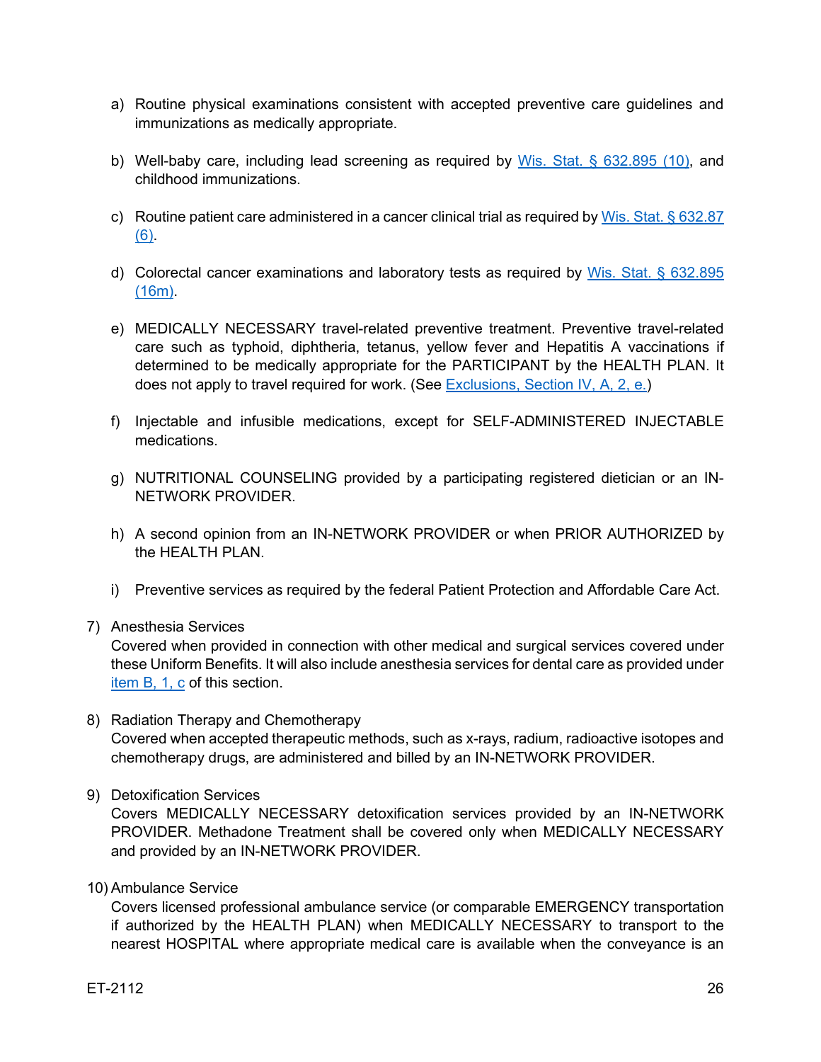a) Routine physical examinations consistent with accepted preventive care guidelines and immunizations as medically appropriate.

b) Well-baby care, including lead screening as required by [Wis. Stat. § 632.895 (10)](), and childhood immunizations.

c) Routine patient care administered in a cancer clinical trial as required by [Wis. Stat. § 632.87 (6)]().

d) Colorectal cancer examinations and laboratory tests as required by [Wis. Stat. § 632.895 (16m)]().

e) MEDICALLY NECESSARY travel-related preventive treatment. Preventive travel-related care such as typhoid, diphtheria, tetanus, yellow fever and Hepatitis A vaccinations if determined to be medically appropriate for the PARTICIPANT by the HEALTH PLAN. It does not apply to travel required for work. (See [Exclusions, Section IV, A, 2, e.]())

f) Injectable and infusible medications, except for SELF-ADMINISTERED INJECTABLE medications.

g) NUTRITIONAL COUNSELING provided by a participating registered dietician or an IN-NETWORK PROVIDER.

h) A second opinion from an IN-NETWORK PROVIDER or when PRIOR AUTHORIZED by the HEALTH PLAN.

i) Preventive services as required by the federal Patient Protection and Affordable Care Act.

7) Anesthesia Services
Covered when provided in connection with other medical and surgical services covered under these Uniform Benefits. It will also include anesthesia services for dental care as provided under [item B, 1, c]() of this section.

8) Radiation Therapy and Chemotherapy
Covered when accepted therapeutic methods, such as x-rays, radium, radioactive isotopes and chemotherapy drugs, are administered and billed by an IN-NETWORK PROVIDER.

9) Detoxification Services
Covers MEDICALLY NECESSARY detoxification services provided by an IN-NETWORK PROVIDER. Methadone Treatment shall be covered only when MEDICALLY NECESSARY and provided by an IN-NETWORK PROVIDER.

10) Ambulance Service
Covers licensed professional ambulance service (or comparable EMERGENCY transportation if authorized by the HEALTH PLAN) when MEDICALLY NECESSARY to transport to the nearest HOSPITAL where appropriate medical care is available when the conveyance is an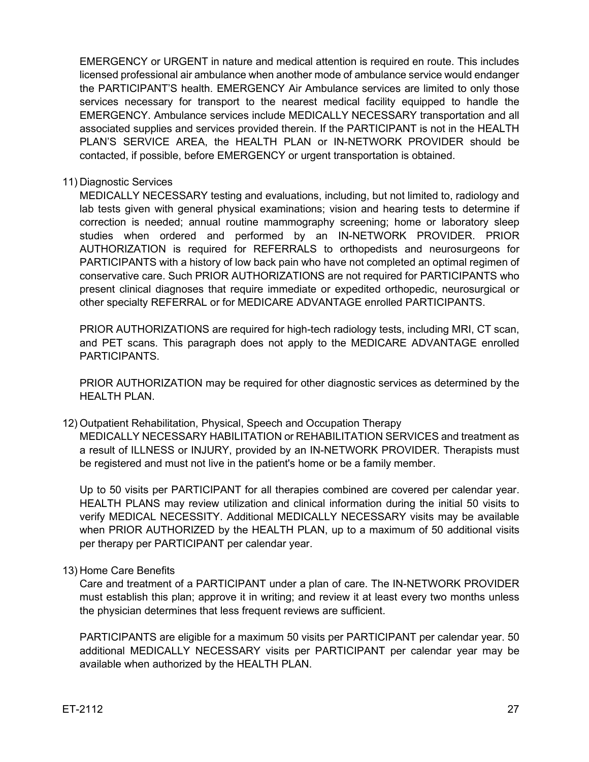EMERGENCY or URGENT in nature and medical attention is required en route. This includes licensed professional air ambulance when another mode of ambulance service would endanger the PARTICIPANT'S health. EMERGENCY Air Ambulance services are limited to only those services necessary for transport to the nearest medical facility equipped to handle the EMERGENCY. Ambulance services include MEDICALLY NECESSARY transportation and all associated supplies and services provided therein. If the PARTICIPANT is not in the HEALTH PLAN'S SERVICE AREA, the HEALTH PLAN or IN-NETWORK PROVIDER should be contacted, if possible, before EMERGENCY or urgent transportation is obtained.

11) Diagnostic Services

MEDICALLY NECESSARY testing and evaluations, including, but not limited to, radiology and lab tests given with general physical examinations; vision and hearing tests to determine if correction is needed; annual routine mammography screening; home or laboratory sleep studies when ordered and performed by an IN-NETWORK PROVIDER. PRIOR AUTHORIZATION is required for REFERRALS to orthopedists and neurosurgeons for PARTICIPANTS with a history of low back pain who have not completed an optimal regimen of conservative care. Such PRIOR AUTHORIZATIONS are not required for PARTICIPANTS who present clinical diagnoses that require immediate or expedited orthopedic, neurosurgical or other specialty REFERRAL or for MEDICARE ADVANTAGE enrolled PARTICIPANTS.

PRIOR AUTHORIZATIONS are required for high-tech radiology tests, including MRI, CT scan, and PET scans. This paragraph does not apply to the MEDICARE ADVANTAGE enrolled PARTICIPANTS.

PRIOR AUTHORIZATION may be required for other diagnostic services as determined by the HEALTH PLAN.

12) Outpatient Rehabilitation, Physical, Speech and Occupation Therapy

MEDICALLY NECESSARY HABILITATION or REHABILITATION SERVICES and treatment as a result of ILLNESS or INJURY, provided by an IN-NETWORK PROVIDER. Therapists must be registered and must not live in the patient's home or be a family member.

Up to 50 visits per PARTICIPANT for all therapies combined are covered per calendar year. HEALTH PLANS may review utilization and clinical information during the initial 50 visits to verify MEDICAL NECESSITY. Additional MEDICALLY NECESSARY visits may be available when PRIOR AUTHORIZED by the HEALTH PLAN, up to a maximum of 50 additional visits per therapy per PARTICIPANT per calendar year.

13) Home Care Benefits

Care and treatment of a PARTICIPANT under a plan of care. The IN-NETWORK PROVIDER must establish this plan; approve it in writing; and review it at least every two months unless the physician determines that less frequent reviews are sufficient.

PARTICIPANTS are eligible for a maximum 50 visits per PARTICIPANT per calendar year. 50 additional MEDICALLY NECESSARY visits per PARTICIPANT per calendar year may be available when authorized by the HEALTH PLAN.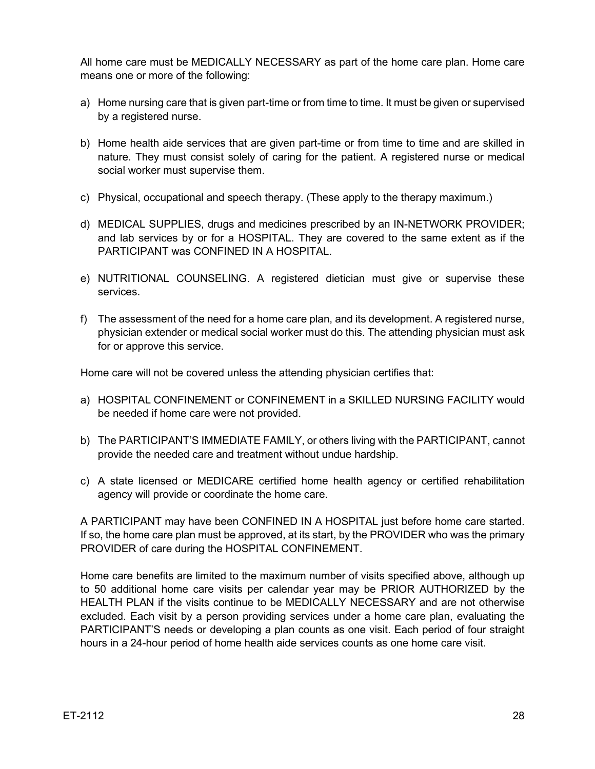All home care must be MEDICALLY NECESSARY as part of the home care plan. Home care means one or more of the following:

a) Home nursing care that is given part-time or from time to time. It must be given or supervised by a registered nurse.

b) Home health aide services that are given part-time or from time to time and are skilled in nature. They must consist solely of caring for the patient. A registered nurse or medical social worker must supervise them.

c) Physical, occupational and speech therapy. (These apply to the therapy maximum.)

d) MEDICAL SUPPLIES, drugs and medicines prescribed by an IN-NETWORK PROVIDER; and lab services by or for a HOSPITAL. They are covered to the same extent as if the PARTICIPANT was CONFINED IN A HOSPITAL.

e) NUTRITIONAL COUNSELING. A registered dietician must give or supervise these services.

f) The assessment of the need for a home care plan, and its development. A registered nurse, physician extender or medical social worker must do this. The attending physician must ask for or approve this service.

Home care will not be covered unless the attending physician certifies that:

a) HOSPITAL CONFINEMENT or CONFINEMENT in a SKILLED NURSING FACILITY would be needed if home care were not provided.

b) The PARTICIPANT'S IMMEDIATE FAMILY, or others living with the PARTICIPANT, cannot provide the needed care and treatment without undue hardship.

c) A state licensed or MEDICARE certified home health agency or certified rehabilitation agency will provide or coordinate the home care.

A PARTICIPANT may have been CONFINED IN A HOSPITAL just before home care started. If so, the home care plan must be approved, at its start, by the PROVIDER who was the primary PROVIDER of care during the HOSPITAL CONFINEMENT.

Home care benefits are limited to the maximum number of visits specified above, although up to 50 additional home care visits per calendar year may be PRIOR AUTHORIZED by the HEALTH PLAN if the visits continue to be MEDICALLY NECESSARY and are not otherwise excluded. Each visit by a person providing services under a home care plan, evaluating the PARTICIPANT'S needs or developing a plan counts as one visit. Each period of four straight hours in a 24-hour period of home health aide services counts as one home care visit.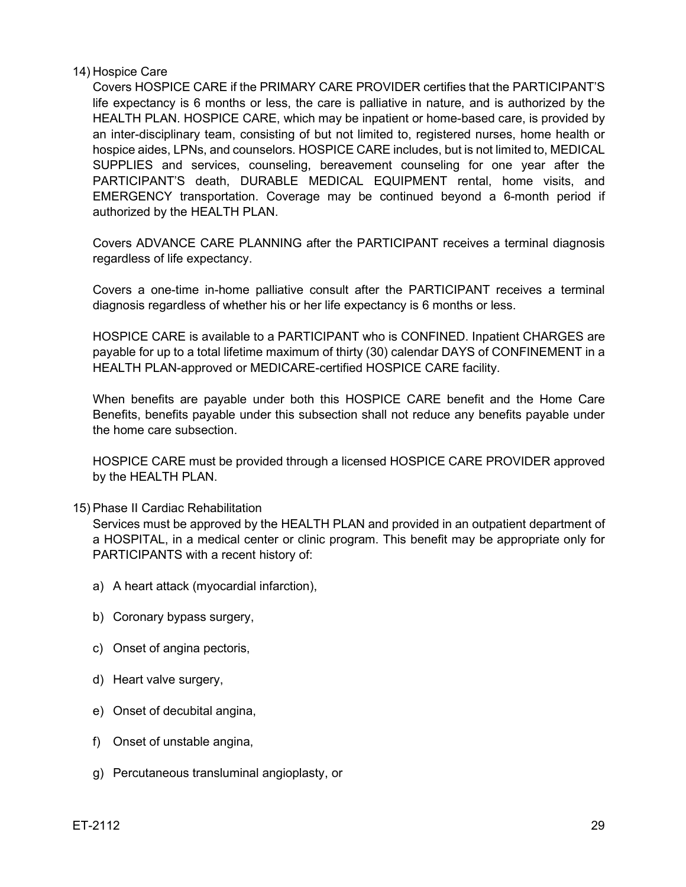14) Hospice Care

Covers HOSPICE CARE if the PRIMARY CARE PROVIDER certifies that the PARTICIPANT'S life expectancy is 6 months or less, the care is palliative in nature, and is authorized by the HEALTH PLAN. HOSPICE CARE, which may be inpatient or home-based care, is provided by an inter-disciplinary team, consisting of but not limited to, registered nurses, home health or hospice aides, LPNs, and counselors. HOSPICE CARE includes, but is not limited to, MEDICAL SUPPLIES and services, counseling, bereavement counseling for one year after the PARTICIPANT'S death, DURABLE MEDICAL EQUIPMENT rental, home visits, and EMERGENCY transportation. Coverage may be continued beyond a 6-month period if authorized by the HEALTH PLAN.

Covers ADVANCE CARE PLANNING after the PARTICIPANT receives a terminal diagnosis regardless of life expectancy.

Covers a one-time in-home palliative consult after the PARTICIPANT receives a terminal diagnosis regardless of whether his or her life expectancy is 6 months or less.

HOSPICE CARE is available to a PARTICIPANT who is CONFINED. Inpatient CHARGES are payable for up to a total lifetime maximum of thirty (30) calendar DAYS of CONFINEMENT in a HEALTH PLAN-approved or MEDICARE-certified HOSPICE CARE facility.

When benefits are payable under both this HOSPICE CARE benefit and the Home Care Benefits, benefits payable under this subsection shall not reduce any benefits payable under the home care subsection.

HOSPICE CARE must be provided through a licensed HOSPICE CARE PROVIDER approved by the HEALTH PLAN.

15) Phase II Cardiac Rehabilitation

Services must be approved by the HEALTH PLAN and provided in an outpatient department of a HOSPITAL, in a medical center or clinic program. This benefit may be appropriate only for PARTICIPANTS with a recent history of:

a) A heart attack (myocardial infarction),

b) Coronary bypass surgery,

c) Onset of angina pectoris,

d) Heart valve surgery,

e) Onset of decubital angina,

f) Onset of unstable angina,

g) Percutaneous transluminal angioplasty, or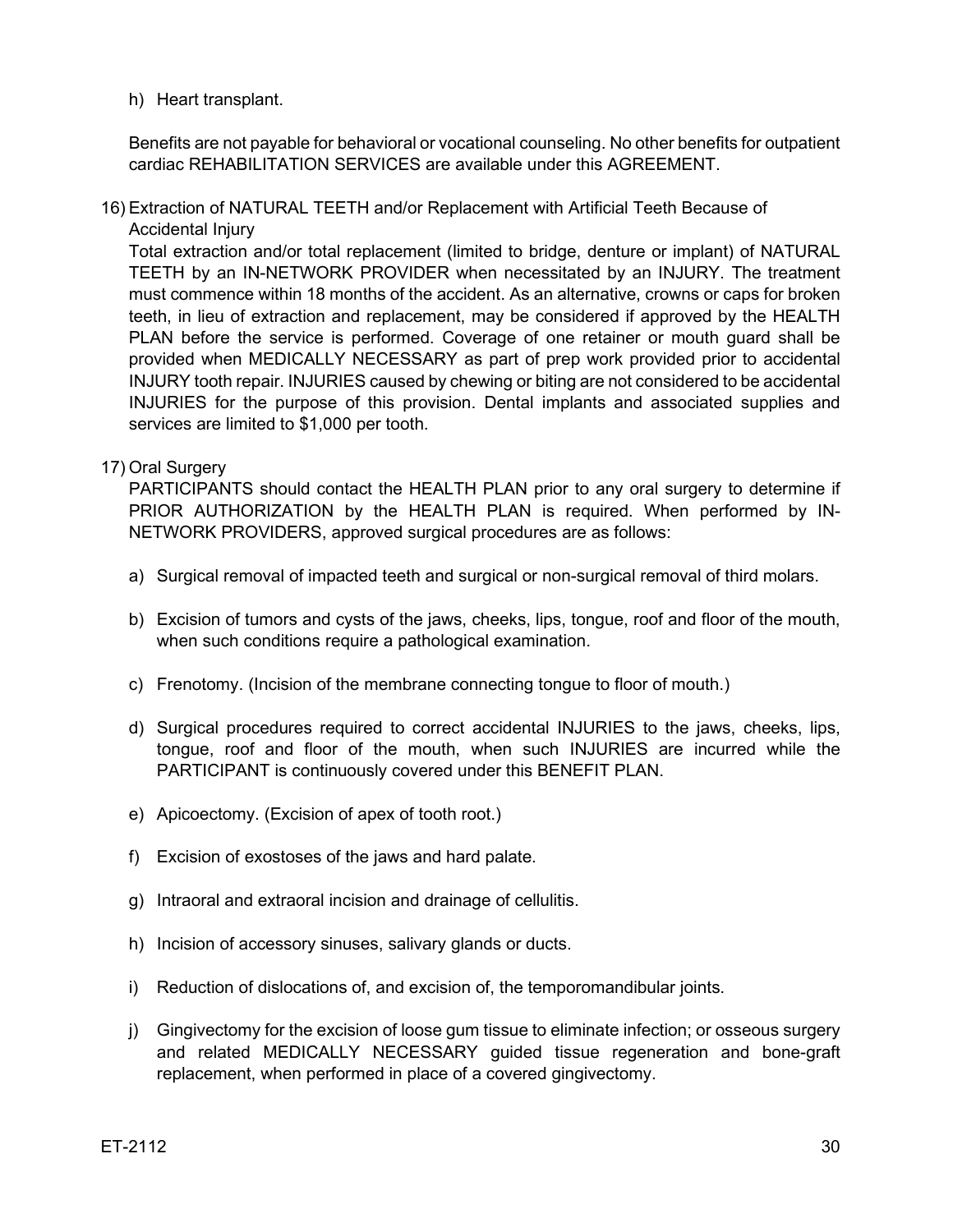h) Heart transplant.

Benefits are not payable for behavioral or vocational counseling. No other benefits for outpatient cardiac REHABILITATION SERVICES are available under this AGREEMENT.

16) Extraction of NATURAL TEETH and/or Replacement with Artificial Teeth Because of Accidental Injury

Total extraction and/or total replacement (limited to bridge, denture or implant) of NATURAL TEETH by an IN-NETWORK PROVIDER when necessitated by an INJURY. The treatment must commence within 18 months of the accident. As an alternative, crowns or caps for broken teeth, in lieu of extraction and replacement, may be considered if approved by the HEALTH PLAN before the service is performed. Coverage of one retainer or mouth guard shall be provided when MEDICALLY NECESSARY as part of prep work provided prior to accidental INJURY tooth repair. INJURIES caused by chewing or biting are not considered to be accidental INJURIES for the purpose of this provision. Dental implants and associated supplies and services are limited to $1,000 per tooth.

17) Oral Surgery

PARTICIPANTS should contact the HEALTH PLAN prior to any oral surgery to determine if PRIOR AUTHORIZATION by the HEALTH PLAN is required. When performed by IN-NETWORK PROVIDERS, approved surgical procedures are as follows:

a) Surgical removal of impacted teeth and surgical or non-surgical removal of third molars.

b) Excision of tumors and cysts of the jaws, cheeks, lips, tongue, roof and floor of the mouth, when such conditions require a pathological examination.

c) Frenotomy. (Incision of the membrane connecting tongue to floor of mouth.)

d) Surgical procedures required to correct accidental INJURIES to the jaws, cheeks, lips, tongue, roof and floor of the mouth, when such INJURIES are incurred while the PARTICIPANT is continuously covered under this BENEFIT PLAN.

e) Apicoectomy. (Excision of apex of tooth root.)

f) Excision of exostoses of the jaws and hard palate.

g) Intraoral and extraoral incision and drainage of cellulitis.

h) Incision of accessory sinuses, salivary glands or ducts.

i) Reduction of dislocations of, and excision of, the temporomandibular joints.

j) Gingivectomy for the excision of loose gum tissue to eliminate infection; or osseous surgery and related MEDICALLY NECESSARY guided tissue regeneration and bone-graft replacement, when performed in place of a covered gingivectomy.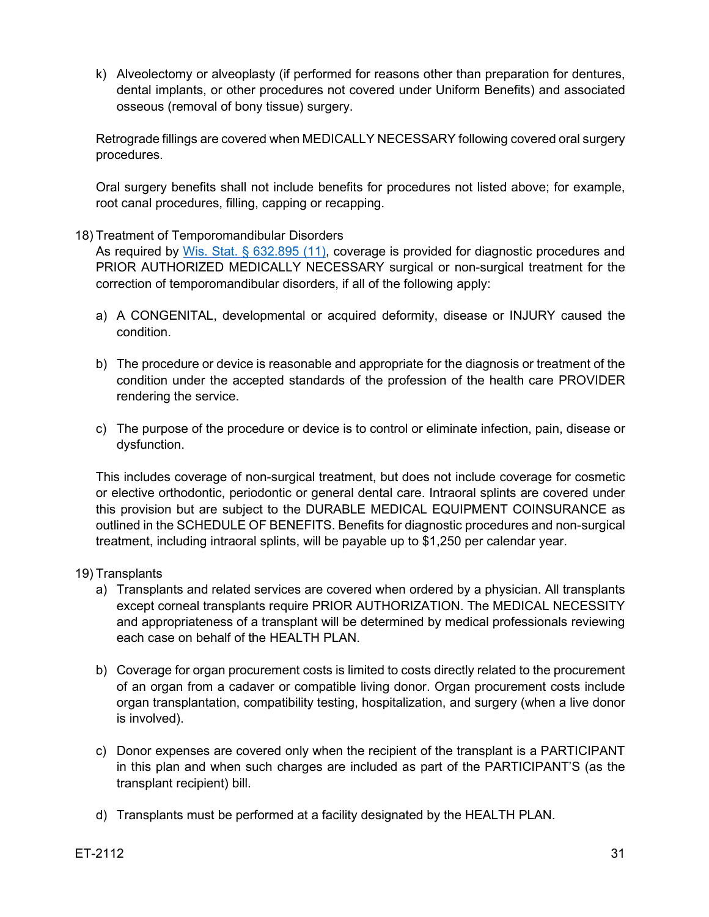k) Alveolectomy or alveoplasty (if performed for reasons other than preparation for dentures, dental implants, or other procedures not covered under Uniform Benefits) and associated osseous (removal of bony tissue) surgery.

Retrograde fillings are covered when MEDICALLY NECESSARY following covered oral surgery procedures.

Oral surgery benefits shall not include benefits for procedures not listed above; for example, root canal procedures, filling, capping or recapping.

18) Treatment of Temporomandibular Disorders

As required by [Wis. Stat. § 632.895 (11)](), coverage is provided for diagnostic procedures and PRIOR AUTHORIZED MEDICALLY NECESSARY surgical or non-surgical treatment for the correction of temporomandibular disorders, if all of the following apply:

a) A CONGENITAL, developmental or acquired deformity, disease or INJURY caused the condition.

b) The procedure or device is reasonable and appropriate for the diagnosis or treatment of the condition under the accepted standards of the profession of the health care PROVIDER rendering the service.

c) The purpose of the procedure or device is to control or eliminate infection, pain, disease or dysfunction.

This includes coverage of non-surgical treatment, but does not include coverage for cosmetic or elective orthodontic, periodontic or general dental care. Intraoral splints are covered under this provision but are subject to the DURABLE MEDICAL EQUIPMENT COINSURANCE as outlined in the SCHEDULE OF BENEFITS. Benefits for diagnostic procedures and non-surgical treatment, including intraoral splints, will be payable up to $1,250 per calendar year.

19) Transplants

a) Transplants and related services are covered when ordered by a physician. All transplants except corneal transplants require PRIOR AUTHORIZATION. The MEDICAL NECESSITY and appropriateness of a transplant will be determined by medical professionals reviewing each case on behalf of the HEALTH PLAN.

b) Coverage for organ procurement costs is limited to costs directly related to the procurement of an organ from a cadaver or compatible living donor. Organ procurement costs include organ transplantation, compatibility testing, hospitalization, and surgery (when a live donor is involved).

c) Donor expenses are covered only when the recipient of the transplant is a PARTICIPANT in this plan and when such charges are included as part of the PARTICIPANT'S (as the transplant recipient) bill.

d) Transplants must be performed at a facility designated by the HEALTH PLAN.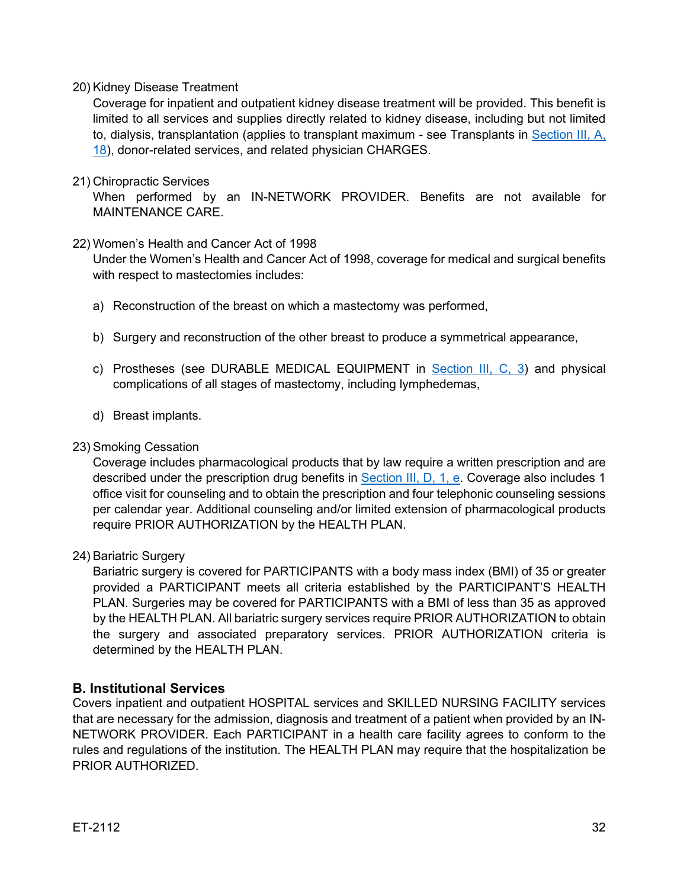20) Kidney Disease Treatment
    Coverage for inpatient and outpatient kidney disease treatment will be provided. This benefit is limited to all services and supplies directly related to kidney disease, including but not limited to, dialysis, transplantation (applies to transplant maximum - see Transplants in Section III, A, 18), donor-related services, and related physician CHARGES.

21) Chiropractic Services
    When performed by an IN-NETWORK PROVIDER. Benefits are not available for MAINTENANCE CARE.

22) Women's Health and Cancer Act of 1998
    Under the Women's Health and Cancer Act of 1998, coverage for medical and surgical benefits with respect to mastectomies includes:

    a) Reconstruction of the breast on which a mastectomy was performed,

    b) Surgery and reconstruction of the other breast to produce a symmetrical appearance,

    c) Prostheses (see DURABLE MEDICAL EQUIPMENT in Section III, C, 3) and physical complications of all stages of mastectomy, including lymphedemas,

    d) Breast implants.

23) Smoking Cessation
    Coverage includes pharmacological products that by law require a written prescription and are described under the prescription drug benefits in Section III, D, 1, e. Coverage also includes 1 office visit for counseling and to obtain the prescription and four telephonic counseling sessions per calendar year. Additional counseling and/or limited extension of pharmacological products require PRIOR AUTHORIZATION by the HEALTH PLAN.

24) Bariatric Surgery
    Bariatric surgery is covered for PARTICIPANTS with a body mass index (BMI) of 35 or greater provided a PARTICIPANT meets all criteria established by the PARTICIPANT'S HEALTH PLAN. Surgeries may be covered for PARTICIPANTS with a BMI of less than 35 as approved by the HEALTH PLAN. All bariatric surgery services require PRIOR AUTHORIZATION to obtain the surgery and associated preparatory services. PRIOR AUTHORIZATION criteria is determined by the HEALTH PLAN.

### B. Institutional Services

Covers inpatient and outpatient HOSPITAL services and SKILLED NURSING FACILITY services that are necessary for the admission, diagnosis and treatment of a patient when provided by an IN-NETWORK PROVIDER. Each PARTICIPANT in a health care facility agrees to conform to the rules and regulations of the institution. The HEALTH PLAN may require that the hospitalization be PRIOR AUTHORIZED.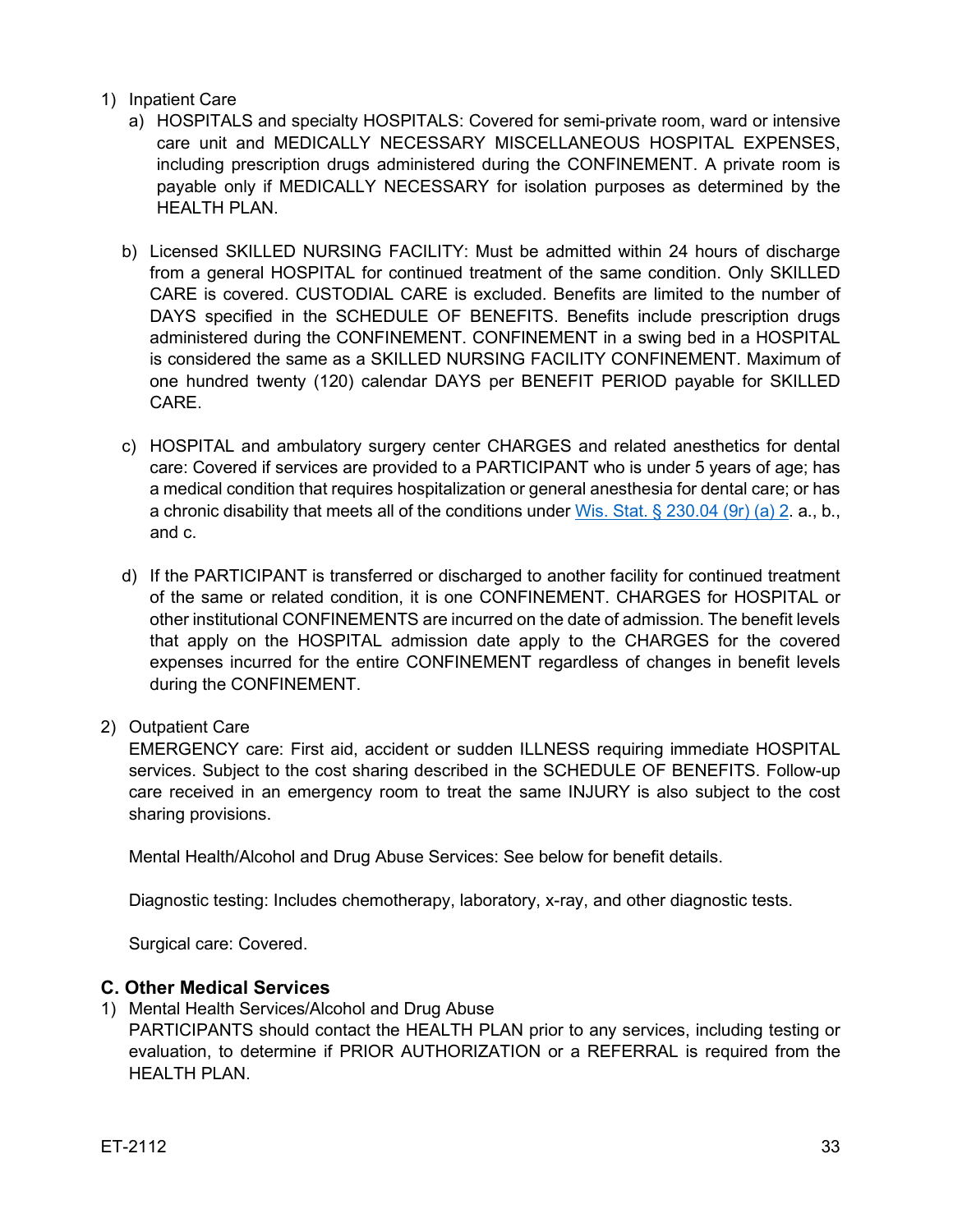1) Inpatient Care
   a) HOSPITALS and specialty HOSPITALS: Covered for semi-private room, ward or intensive care unit and MEDICALLY NECESSARY MISCELLANEOUS HOSPITAL EXPENSES, including prescription drugs administered during the CONFINEMENT. A private room is payable only if MEDICALLY NECESSARY for isolation purposes as determined by the HEALTH PLAN.

   b) Licensed SKILLED NURSING FACILITY: Must be admitted within 24 hours of discharge from a general HOSPITAL for continued treatment of the same condition. Only SKILLED CARE is covered. CUSTODIAL CARE is excluded. Benefits are limited to the number of DAYS specified in the SCHEDULE OF BENEFITS. Benefits include prescription drugs administered during the CONFINEMENT. CONFINEMENT in a swing bed in a HOSPITAL is considered the same as a SKILLED NURSING FACILITY CONFINEMENT. Maximum of one hundred twenty (120) calendar DAYS per BENEFIT PERIOD payable for SKILLED CARE.

   c) HOSPITAL and ambulatory surgery center CHARGES and related anesthetics for dental care: Covered if services are provided to a PARTICIPANT who is under 5 years of age; has a medical condition that requires hospitalization or general anesthesia for dental care; or has a chronic disability that meets all of the conditions under Wis. Stat. § 230.04 (9r) (a) 2. a., b., and c.

   d) If the PARTICIPANT is transferred or discharged to another facility for continued treatment of the same or related condition, it is one CONFINEMENT. CHARGES for HOSPITAL or other institutional CONFINEMENTS are incurred on the date of admission. The benefit levels that apply on the HOSPITAL admission date apply to the CHARGES for the covered expenses incurred for the entire CONFINEMENT regardless of changes in benefit levels during the CONFINEMENT.

2) Outpatient Care

   EMERGENCY care: First aid, accident or sudden ILLNESS requiring immediate HOSPITAL services. Subject to the cost sharing described in the SCHEDULE OF BENEFITS. Follow-up care received in an emergency room to treat the same INJURY is also subject to the cost sharing provisions.

   Mental Health/Alcohol and Drug Abuse Services: See below for benefit details.

   Diagnostic testing: Includes chemotherapy, laboratory, x-ray, and other diagnostic tests.

   Surgical care: Covered.

### C. Other Medical Services

1) Mental Health Services/Alcohol and Drug Abuse

   PARTICIPANTS should contact the HEALTH PLAN prior to any services, including testing or evaluation, to determine if PRIOR AUTHORIZATION or a REFERRAL is required from the HEALTH PLAN.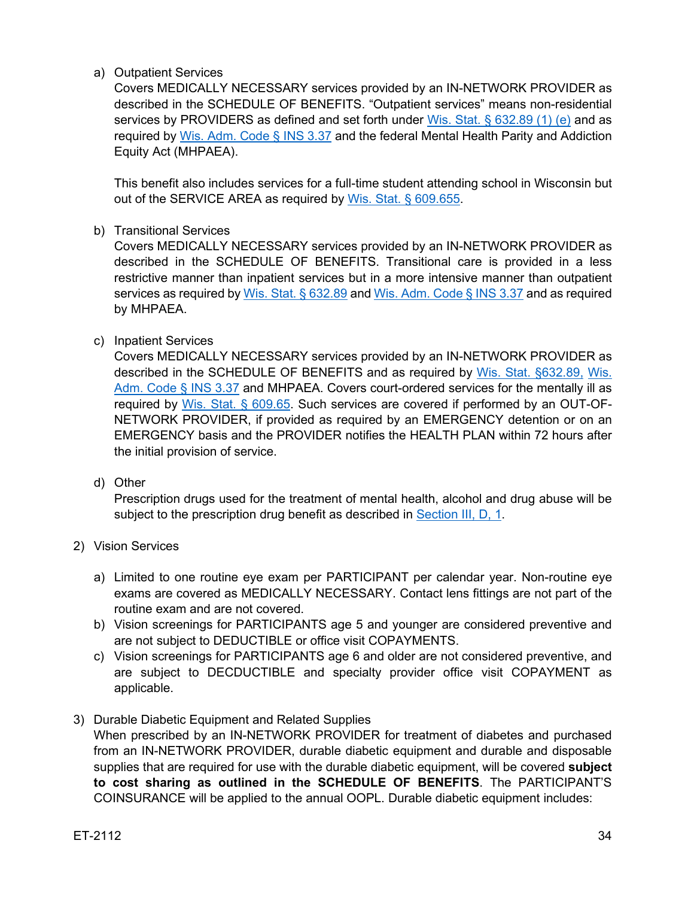a) Outpatient Services
   Covers MEDICALLY NECESSARY services provided by an IN-NETWORK PROVIDER as described in the SCHEDULE OF BENEFITS. “Outpatient services” means non-residential services by PROVIDERS as defined and set forth under Wis. Stat. § 632.89 (1) (e) and as required by Wis. Adm. Code § INS 3.37 and the federal Mental Health Parity and Addiction Equity Act (MHPAEA).

   This benefit also includes services for a full-time student attending school in Wisconsin but out of the SERVICE AREA as required by Wis. Stat. § 609.655.

b) Transitional Services
   Covers MEDICALLY NECESSARY services provided by an IN-NETWORK PROVIDER as described in the SCHEDULE OF BENEFITS. Transitional care is provided in a less restrictive manner than inpatient services but in a more intensive manner than outpatient services as required by Wis. Stat. § 632.89 and Wis. Adm. Code § INS 3.37 and as required by MHPAEA.

c) Inpatient Services
   Covers MEDICALLY NECESSARY services provided by an IN-NETWORK PROVIDER as described in the SCHEDULE OF BENEFITS and as required by Wis. Stat. §632.89, Wis. Adm. Code § INS 3.37 and MHPAEA. Covers court-ordered services for the mentally ill as required by Wis. Stat. § 609.65. Such services are covered if performed by an OUT-OF-NETWORK PROVIDER, if provided as required by an EMERGENCY detention or on an EMERGENCY basis and the PROVIDER notifies the HEALTH PLAN within 72 hours after the initial provision of service.

d) Other
   Prescription drugs used for the treatment of mental health, alcohol and drug abuse will be subject to the prescription drug benefit as described in Section III, D, 1.

2) Vision Services

   a) Limited to one routine eye exam per PARTICIPANT per calendar year. Non-routine eye exams are covered as MEDICALLY NECESSARY. Contact lens fittings are not part of the routine exam and are not covered.
   b) Vision screenings for PARTICIPANTS age 5 and younger are considered preventive and are not subject to DEDUCTIBLE or office visit COPAYMENTS.
   c) Vision screenings for PARTICIPANTS age 6 and older are not considered preventive, and are subject to DECDUCTIBLE and specialty provider office visit COPAYMENT as applicable.

3) Durable Diabetic Equipment and Related Supplies
   When prescribed by an IN-NETWORK PROVIDER for treatment of diabetes and purchased from an IN-NETWORK PROVIDER, durable diabetic equipment and durable and disposable supplies that are required for use with the durable diabetic equipment, will be covered **subject to cost sharing as outlined in the SCHEDULE OF BENEFITS**. The PARTICIPANT'S COINSURANCE will be applied to the annual OOPL. Durable diabetic equipment includes: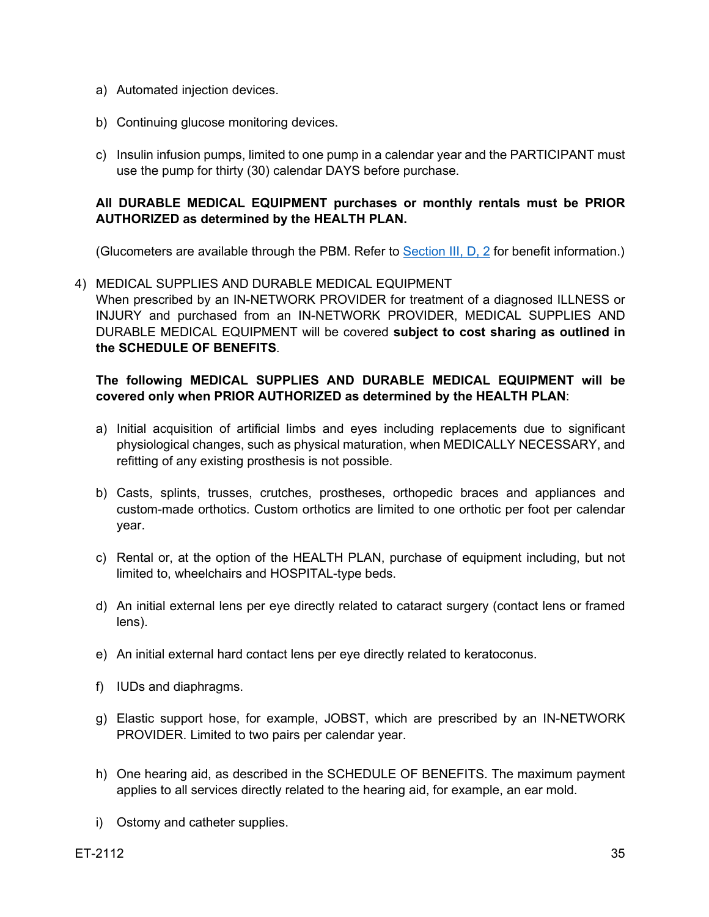a) Automated injection devices.

b) Continuing glucose monitoring devices.

c) Insulin infusion pumps, limited to one pump in a calendar year and the PARTICIPANT must use the pump for thirty (30) calendar DAYS before purchase.

**All DURABLE MEDICAL EQUIPMENT purchases or monthly rentals must be PRIOR AUTHORIZED as determined by the HEALTH PLAN.**

(Glucometers are available through the PBM. Refer to Section III, D, 2 for benefit information.)

4) MEDICAL SUPPLIES AND DURABLE MEDICAL EQUIPMENT
When prescribed by an IN-NETWORK PROVIDER for treatment of a diagnosed ILLNESS or INJURY and purchased from an IN-NETWORK PROVIDER, MEDICAL SUPPLIES AND DURABLE MEDICAL EQUIPMENT will be covered **subject to cost sharing as outlined in the SCHEDULE OF BENEFITS**.

**The following MEDICAL SUPPLIES AND DURABLE MEDICAL EQUIPMENT will be covered only when PRIOR AUTHORIZED as determined by the HEALTH PLAN**:

a) Initial acquisition of artificial limbs and eyes including replacements due to significant physiological changes, such as physical maturation, when MEDICALLY NECESSARY, and refitting of any existing prosthesis is not possible.

b) Casts, splints, trusses, crutches, prostheses, orthopedic braces and appliances and custom-made orthotics. Custom orthotics are limited to one orthotic per foot per calendar year.

c) Rental or, at the option of the HEALTH PLAN, purchase of equipment including, but not limited to, wheelchairs and HOSPITAL-type beds.

d) An initial external lens per eye directly related to cataract surgery (contact lens or framed lens).

e) An initial external hard contact lens per eye directly related to keratoconus.

f) IUDs and diaphragms.

g) Elastic support hose, for example, JOBST, which are prescribed by an IN-NETWORK PROVIDER. Limited to two pairs per calendar year.

h) One hearing aid, as described in the SCHEDULE OF BENEFITS. The maximum payment applies to all services directly related to the hearing aid, for example, an ear mold.

i) Ostomy and catheter supplies.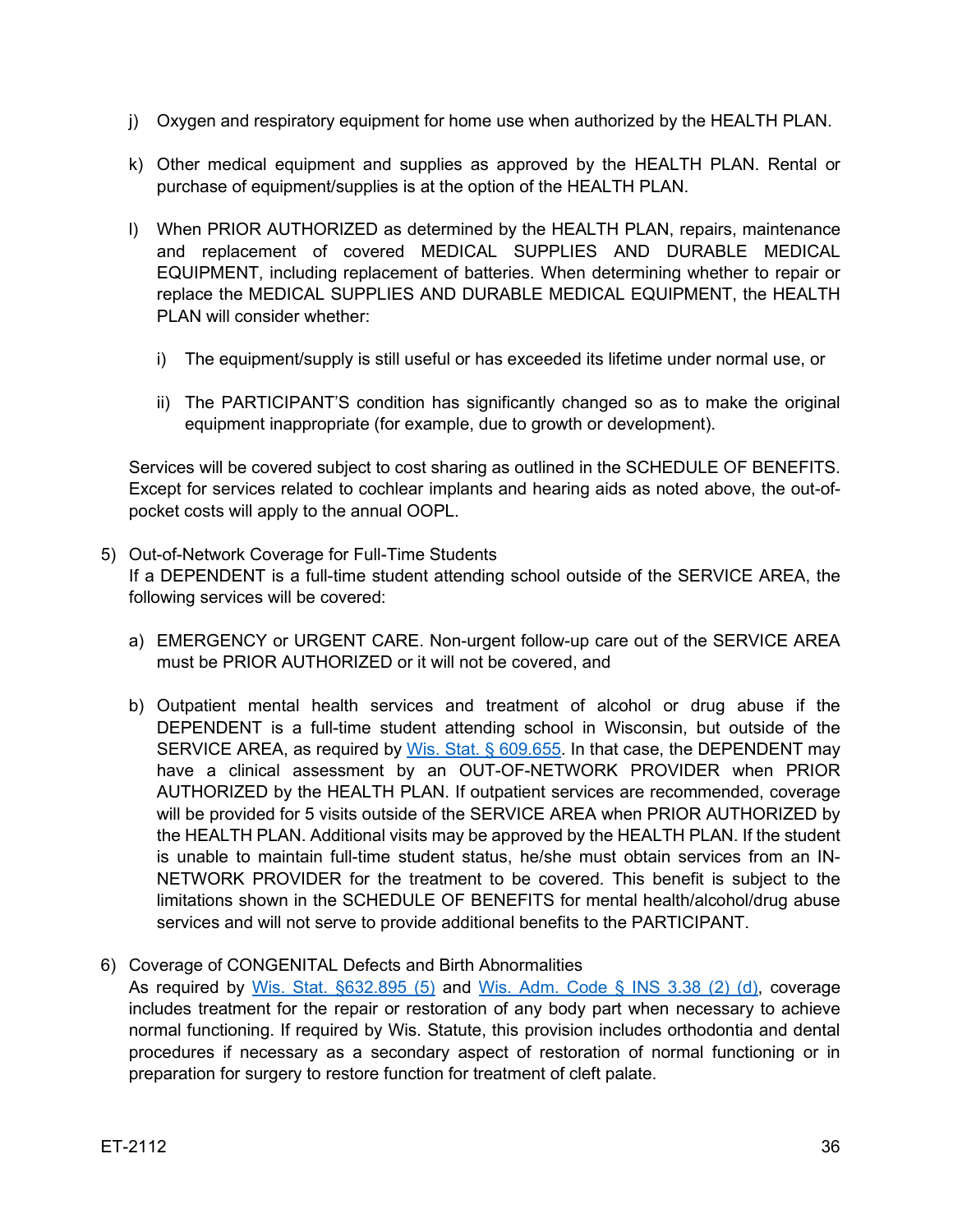j) Oxygen and respiratory equipment for home use when authorized by the HEALTH PLAN.

k) Other medical equipment and supplies as approved by the HEALTH PLAN. Rental or purchase of equipment/supplies is at the option of the HEALTH PLAN.

l) When PRIOR AUTHORIZED as determined by the HEALTH PLAN, repairs, maintenance and replacement of covered MEDICAL SUPPLIES AND DURABLE MEDICAL EQUIPMENT, including replacement of batteries. When determining whether to repair or replace the MEDICAL SUPPLIES AND DURABLE MEDICAL EQUIPMENT, the HEALTH PLAN will consider whether:

   i) The equipment/supply is still useful or has exceeded its lifetime under normal use, or

   ii) The PARTICIPANT'S condition has significantly changed so as to make the original equipment inappropriate (for example, due to growth or development).

Services will be covered subject to cost sharing as outlined in the SCHEDULE OF BENEFITS. Except for services related to cochlear implants and hearing aids as noted above, the out-of-pocket costs will apply to the annual OOPL.

5) Out-of-Network Coverage for Full-Time Students
If a DEPENDENT is a full-time student attending school outside of the SERVICE AREA, the following services will be covered:

   a) EMERGENCY or URGENT CARE. Non-urgent follow-up care out of the SERVICE AREA must be PRIOR AUTHORIZED or it will not be covered, and

   b) Outpatient mental health services and treatment of alcohol or drug abuse if the DEPENDENT is a full-time student attending school in Wisconsin, but outside of the SERVICE AREA, as required by [Wis. Stat. § 609.655](). In that case, the DEPENDENT may have a clinical assessment by an OUT-OF-NETWORK PROVIDER when PRIOR AUTHORIZED by the HEALTH PLAN. If outpatient services are recommended, coverage will be provided for 5 visits outside of the SERVICE AREA when PRIOR AUTHORIZED by the HEALTH PLAN. Additional visits may be approved by the HEALTH PLAN. If the student is unable to maintain full-time student status, he/she must obtain services from an IN-NETWORK PROVIDER for the treatment to be covered. This benefit is subject to the limitations shown in the SCHEDULE OF BENEFITS for mental health/alcohol/drug abuse services and will not serve to provide additional benefits to the PARTICIPANT.

6) Coverage of CONGENITAL Defects and Birth Abnormalities
As required by [Wis. Stat. §632.895 (5)]() and [Wis. Adm. Code § INS 3.38 (2) (d)](), coverage includes treatment for the repair or restoration of any body part when necessary to achieve normal functioning. If required by Wis. Statute, this provision includes orthodontia and dental procedures if necessary as a secondary aspect of restoration of normal functioning or in preparation for surgery to restore function for treatment of cleft palate.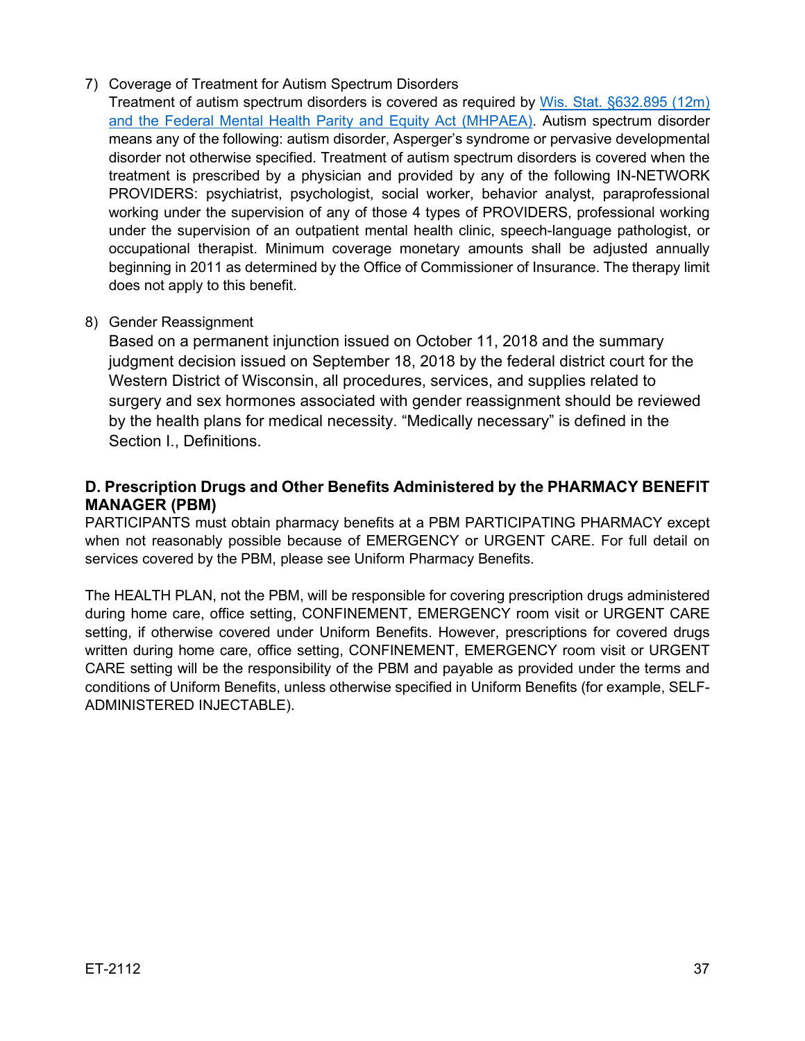7) Coverage of Treatment for Autism Spectrum Disorders

   Treatment of autism spectrum disorders is covered as required by [Wis. Stat. §632.895 (12m) and the Federal Mental Health Parity and Equity Act (MHPAEA)](). Autism spectrum disorder means any of the following: autism disorder, Asperger's syndrome or pervasive developmental disorder not otherwise specified. Treatment of autism spectrum disorders is covered when the treatment is prescribed by a physician and provided by any of the following IN-NETWORK PROVIDERS: psychiatrist, psychologist, social worker, behavior analyst, paraprofessional working under the supervision of any of those 4 types of PROVIDERS, professional working under the supervision of an outpatient mental health clinic, speech-language pathologist, or occupational therapist. Minimum coverage monetary amounts shall be adjusted annually beginning in 2011 as determined by the Office of Commissioner of Insurance. The therapy limit does not apply to this benefit.

8) Gender Reassignment

   Based on a permanent injunction issued on October 11, 2018 and the summary judgment decision issued on September 18, 2018 by the federal district court for the Western District of Wisconsin, all procedures, services, and supplies related to surgery and sex hormones associated with gender reassignment should be reviewed by the health plans for medical necessity. "Medically necessary" is defined in the Section I., Definitions.

## D. Prescription Drugs and Other Benefits Administered by the PHARMACY BENEFIT MANAGER (PBM)

PARTICIPANTS must obtain pharmacy benefits at a PBM PARTICIPATING PHARMACY except when not reasonably possible because of EMERGENCY or URGENT CARE. For full detail on services covered by the PBM, please see Uniform Pharmacy Benefits.

The HEALTH PLAN, not the PBM, will be responsible for covering prescription drugs administered during home care, office setting, CONFINEMENT, EMERGENCY room visit or URGENT CARE setting, if otherwise covered under Uniform Benefits. However, prescriptions for covered drugs written during home care, office setting, CONFINEMENT, EMERGENCY room visit or URGENT CARE setting will be the responsibility of the PBM and payable as provided under the terms and conditions of Uniform Benefits, unless otherwise specified in Uniform Benefits (for example, SELF-ADMINISTERED INJECTABLE).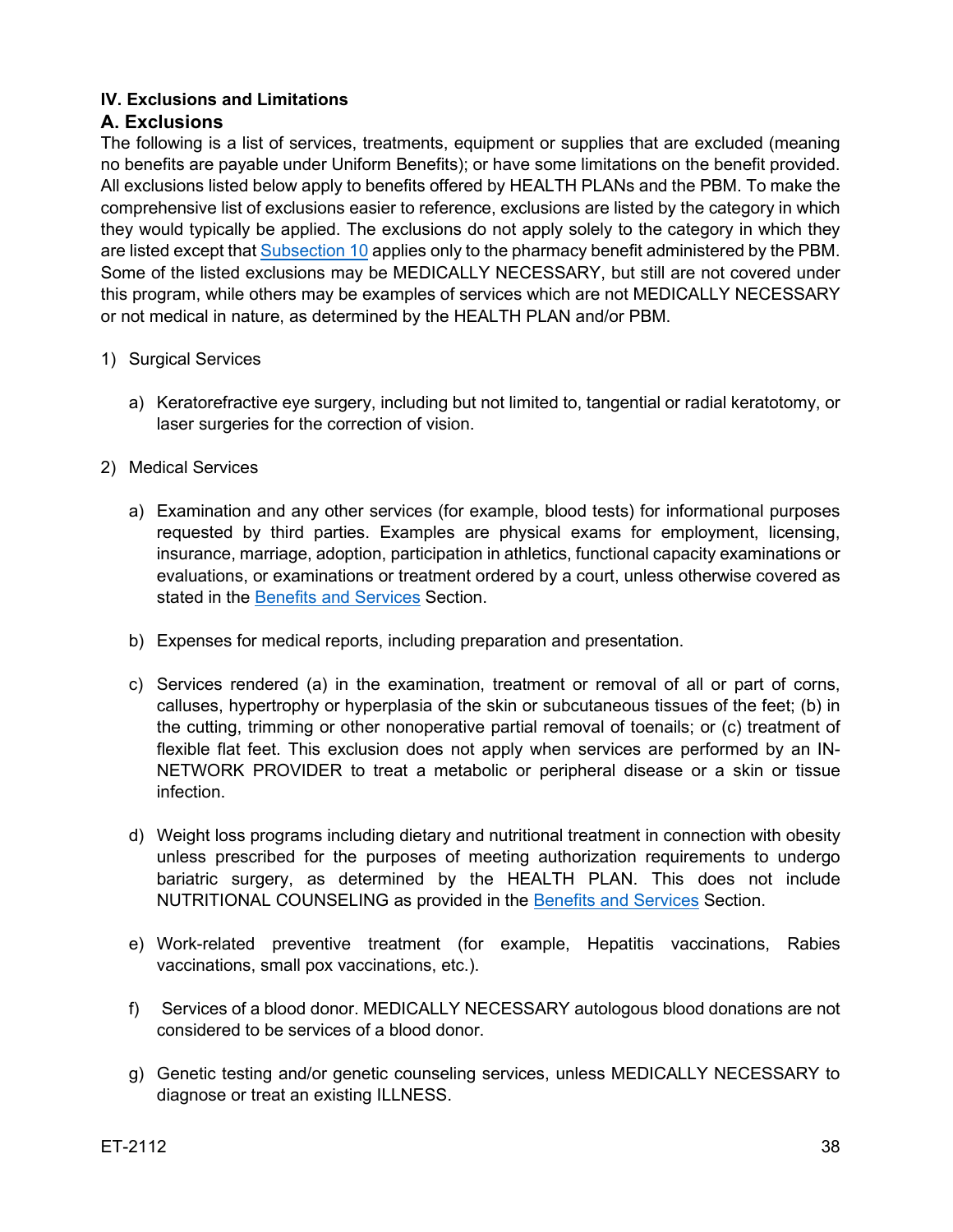## IV. Exclusions and Limitations

### A. Exclusions

The following is a list of services, treatments, equipment or supplies that are excluded (meaning no benefits are payable under Uniform Benefits); or have some limitations on the benefit provided. All exclusions listed below apply to benefits offered by HEALTH PLANs and the PBM. To make the comprehensive list of exclusions easier to reference, exclusions are listed by the category in which they would typically be applied. The exclusions do not apply solely to the category in which they are listed except that Subsection 10 applies only to the pharmacy benefit administered by the PBM. Some of the listed exclusions may be MEDICALLY NECESSARY, but still are not covered under this program, while others may be examples of services which are not MEDICALLY NECESSARY or not medical in nature, as determined by the HEALTH PLAN and/or PBM.

1) Surgical Services

   a) Keratorefractive eye surgery, including but not limited to, tangential or radial keratotomy, or laser surgeries for the correction of vision.

2) Medical Services

   a) Examination and any other services (for example, blood tests) for informational purposes requested by third parties. Examples are physical exams for employment, licensing, insurance, marriage, adoption, participation in athletics, functional capacity examinations or evaluations, or examinations or treatment ordered by a court, unless otherwise covered as stated in the Benefits and Services Section.

   b) Expenses for medical reports, including preparation and presentation.

   c) Services rendered (a) in the examination, treatment or removal of all or part of corns, calluses, hypertrophy or hyperplasia of the skin or subcutaneous tissues of the feet; (b) in the cutting, trimming or other nonoperative partial removal of toenails; or (c) treatment of flexible flat feet. This exclusion does not apply when services are performed by an IN-NETWORK PROVIDER to treat a metabolic or peripheral disease or a skin or tissue infection.

   d) Weight loss programs including dietary and nutritional treatment in connection with obesity unless prescribed for the purposes of meeting authorization requirements to undergo bariatric surgery, as determined by the HEALTH PLAN. This does not include NUTRITIONAL COUNSELING as provided in the Benefits and Services Section.

   e) Work-related preventive treatment (for example, Hepatitis vaccinations, Rabies vaccinations, small pox vaccinations, etc.).

   f) Services of a blood donor. MEDICALLY NECESSARY autologous blood donations are not considered to be services of a blood donor.

   g) Genetic testing and/or genetic counseling services, unless MEDICALLY NECESSARY to diagnose or treat an existing ILLNESS.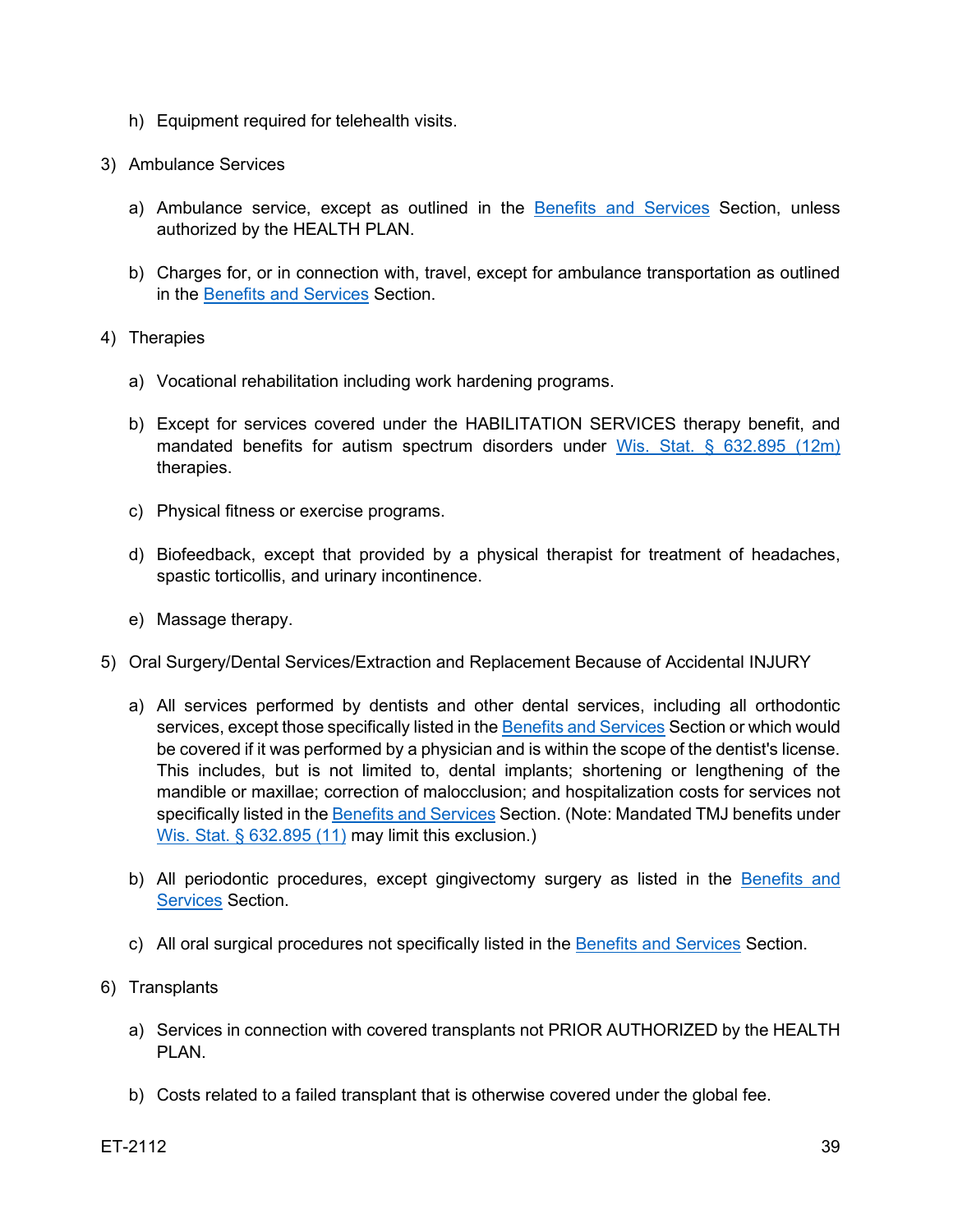h) Equipment required for telehealth visits.

3) Ambulance Services

   a) Ambulance service, except as outlined in the Benefits and Services Section, unless authorized by the HEALTH PLAN.

   b) Charges for, or in connection with, travel, except for ambulance transportation as outlined in the Benefits and Services Section.

4) Therapies

   a) Vocational rehabilitation including work hardening programs.

   b) Except for services covered under the HABILITATION SERVICES therapy benefit, and mandated benefits for autism spectrum disorders under Wis. Stat. § 632.895 (12m) therapies.

   c) Physical fitness or exercise programs.

   d) Biofeedback, except that provided by a physical therapist for treatment of headaches, spastic torticollis, and urinary incontinence.

   e) Massage therapy.

5) Oral Surgery/Dental Services/Extraction and Replacement Because of Accidental INJURY

   a) All services performed by dentists and other dental services, including all orthodontic services, except those specifically listed in the Benefits and Services Section or which would be covered if it was performed by a physician and is within the scope of the dentist's license. This includes, but is not limited to, dental implants; shortening or lengthening of the mandible or maxillae; correction of malocclusion; and hospitalization costs for services not specifically listed in the Benefits and Services Section. (Note: Mandated TMJ benefits under Wis. Stat. § 632.895 (11) may limit this exclusion.)

   b) All periodontic procedures, except gingivectomy surgery as listed in the Benefits and Services Section.

   c) All oral surgical procedures not specifically listed in the Benefits and Services Section.

6) Transplants

   a) Services in connection with covered transplants not PRIOR AUTHORIZED by the HEALTH PLAN.

   b) Costs related to a failed transplant that is otherwise covered under the global fee.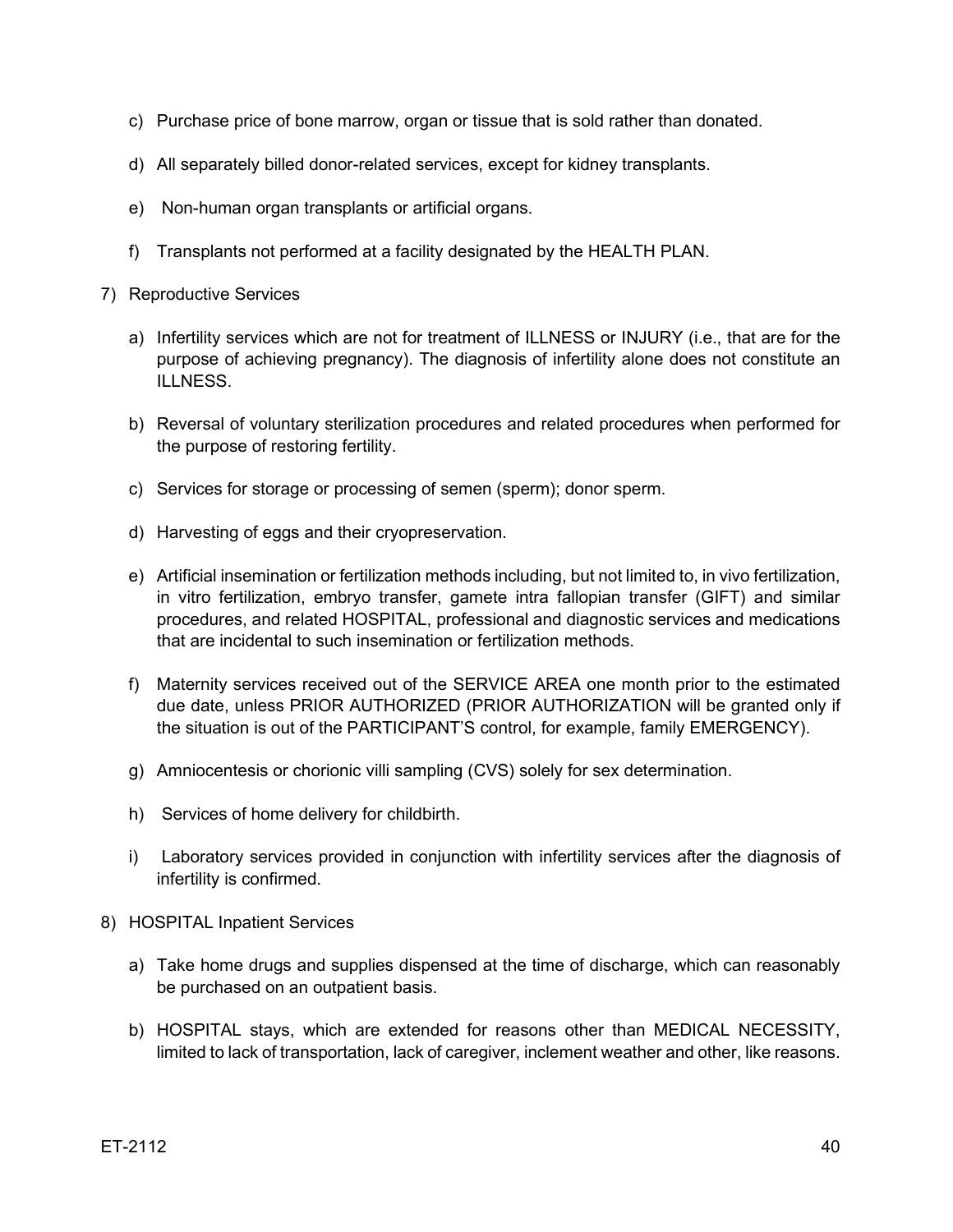c) Purchase price of bone marrow, organ or tissue that is sold rather than donated.

d) All separately billed donor-related services, except for kidney transplants.

e) Non-human organ transplants or artificial organs.

f) Transplants not performed at a facility designated by the HEALTH PLAN.

7) Reproductive Services

a) Infertility services which are not for treatment of ILLNESS or INJURY (i.e., that are for the purpose of achieving pregnancy). The diagnosis of infertility alone does not constitute an ILLNESS.

b) Reversal of voluntary sterilization procedures and related procedures when performed for the purpose of restoring fertility.

c) Services for storage or processing of semen (sperm); donor sperm.

d) Harvesting of eggs and their cryopreservation.

e) Artificial insemination or fertilization methods including, but not limited to, in vivo fertilization, in vitro fertilization, embryo transfer, gamete intra fallopian transfer (GIFT) and similar procedures, and related HOSPITAL, professional and diagnostic services and medications that are incidental to such insemination or fertilization methods.

f) Maternity services received out of the SERVICE AREA one month prior to the estimated due date, unless PRIOR AUTHORIZED (PRIOR AUTHORIZATION will be granted only if the situation is out of the PARTICIPANT'S control, for example, family EMERGENCY).

g) Amniocentesis or chorionic villi sampling (CVS) solely for sex determination.

h) Services of home delivery for childbirth.

i) Laboratory services provided in conjunction with infertility services after the diagnosis of infertility is confirmed.

8) HOSPITAL Inpatient Services

a) Take home drugs and supplies dispensed at the time of discharge, which can reasonably be purchased on an outpatient basis.

b) HOSPITAL stays, which are extended for reasons other than MEDICAL NECESSITY, limited to lack of transportation, lack of caregiver, inclement weather and other, like reasons.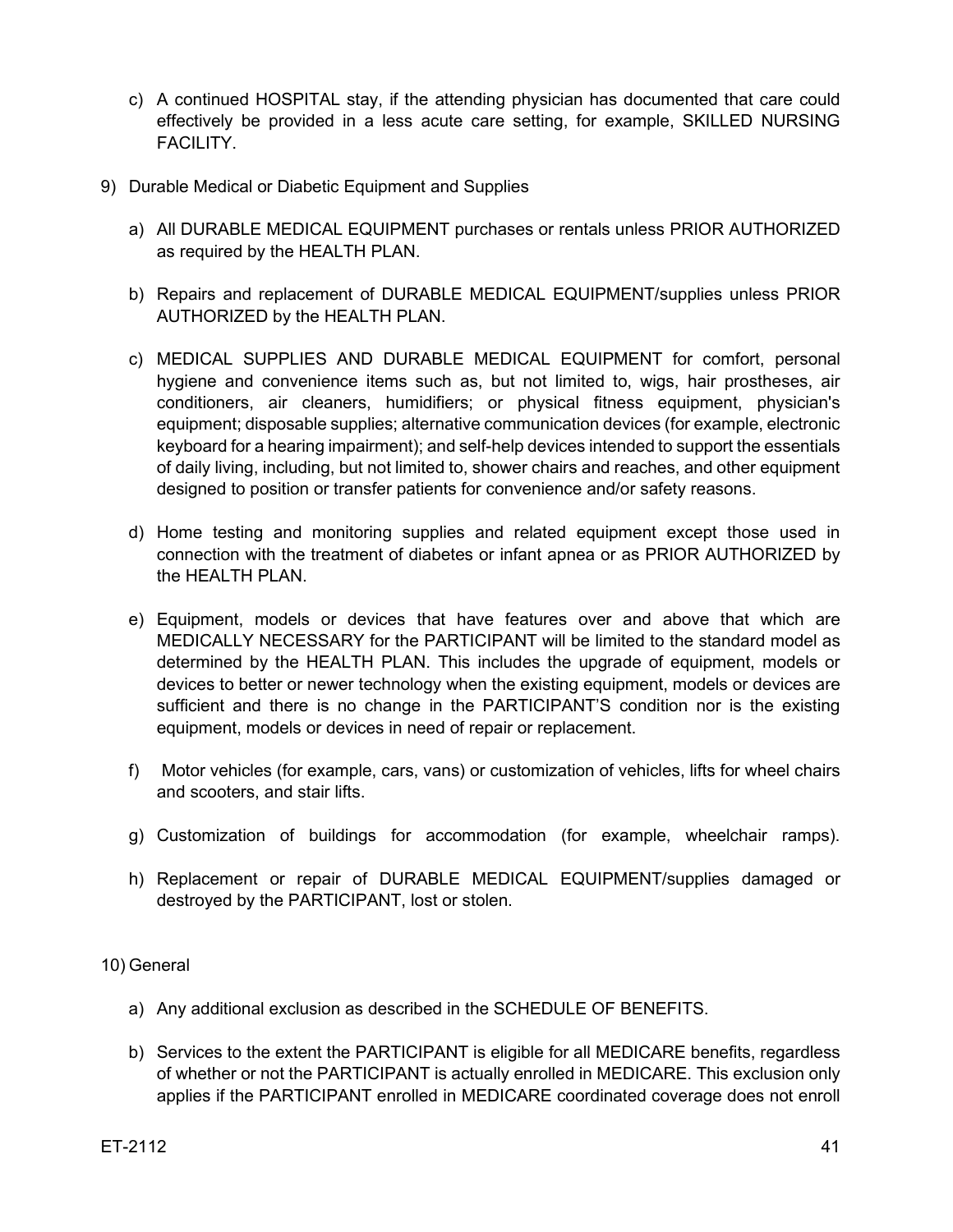c) A continued HOSPITAL stay, if the attending physician has documented that care could effectively be provided in a less acute care setting, for example, SKILLED NURSING FACILITY.

9) Durable Medical or Diabetic Equipment and Supplies

   a) All DURABLE MEDICAL EQUIPMENT purchases or rentals unless PRIOR AUTHORIZED as required by the HEALTH PLAN.

   b) Repairs and replacement of DURABLE MEDICAL EQUIPMENT/supplies unless PRIOR AUTHORIZED by the HEALTH PLAN.

   c) MEDICAL SUPPLIES AND DURABLE MEDICAL EQUIPMENT for comfort, personal hygiene and convenience items such as, but not limited to, wigs, hair prostheses, air conditioners, air cleaners, humidifiers; or physical fitness equipment, physician's equipment; disposable supplies; alternative communication devices (for example, electronic keyboard for a hearing impairment); and self-help devices intended to support the essentials of daily living, including, but not limited to, shower chairs and reaches, and other equipment designed to position or transfer patients for convenience and/or safety reasons.

   d) Home testing and monitoring supplies and related equipment except those used in connection with the treatment of diabetes or infant apnea or as PRIOR AUTHORIZED by the HEALTH PLAN.

   e) Equipment, models or devices that have features over and above that which are MEDICALLY NECESSARY for the PARTICIPANT will be limited to the standard model as determined by the HEALTH PLAN. This includes the upgrade of equipment, models or devices to better or newer technology when the existing equipment, models or devices are sufficient and there is no change in the PARTICIPANT'S condition nor is the existing equipment, models or devices in need of repair or replacement.

   f) Motor vehicles (for example, cars, vans) or customization of vehicles, lifts for wheel chairs and scooters, and stair lifts.

   g) Customization of buildings for accommodation (for example, wheelchair ramps).

   h) Replacement or repair of DURABLE MEDICAL EQUIPMENT/supplies damaged or destroyed by the PARTICIPANT, lost or stolen.

10) General

   a) Any additional exclusion as described in the SCHEDULE OF BENEFITS.

   b) Services to the extent the PARTICIPANT is eligible for all MEDICARE benefits, regardless of whether or not the PARTICIPANT is actually enrolled in MEDICARE. This exclusion only applies if the PARTICIPANT enrolled in MEDICARE coordinated coverage does not enroll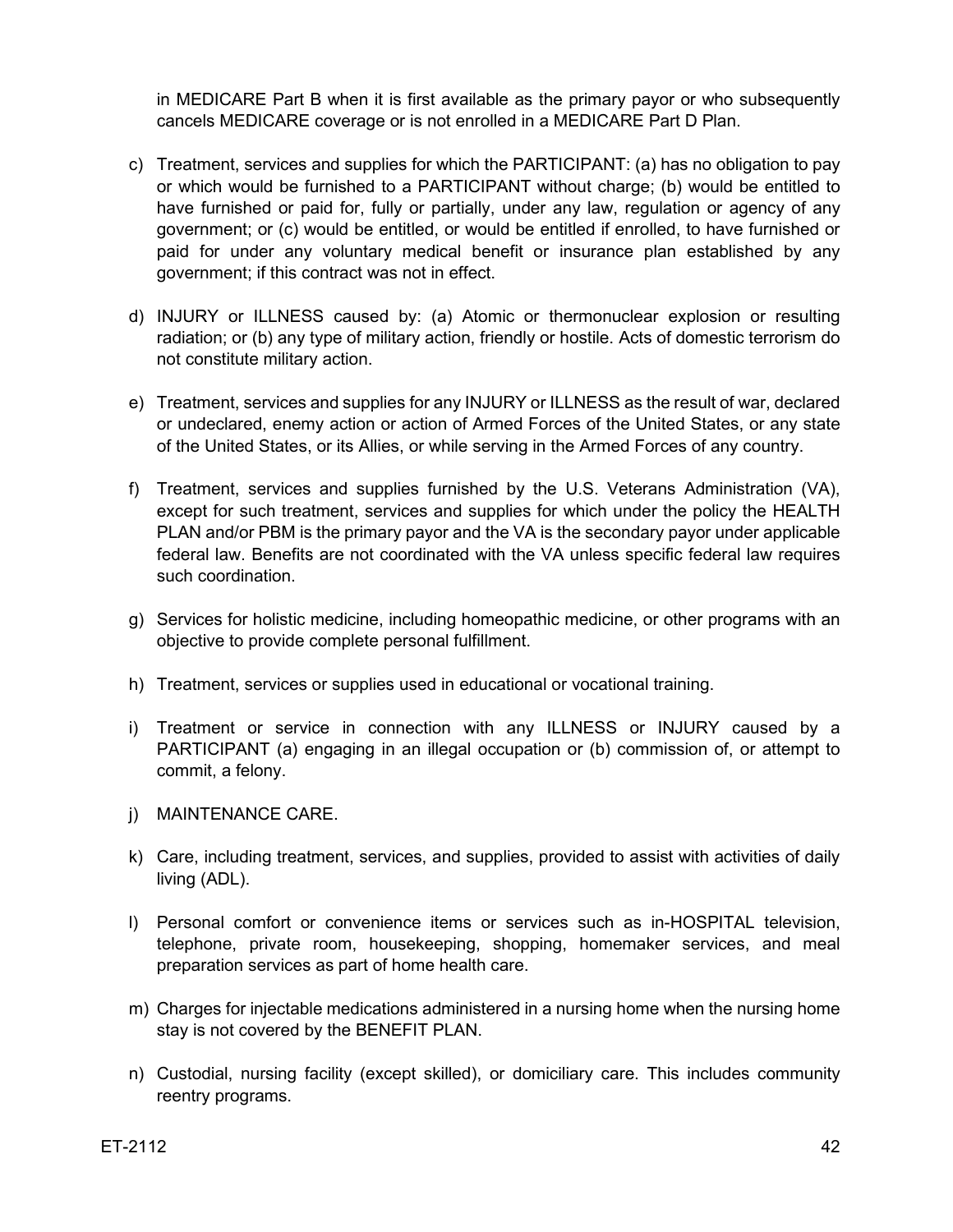in MEDICARE Part B when it is first available as the primary payor or who subsequently cancels MEDICARE coverage or is not enrolled in a MEDICARE Part D Plan.

c) Treatment, services and supplies for which the PARTICIPANT: (a) has no obligation to pay or which would be furnished to a PARTICIPANT without charge; (b) would be entitled to have furnished or paid for, fully or partially, under any law, regulation or agency of any government; or (c) would be entitled, or would be entitled if enrolled, to have furnished or paid for under any voluntary medical benefit or insurance plan established by any government; if this contract was not in effect.

d) INJURY or ILLNESS caused by: (a) Atomic or thermonuclear explosion or resulting radiation; or (b) any type of military action, friendly or hostile. Acts of domestic terrorism do not constitute military action.

e) Treatment, services and supplies for any INJURY or ILLNESS as the result of war, declared or undeclared, enemy action or action of Armed Forces of the United States, or any state of the United States, or its Allies, or while serving in the Armed Forces of any country.

f) Treatment, services and supplies furnished by the U.S. Veterans Administration (VA), except for such treatment, services and supplies for which under the policy the HEALTH PLAN and/or PBM is the primary payor and the VA is the secondary payor under applicable federal law. Benefits are not coordinated with the VA unless specific federal law requires such coordination.

g) Services for holistic medicine, including homeopathic medicine, or other programs with an objective to provide complete personal fulfillment.

h) Treatment, services or supplies used in educational or vocational training.

i) Treatment or service in connection with any ILLNESS or INJURY caused by a PARTICIPANT (a) engaging in an illegal occupation or (b) commission of, or attempt to commit, a felony.

j) MAINTENANCE CARE.

k) Care, including treatment, services, and supplies, provided to assist with activities of daily living (ADL).

l) Personal comfort or convenience items or services such as in-HOSPITAL television, telephone, private room, housekeeping, shopping, homemaker services, and meal preparation services as part of home health care.

m) Charges for injectable medications administered in a nursing home when the nursing home stay is not covered by the BENEFIT PLAN.

n) Custodial, nursing facility (except skilled), or domiciliary care. This includes community reentry programs.

ET-2112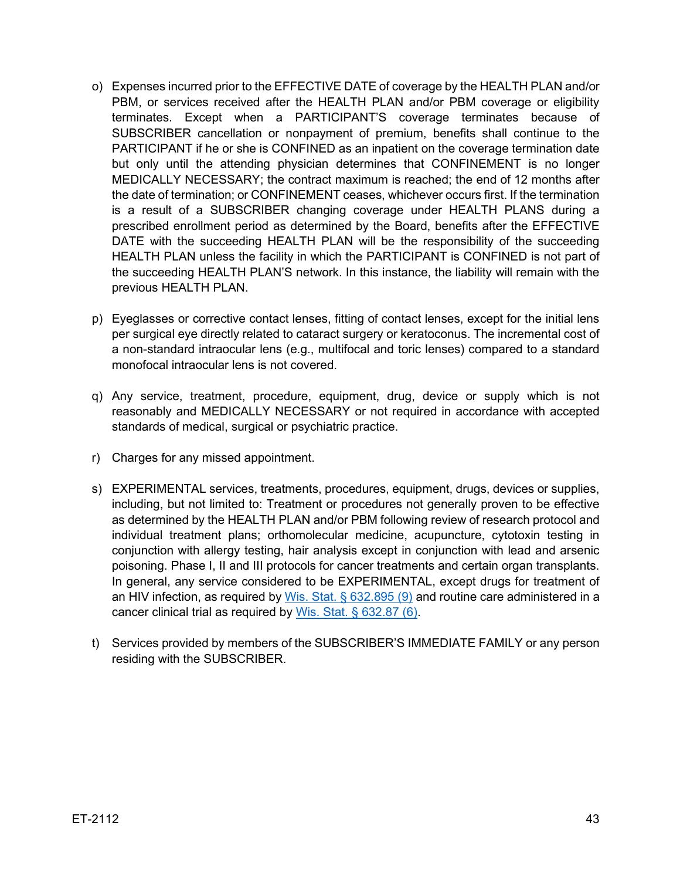o) Expenses incurred prior to the EFFECTIVE DATE of coverage by the HEALTH PLAN and/or PBM, or services received after the HEALTH PLAN and/or PBM coverage or eligibility terminates. Except when a PARTICIPANT'S coverage terminates because of SUBSCRIBER cancellation or nonpayment of premium, benefits shall continue to the PARTICIPANT if he or she is CONFINED as an inpatient on the coverage termination date but only until the attending physician determines that CONFINEMENT is no longer MEDICALLY NECESSARY; the contract maximum is reached; the end of 12 months after the date of termination; or CONFINEMENT ceases, whichever occurs first. If the termination is a result of a SUBSCRIBER changing coverage under HEALTH PLANS during a prescribed enrollment period as determined by the Board, benefits after the EFFECTIVE DATE with the succeeding HEALTH PLAN will be the responsibility of the succeeding HEALTH PLAN unless the facility in which the PARTICIPANT is CONFINED is not part of the succeeding HEALTH PLAN'S network. In this instance, the liability will remain with the previous HEALTH PLAN.

p) Eyeglasses or corrective contact lenses, fitting of contact lenses, except for the initial lens per surgical eye directly related to cataract surgery or keratoconus. The incremental cost of a non-standard intraocular lens (e.g., multifocal and toric lenses) compared to a standard monofocal intraocular lens is not covered.

q) Any service, treatment, procedure, equipment, drug, device or supply which is not reasonably and MEDICALLY NECESSARY or not required in accordance with accepted standards of medical, surgical or psychiatric practice.

r) Charges for any missed appointment.

s) EXPERIMENTAL services, treatments, procedures, equipment, drugs, devices or supplies, including, but not limited to: Treatment or procedures not generally proven to be effective as determined by the HEALTH PLAN and/or PBM following review of research protocol and individual treatment plans; orthomolecular medicine, acupuncture, cytotoxin testing in conjunction with allergy testing, hair analysis except in conjunction with lead and arsenic poisoning. Phase I, II and III protocols for cancer treatments and certain organ transplants. In general, any service considered to be EXPERIMENTAL, except drugs for treatment of an HIV infection, as required by Wis. Stat. § 632.895 (9) and routine care administered in a cancer clinical trial as required by Wis. Stat. § 632.87 (6).

t) Services provided by members of the SUBSCRIBER'S IMMEDIATE FAMILY or any person residing with the SUBSCRIBER.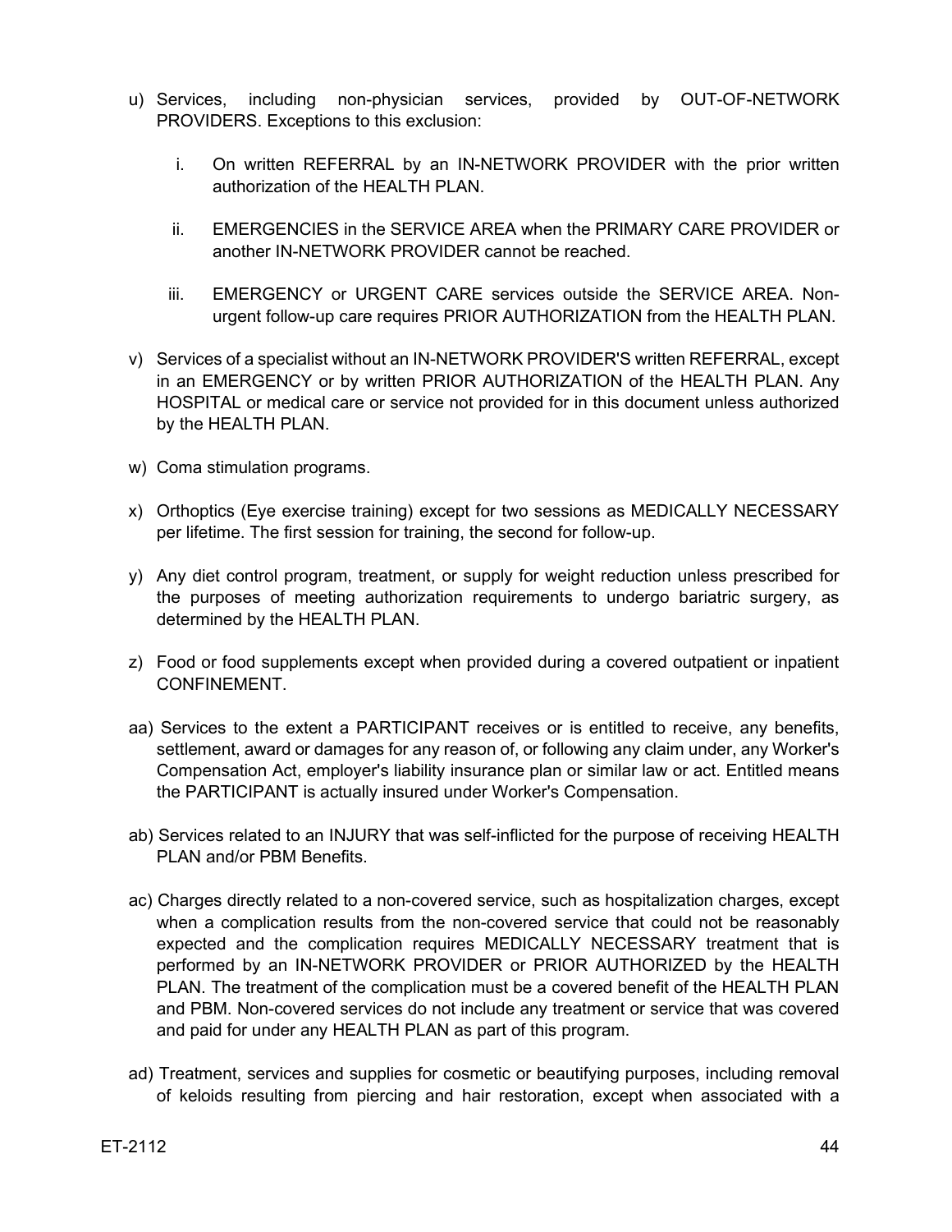u) Services, including non-physician services, provided by OUT-OF-NETWORK PROVIDERS. Exceptions to this exclusion:

   i. On written REFERRAL by an IN-NETWORK PROVIDER with the prior written authorization of the HEALTH PLAN.

   ii. EMERGENCIES in the SERVICE AREA when the PRIMARY CARE PROVIDER or another IN-NETWORK PROVIDER cannot be reached.

   iii. EMERGENCY or URGENT CARE services outside the SERVICE AREA. Non-urgent follow-up care requires PRIOR AUTHORIZATION from the HEALTH PLAN.

v) Services of a specialist without an IN-NETWORK PROVIDER'S written REFERRAL, except in an EMERGENCY or by written PRIOR AUTHORIZATION of the HEALTH PLAN. Any HOSPITAL or medical care or service not provided for in this document unless authorized by the HEALTH PLAN.

w) Coma stimulation programs.

x) Orthoptics (Eye exercise training) except for two sessions as MEDICALLY NECESSARY per lifetime. The first session for training, the second for follow-up.

y) Any diet control program, treatment, or supply for weight reduction unless prescribed for the purposes of meeting authorization requirements to undergo bariatric surgery, as determined by the HEALTH PLAN.

z) Food or food supplements except when provided during a covered outpatient or inpatient CONFINEMENT.

aa) Services to the extent a PARTICIPANT receives or is entitled to receive, any benefits, settlement, award or damages for any reason of, or following any claim under, any Worker's Compensation Act, employer's liability insurance plan or similar law or act. Entitled means the PARTICIPANT is actually insured under Worker's Compensation.

ab) Services related to an INJURY that was self-inflicted for the purpose of receiving HEALTH PLAN and/or PBM Benefits.

ac) Charges directly related to a non-covered service, such as hospitalization charges, except when a complication results from the non-covered service that could not be reasonably expected and the complication requires MEDICALLY NECESSARY treatment that is performed by an IN-NETWORK PROVIDER or PRIOR AUTHORIZED by the HEALTH PLAN. The treatment of the complication must be a covered benefit of the HEALTH PLAN and PBM. Non-covered services do not include any treatment or service that was covered and paid for under any HEALTH PLAN as part of this program.

ad) Treatment, services and supplies for cosmetic or beautifying purposes, including removal of keloids resulting from piercing and hair restoration, except when associated with a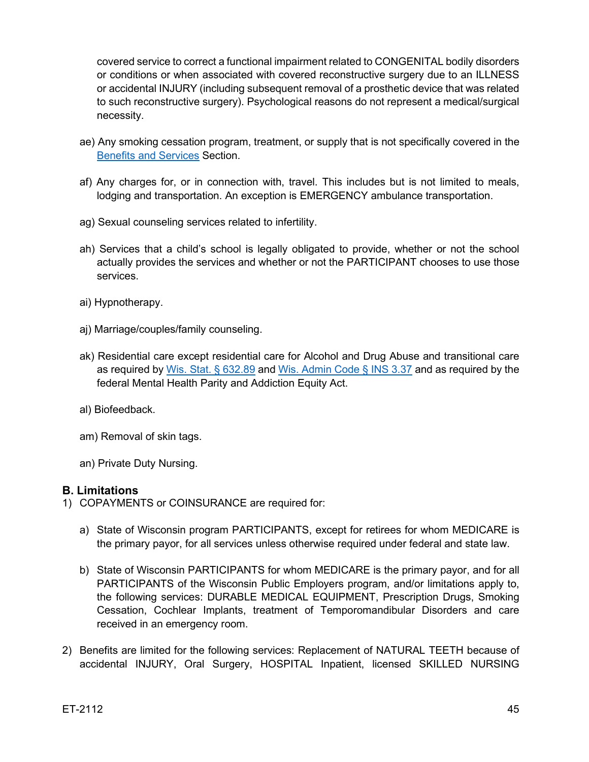covered service to correct a functional impairment related to CONGENITAL bodily disorders or conditions or when associated with covered reconstructive surgery due to an ILLNESS or accidental INJURY (including subsequent removal of a prosthetic device that was related to such reconstructive surgery). Psychological reasons do not represent a medical/surgical necessity.

ae) Any smoking cessation program, treatment, or supply that is not specifically covered in the Benefits and Services Section.

af) Any charges for, or in connection with, travel. This includes but is not limited to meals, lodging and transportation. An exception is EMERGENCY ambulance transportation.

ag) Sexual counseling services related to infertility.

ah) Services that a child's school is legally obligated to provide, whether or not the school actually provides the services and whether or not the PARTICIPANT chooses to use those services.

ai) Hypnotherapy.

aj) Marriage/couples/family counseling.

ak) Residential care except residential care for Alcohol and Drug Abuse and transitional care as required by Wis. Stat. § 632.89 and Wis. Admin Code § INS 3.37 and as required by the federal Mental Health Parity and Addiction Equity Act.

al) Biofeedback.

am) Removal of skin tags.

an) Private Duty Nursing.

## B. Limitations

1) COPAYMENTS or COINSURANCE are required for:

   a) State of Wisconsin program PARTICIPANTS, except for retirees for whom MEDICARE is the primary payor, for all services unless otherwise required under federal and state law.

   b) State of Wisconsin PARTICIPANTS for whom MEDICARE is the primary payor, and for all PARTICIPANTS of the Wisconsin Public Employers program, and/or limitations apply to, the following services: DURABLE MEDICAL EQUIPMENT, Prescription Drugs, Smoking Cessation, Cochlear Implants, treatment of Temporomandibular Disorders and care received in an emergency room.

2) Benefits are limited for the following services: Replacement of NATURAL TEETH because of accidental INJURY, Oral Surgery, HOSPITAL Inpatient, licensed SKILLED NURSING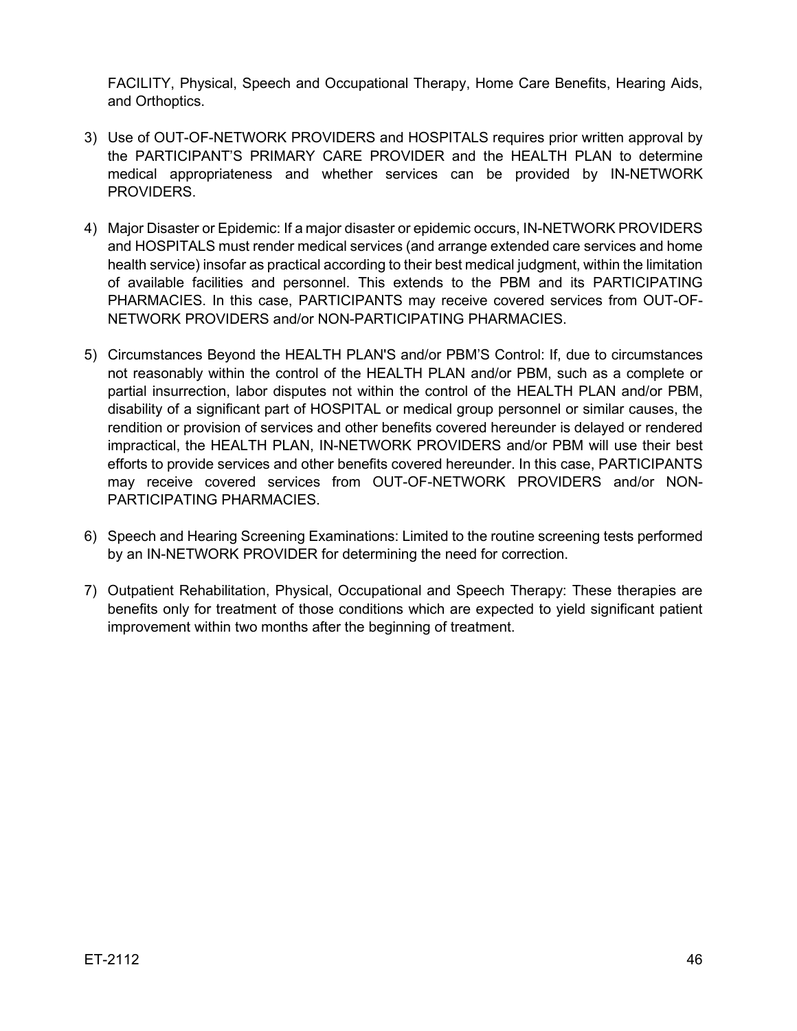FACILITY, Physical, Speech and Occupational Therapy, Home Care Benefits, Hearing Aids, and Orthoptics.

3) Use of OUT-OF-NETWORK PROVIDERS and HOSPITALS requires prior written approval by the PARTICIPANT'S PRIMARY CARE PROVIDER and the HEALTH PLAN to determine medical appropriateness and whether services can be provided by IN-NETWORK PROVIDERS.

4) Major Disaster or Epidemic: If a major disaster or epidemic occurs, IN-NETWORK PROVIDERS and HOSPITALS must render medical services (and arrange extended care services and home health service) insofar as practical according to their best medical judgment, within the limitation of available facilities and personnel. This extends to the PBM and its PARTICIPATING PHARMACIES. In this case, PARTICIPANTS may receive covered services from OUT-OF-NETWORK PROVIDERS and/or NON-PARTICIPATING PHARMACIES.

5) Circumstances Beyond the HEALTH PLAN'S and/or PBM'S Control: If, due to circumstances not reasonably within the control of the HEALTH PLAN and/or PBM, such as a complete or partial insurrection, labor disputes not within the control of the HEALTH PLAN and/or PBM, disability of a significant part of HOSPITAL or medical group personnel or similar causes, the rendition or provision of services and other benefits covered hereunder is delayed or rendered impractical, the HEALTH PLAN, IN-NETWORK PROVIDERS and/or PBM will use their best efforts to provide services and other benefits covered hereunder. In this case, PARTICIPANTS may receive covered services from OUT-OF-NETWORK PROVIDERS and/or NON-PARTICIPATING PHARMACIES.

6) Speech and Hearing Screening Examinations: Limited to the routine screening tests performed by an IN-NETWORK PROVIDER for determining the need for correction.

7) Outpatient Rehabilitation, Physical, Occupational and Speech Therapy: These therapies are benefits only for treatment of those conditions which are expected to yield significant patient improvement within two months after the beginning of treatment.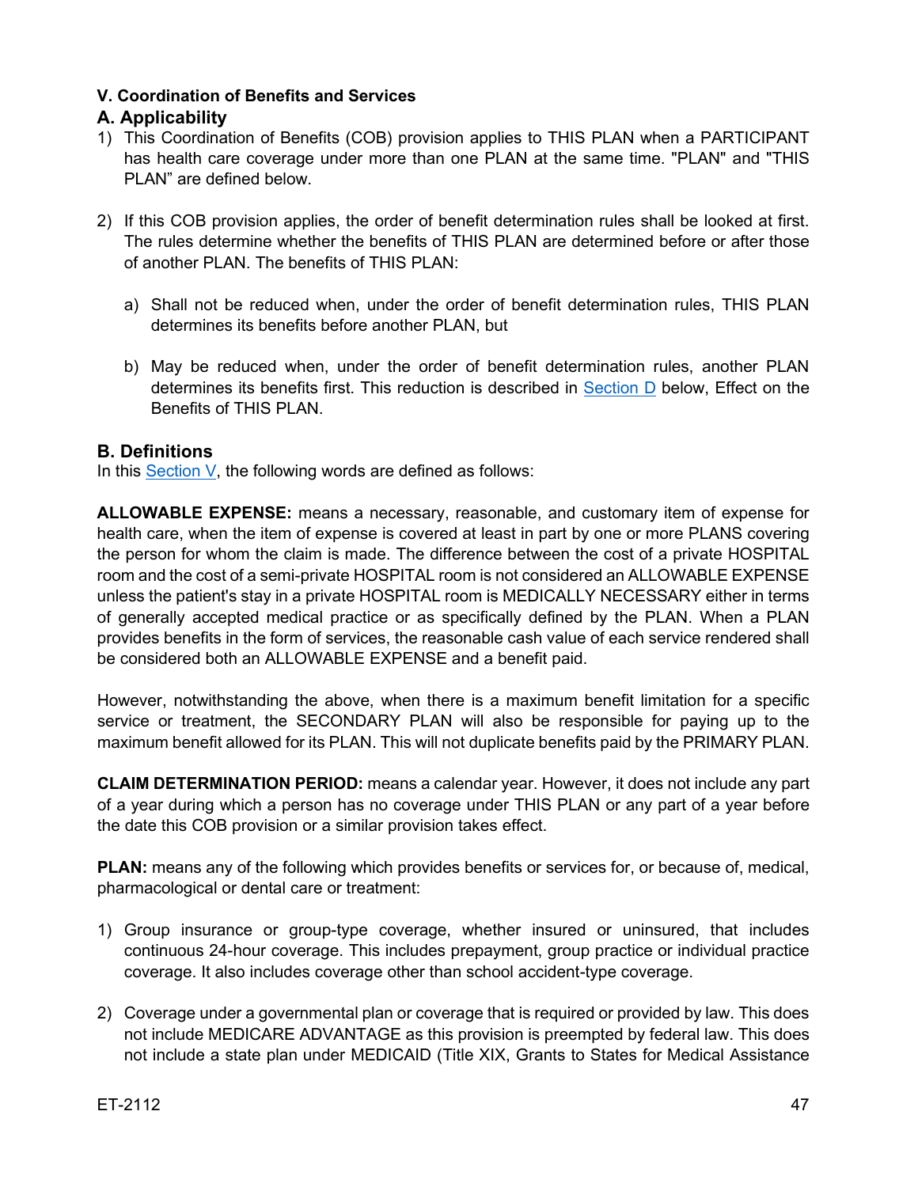### V. Coordination of Benefits and Services

### A. Applicability

1) This Coordination of Benefits (COB) provision applies to THIS PLAN when a PARTICIPANT has health care coverage under more than one PLAN at the same time. "PLAN" and "THIS PLAN" are defined below.

2) If this COB provision applies, the order of benefit determination rules shall be looked at first. The rules determine whether the benefits of THIS PLAN are determined before or after those of another PLAN. The benefits of THIS PLAN:

   a) Shall not be reduced when, under the order of benefit determination rules, THIS PLAN determines its benefits before another PLAN, but

   b) May be reduced when, under the order of benefit determination rules, another PLAN determines its benefits first. This reduction is described in Section D below, Effect on the Benefits of THIS PLAN.

### B. Definitions

In this Section V, the following words are defined as follows:

**ALLOWABLE EXPENSE:** means a necessary, reasonable, and customary item of expense for health care, when the item of expense is covered at least in part by one or more PLANS covering the person for whom the claim is made. The difference between the cost of a private HOSPITAL room and the cost of a semi-private HOSPITAL room is not considered an ALLOWABLE EXPENSE unless the patient's stay in a private HOSPITAL room is MEDICALLY NECESSARY either in terms of generally accepted medical practice or as specifically defined by the PLAN. When a PLAN provides benefits in the form of services, the reasonable cash value of each service rendered shall be considered both an ALLOWABLE EXPENSE and a benefit paid.

However, notwithstanding the above, when there is a maximum benefit limitation for a specific service or treatment, the SECONDARY PLAN will also be responsible for paying up to the maximum benefit allowed for its PLAN. This will not duplicate benefits paid by the PRIMARY PLAN.

**CLAIM DETERMINATION PERIOD:** means a calendar year. However, it does not include any part of a year during which a person has no coverage under THIS PLAN or any part of a year before the date this COB provision or a similar provision takes effect.

**PLAN:** means any of the following which provides benefits or services for, or because of, medical, pharmacological or dental care or treatment:

1) Group insurance or group-type coverage, whether insured or uninsured, that includes continuous 24-hour coverage. This includes prepayment, group practice or individual practice coverage. It also includes coverage other than school accident-type coverage.

2) Coverage under a governmental plan or coverage that is required or provided by law. This does not include MEDICARE ADVANTAGE as this provision is preempted by federal law. This does not include a state plan under MEDICAID (Title XIX, Grants to States for Medical Assistance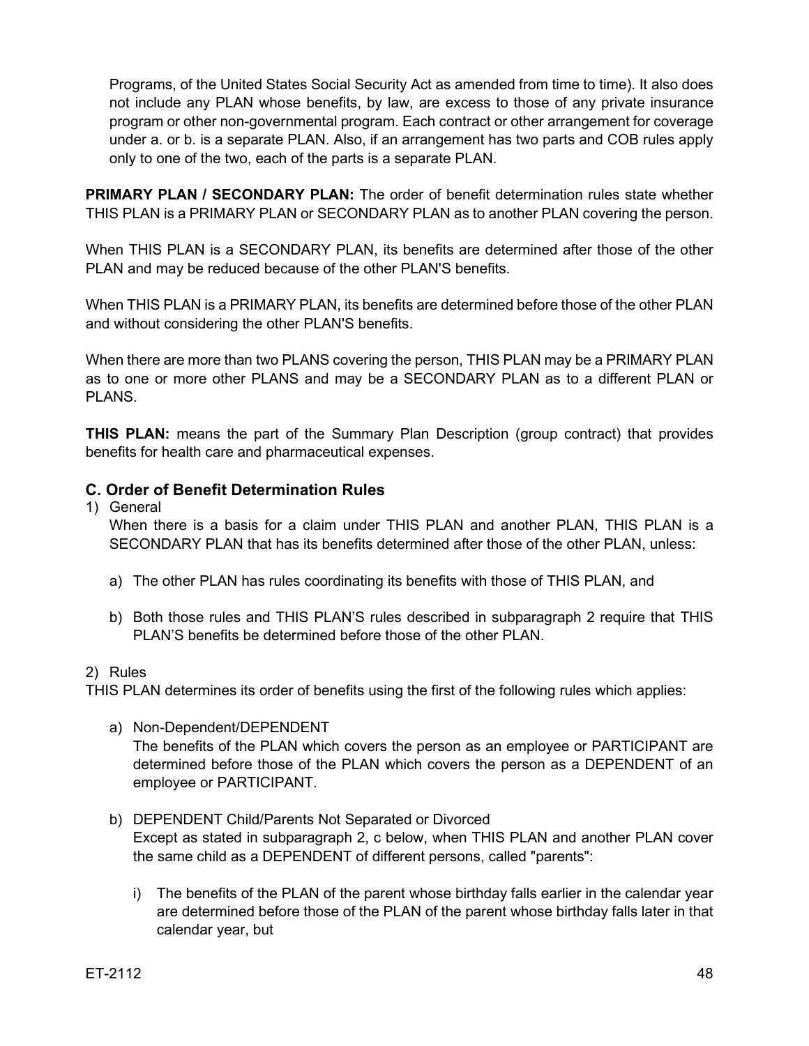Programs, of the United States Social Security Act as amended from time to time). It also does not include any PLAN whose benefits, by law, are excess to those of any private insurance program or other non-governmental program. Each contract or other arrangement for coverage under a. or b. is a separate PLAN. Also, if an arrangement has two parts and COB rules apply only to one of the two, each of the parts is a separate PLAN.

**PRIMARY PLAN / SECONDARY PLAN:** The order of benefit determination rules state whether THIS PLAN is a PRIMARY PLAN or SECONDARY PLAN as to another PLAN covering the person.

When THIS PLAN is a SECONDARY PLAN, its benefits are determined after those of the other PLAN and may be reduced because of the other PLAN'S benefits.

When THIS PLAN is a PRIMARY PLAN, its benefits are determined before those of the other PLAN and without considering the other PLAN'S benefits.

When there are more than two PLANS covering the person, THIS PLAN may be a PRIMARY PLAN as to one or more other PLANS and may be a SECONDARY PLAN as to a different PLAN or PLANS.

**THIS PLAN:** means the part of the Summary Plan Description (group contract) that provides benefits for health care and pharmaceutical expenses.

## C. Order of Benefit Determination Rules

1) General

   When there is a basis for a claim under THIS PLAN and another PLAN, THIS PLAN is a SECONDARY PLAN that has its benefits determined after those of the other PLAN, unless:

   a) The other PLAN has rules coordinating its benefits with those of THIS PLAN, and

   b) Both those rules and THIS PLAN'S rules described in subparagraph 2 require that THIS PLAN'S benefits be determined before those of the other PLAN.

2) Rules

THIS PLAN determines its order of benefits using the first of the following rules which applies:

   a) Non-Dependent/DEPENDENT

      The benefits of the PLAN which covers the person as an employee or PARTICIPANT are determined before those of the PLAN which covers the person as a DEPENDENT of an employee or PARTICIPANT.

   b) DEPENDENT Child/Parents Not Separated or Divorced

      Except as stated in subparagraph 2, c below, when THIS PLAN and another PLAN cover the same child as a DEPENDENT of different persons, called "parents":

      i) The benefits of the PLAN of the parent whose birthday falls earlier in the calendar year are determined before those of the PLAN of the parent whose birthday falls later in that calendar year, but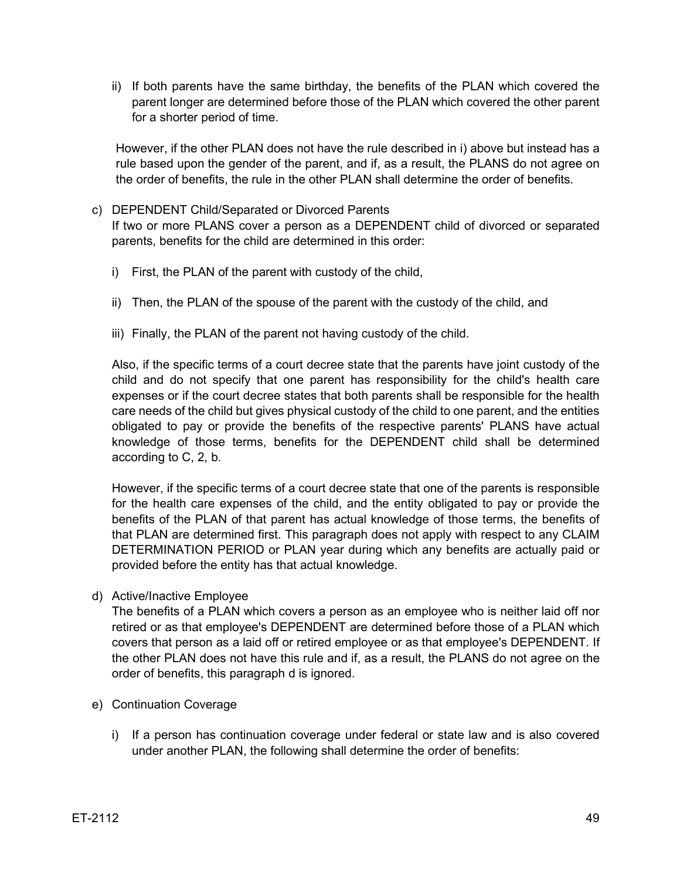ii) If both parents have the same birthday, the benefits of the PLAN which covered the parent longer are determined before those of the PLAN which covered the other parent for a shorter period of time.

However, if the other PLAN does not have the rule described in i) above but instead has a rule based upon the gender of the parent, and if, as a result, the PLANS do not agree on the order of benefits, the rule in the other PLAN shall determine the order of benefits.

c) DEPENDENT Child/Separated or Divorced Parents
If two or more PLANS cover a person as a DEPENDENT child of divorced or separated parents, benefits for the child are determined in this order:

i) First, the PLAN of the parent with custody of the child,

ii) Then, the PLAN of the spouse of the parent with the custody of the child, and

iii) Finally, the PLAN of the parent not having custody of the child.

Also, if the specific terms of a court decree state that the parents have joint custody of the child and do not specify that one parent has responsibility for the child's health care expenses or if the court decree states that both parents shall be responsible for the health care needs of the child but gives physical custody of the child to one parent, and the entities obligated to pay or provide the benefits of the respective parents' PLANS have actual knowledge of those terms, benefits for the DEPENDENT child shall be determined according to C, 2, b.

However, if the specific terms of a court decree state that one of the parents is responsible for the health care expenses of the child, and the entity obligated to pay or provide the benefits of the PLAN of that parent has actual knowledge of those terms, the benefits of that PLAN are determined first. This paragraph does not apply with respect to any CLAIM DETERMINATION PERIOD or PLAN year during which any benefits are actually paid or provided before the entity has that actual knowledge.

d) Active/Inactive Employee
The benefits of a PLAN which covers a person as an employee who is neither laid off nor retired or as that employee's DEPENDENT are determined before those of a PLAN which covers that person as a laid off or retired employee or as that employee's DEPENDENT. If the other PLAN does not have this rule and if, as a result, the PLANS do not agree on the order of benefits, this paragraph d is ignored.

e) Continuation Coverage

i) If a person has continuation coverage under federal or state law and is also covered under another PLAN, the following shall determine the order of benefits: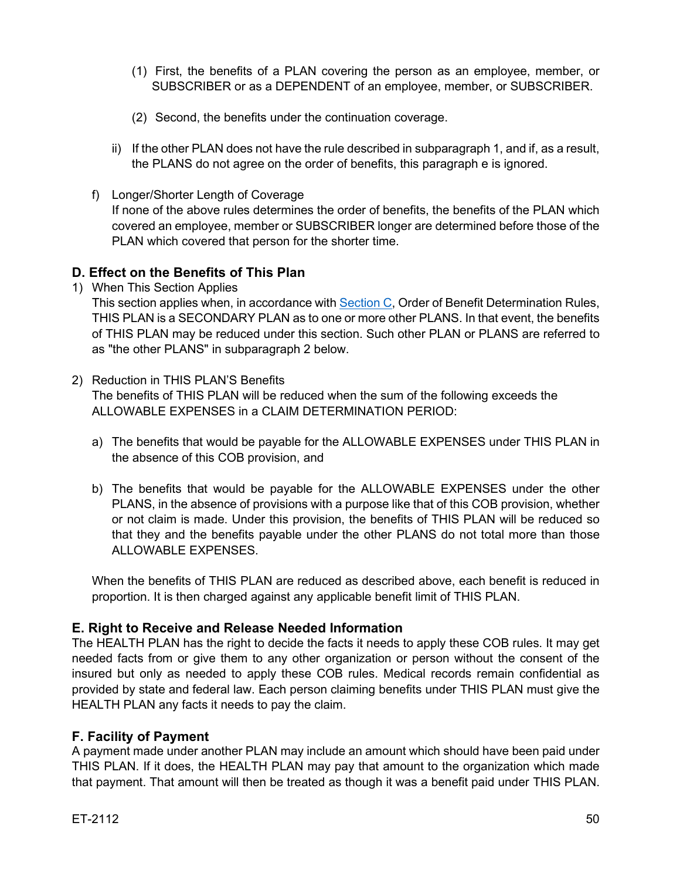(1) First, the benefits of a PLAN covering the person as an employee, member, or SUBSCRIBER or as a DEPENDENT of an employee, member, or SUBSCRIBER.

(2) Second, the benefits under the continuation coverage.

ii) If the other PLAN does not have the rule described in subparagraph 1, and if, as a result, the PLANS do not agree on the order of benefits, this paragraph e is ignored.

f) Longer/Shorter Length of Coverage
If none of the above rules determines the order of benefits, the benefits of the PLAN which covered an employee, member or SUBSCRIBER longer are determined before those of the PLAN which covered that person for the shorter time.

### D. Effect on the Benefits of This Plan

1) When This Section Applies
This section applies when, in accordance with Section C, Order of Benefit Determination Rules, THIS PLAN is a SECONDARY PLAN as to one or more other PLANS. In that event, the benefits of THIS PLAN may be reduced under this section. Such other PLAN or PLANS are referred to as "the other PLANS" in subparagraph 2 below.

2) Reduction in THIS PLAN'S Benefits
The benefits of THIS PLAN will be reduced when the sum of the following exceeds the ALLOWABLE EXPENSES in a CLAIM DETERMINATION PERIOD:

a) The benefits that would be payable for the ALLOWABLE EXPENSES under THIS PLAN in the absence of this COB provision, and

b) The benefits that would be payable for the ALLOWABLE EXPENSES under the other PLANS, in the absence of provisions with a purpose like that of this COB provision, whether or not claim is made. Under this provision, the benefits of THIS PLAN will be reduced so that they and the benefits payable under the other PLANS do not total more than those ALLOWABLE EXPENSES.

When the benefits of THIS PLAN are reduced as described above, each benefit is reduced in proportion. It is then charged against any applicable benefit limit of THIS PLAN.

### E. Right to Receive and Release Needed Information

The HEALTH PLAN has the right to decide the facts it needs to apply these COB rules. It may get needed facts from or give them to any other organization or person without the consent of the insured but only as needed to apply these COB rules. Medical records remain confidential as provided by state and federal law. Each person claiming benefits under THIS PLAN must give the HEALTH PLAN any facts it needs to pay the claim.

### F. Facility of Payment

A payment made under another PLAN may include an amount which should have been paid under THIS PLAN. If it does, the HEALTH PLAN may pay that amount to the organization which made that payment. That amount will then be treated as though it was a benefit paid under THIS PLAN.

ET-2112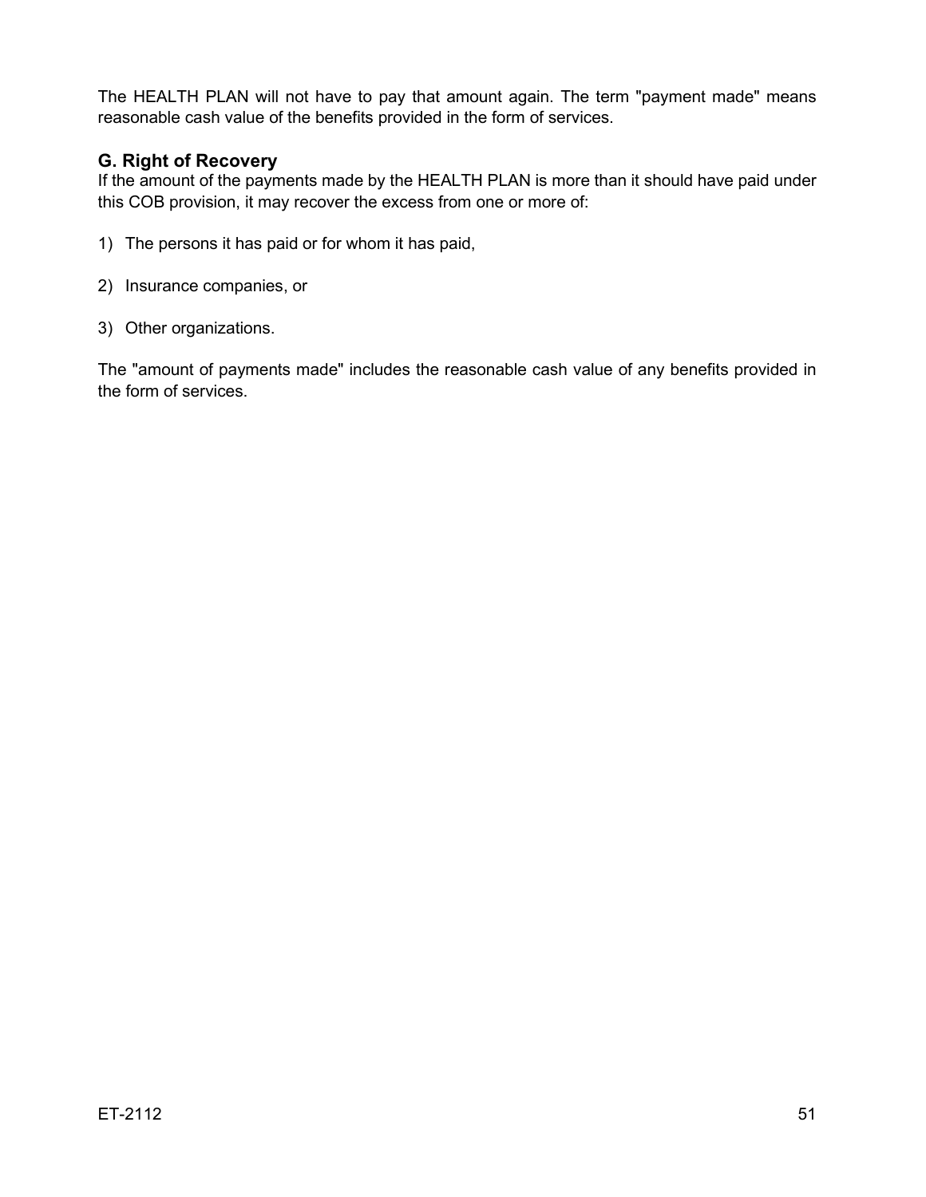The HEALTH PLAN will not have to pay that amount again. The term "payment made" means reasonable cash value of the benefits provided in the form of services.

### G. Right of Recovery

If the amount of the payments made by the HEALTH PLAN is more than it should have paid under this COB provision, it may recover the excess from one or more of:

1) The persons it has paid or for whom it has paid,

2) Insurance companies, or

3) Other organizations.

The "amount of payments made" includes the reasonable cash value of any benefits provided in the form of services.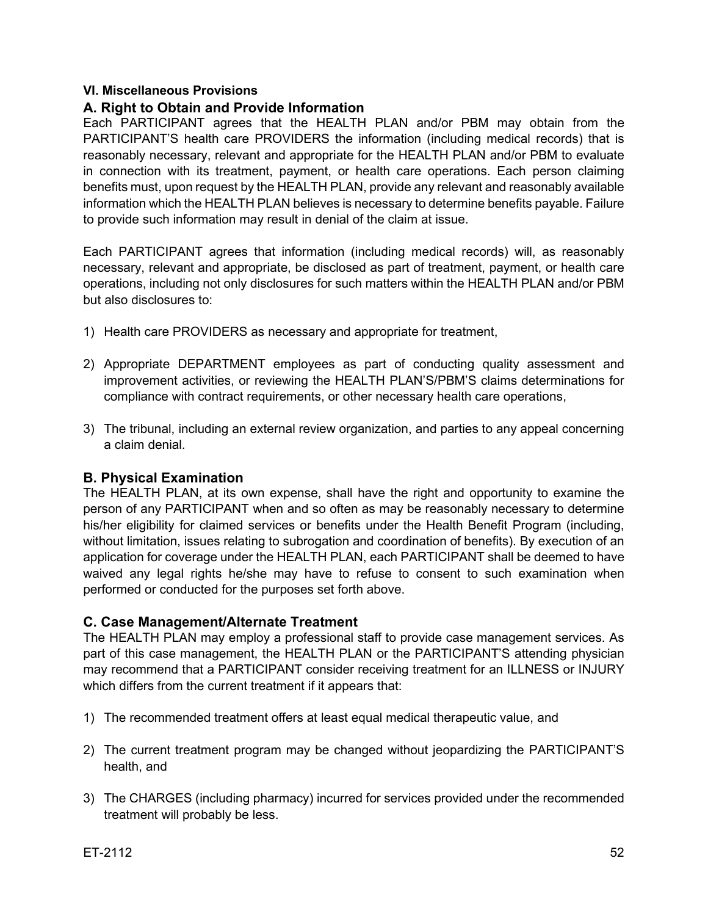**VI. Miscellaneous Provisions**

## A. Right to Obtain and Provide Information

Each PARTICIPANT agrees that the HEALTH PLAN and/or PBM may obtain from the PARTICIPANT'S health care PROVIDERS the information (including medical records) that is reasonably necessary, relevant and appropriate for the HEALTH PLAN and/or PBM to evaluate in connection with its treatment, payment, or health care operations. Each person claiming benefits must, upon request by the HEALTH PLAN, provide any relevant and reasonably available information which the HEALTH PLAN believes is necessary to determine benefits payable. Failure to provide such information may result in denial of the claim at issue.

Each PARTICIPANT agrees that information (including medical records) will, as reasonably necessary, relevant and appropriate, be disclosed as part of treatment, payment, or health care operations, including not only disclosures for such matters within the HEALTH PLAN and/or PBM but also disclosures to:

1) Health care PROVIDERS as necessary and appropriate for treatment,

2) Appropriate DEPARTMENT employees as part of conducting quality assessment and improvement activities, or reviewing the HEALTH PLAN'S/PBM'S claims determinations for compliance with contract requirements, or other necessary health care operations,

3) The tribunal, including an external review organization, and parties to any appeal concerning a claim denial.

## B. Physical Examination

The HEALTH PLAN, at its own expense, shall have the right and opportunity to examine the person of any PARTICIPANT when and so often as may be reasonably necessary to determine his/her eligibility for claimed services or benefits under the Health Benefit Program (including, without limitation, issues relating to subrogation and coordination of benefits). By execution of an application for coverage under the HEALTH PLAN, each PARTICIPANT shall be deemed to have waived any legal rights he/she may have to refuse to consent to such examination when performed or conducted for the purposes set forth above.

## C. Case Management/Alternate Treatment

The HEALTH PLAN may employ a professional staff to provide case management services. As part of this case management, the HEALTH PLAN or the PARTICIPANT'S attending physician may recommend that a PARTICIPANT consider receiving treatment for an ILLNESS or INJURY which differs from the current treatment if it appears that:

1) The recommended treatment offers at least equal medical therapeutic value, and

2) The current treatment program may be changed without jeopardizing the PARTICIPANT'S health, and

3) The CHARGES (including pharmacy) incurred for services provided under the recommended treatment will probably be less.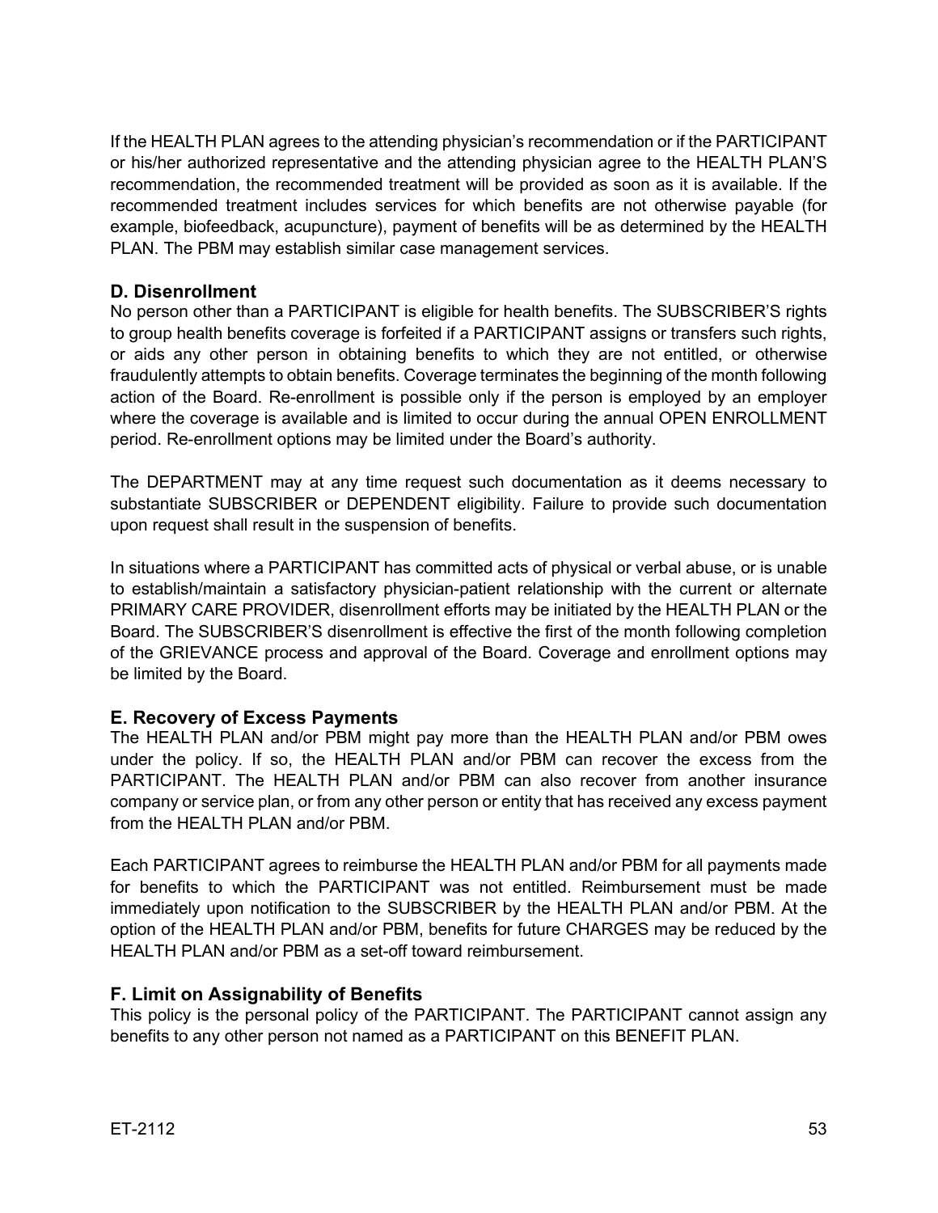If the HEALTH PLAN agrees to the attending physician's recommendation or if the PARTICIPANT or his/her authorized representative and the attending physician agree to the HEALTH PLAN'S recommendation, the recommended treatment will be provided as soon as it is available. If the recommended treatment includes services for which benefits are not otherwise payable (for example, biofeedback, acupuncture), payment of benefits will be as determined by the HEALTH PLAN. The PBM may establish similar case management services.

### D. Disenrollment

No person other than a PARTICIPANT is eligible for health benefits. The SUBSCRIBER'S rights to group health benefits coverage is forfeited if a PARTICIPANT assigns or transfers such rights, or aids any other person in obtaining benefits to which they are not entitled, or otherwise fraudulently attempts to obtain benefits. Coverage terminates the beginning of the month following action of the Board. Re-enrollment is possible only if the person is employed by an employer where the coverage is available and is limited to occur during the annual OPEN ENROLLMENT period. Re-enrollment options may be limited under the Board's authority.

The DEPARTMENT may at any time request such documentation as it deems necessary to substantiate SUBSCRIBER or DEPENDENT eligibility. Failure to provide such documentation upon request shall result in the suspension of benefits.

In situations where a PARTICIPANT has committed acts of physical or verbal abuse, or is unable to establish/maintain a satisfactory physician-patient relationship with the current or alternate PRIMARY CARE PROVIDER, disenrollment efforts may be initiated by the HEALTH PLAN or the Board. The SUBSCRIBER'S disenrollment is effective the first of the month following completion of the GRIEVANCE process and approval of the Board. Coverage and enrollment options may be limited by the Board.

### E. Recovery of Excess Payments

The HEALTH PLAN and/or PBM might pay more than the HEALTH PLAN and/or PBM owes under the policy. If so, the HEALTH PLAN and/or PBM can recover the excess from the PARTICIPANT. The HEALTH PLAN and/or PBM can also recover from another insurance company or service plan, or from any other person or entity that has received any excess payment from the HEALTH PLAN and/or PBM.

Each PARTICIPANT agrees to reimburse the HEALTH PLAN and/or PBM for all payments made for benefits to which the PARTICIPANT was not entitled. Reimbursement must be made immediately upon notification to the SUBSCRIBER by the HEALTH PLAN and/or PBM. At the option of the HEALTH PLAN and/or PBM, benefits for future CHARGES may be reduced by the HEALTH PLAN and/or PBM as a set-off toward reimbursement.

### F. Limit on Assignability of Benefits

This policy is the personal policy of the PARTICIPANT. The PARTICIPANT cannot assign any benefits to any other person not named as a PARTICIPANT on this BENEFIT PLAN.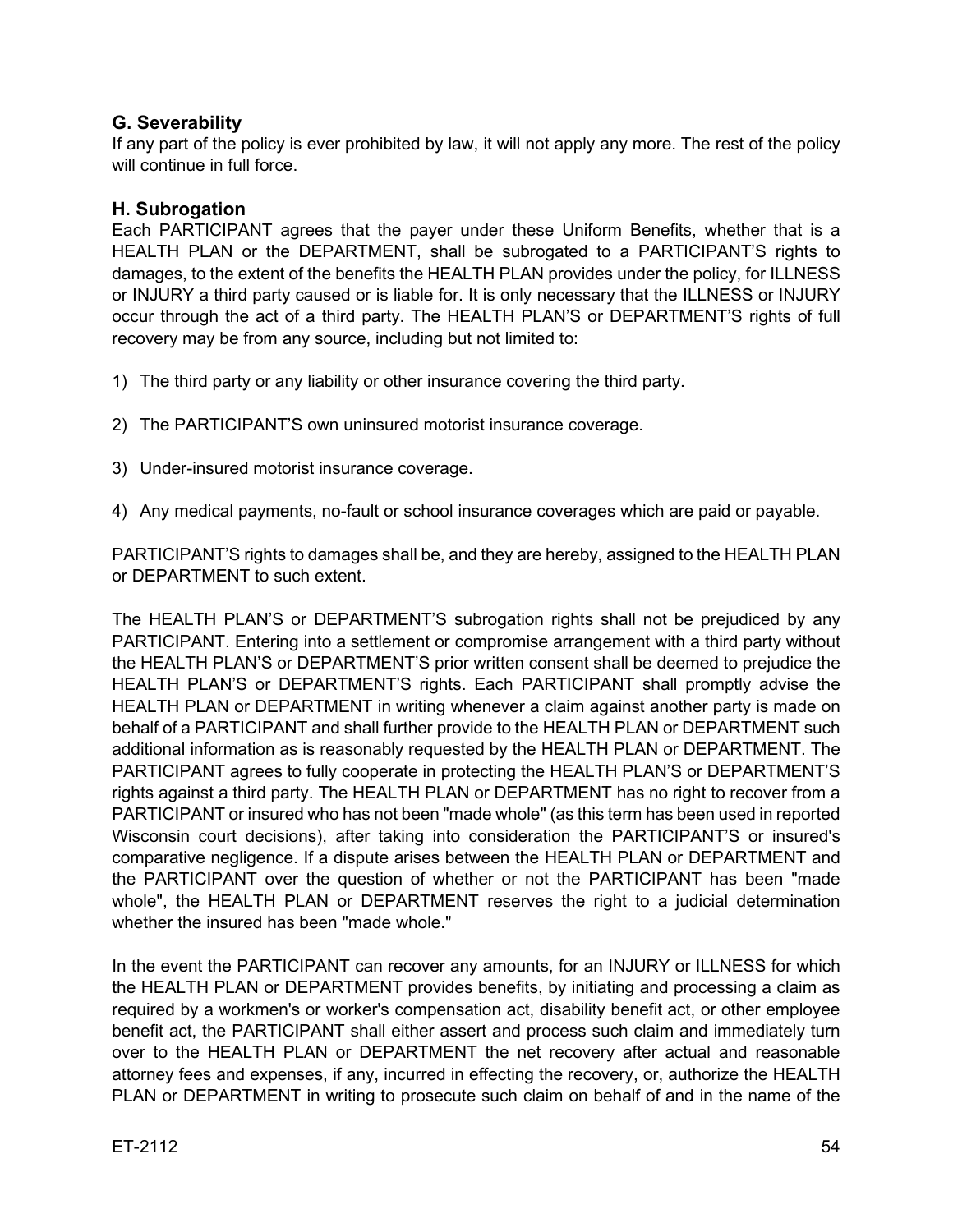### G. Severability

If any part of the policy is ever prohibited by law, it will not apply any more. The rest of the policy will continue in full force.

### H. Subrogation

Each PARTICIPANT agrees that the payer under these Uniform Benefits, whether that is a HEALTH PLAN or the DEPARTMENT, shall be subrogated to a PARTICIPANT'S rights to damages, to the extent of the benefits the HEALTH PLAN provides under the policy, for ILLNESS or INJURY a third party caused or is liable for. It is only necessary that the ILLNESS or INJURY occur through the act of a third party. The HEALTH PLAN'S or DEPARTMENT'S rights of full recovery may be from any source, including but not limited to:

1) The third party or any liability or other insurance covering the third party.
2) The PARTICIPANT'S own uninsured motorist insurance coverage.
3) Under-insured motorist insurance coverage.
4) Any medical payments, no-fault or school insurance coverages which are paid or payable.

PARTICIPANT'S rights to damages shall be, and they are hereby, assigned to the HEALTH PLAN or DEPARTMENT to such extent.

The HEALTH PLAN'S or DEPARTMENT'S subrogation rights shall not be prejudiced by any PARTICIPANT. Entering into a settlement or compromise arrangement with a third party without the HEALTH PLAN'S or DEPARTMENT'S prior written consent shall be deemed to prejudice the HEALTH PLAN'S or DEPARTMENT'S rights. Each PARTICIPANT shall promptly advise the HEALTH PLAN or DEPARTMENT in writing whenever a claim against another party is made on behalf of a PARTICIPANT and shall further provide to the HEALTH PLAN or DEPARTMENT such additional information as is reasonably requested by the HEALTH PLAN or DEPARTMENT. The PARTICIPANT agrees to fully cooperate in protecting the HEALTH PLAN'S or DEPARTMENT'S rights against a third party. The HEALTH PLAN or DEPARTMENT has no right to recover from a PARTICIPANT or insured who has not been "made whole" (as this term has been used in reported Wisconsin court decisions), after taking into consideration the PARTICIPANT'S or insured's comparative negligence. If a dispute arises between the HEALTH PLAN or DEPARTMENT and the PARTICIPANT over the question of whether or not the PARTICIPANT has been "made whole", the HEALTH PLAN or DEPARTMENT reserves the right to a judicial determination whether the insured has been "made whole."

In the event the PARTICIPANT can recover any amounts, for an INJURY or ILLNESS for which the HEALTH PLAN or DEPARTMENT provides benefits, by initiating and processing a claim as required by a workmen's or worker's compensation act, disability benefit act, or other employee benefit act, the PARTICIPANT shall either assert and process such claim and immediately turn over to the HEALTH PLAN or DEPARTMENT the net recovery after actual and reasonable attorney fees and expenses, if any, incurred in effecting the recovery, or, authorize the HEALTH PLAN or DEPARTMENT in writing to prosecute such claim on behalf of and in the name of the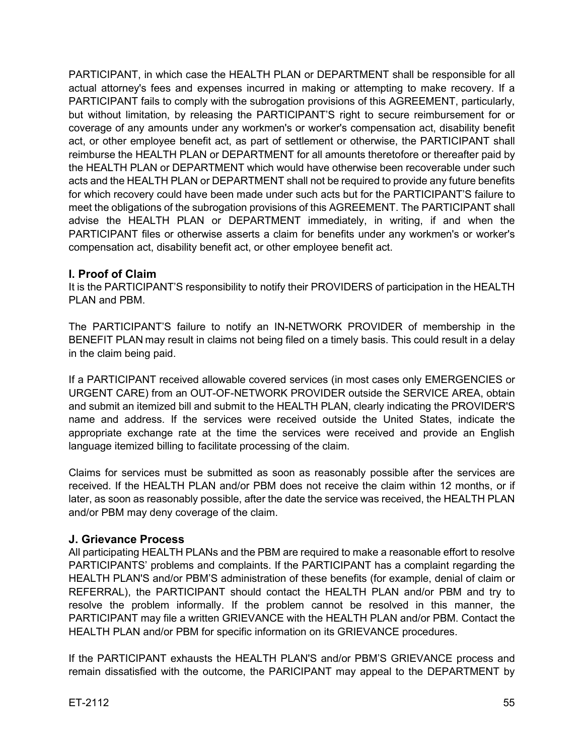PARTICIPANT, in which case the HEALTH PLAN or DEPARTMENT shall be responsible for all actual attorney's fees and expenses incurred in making or attempting to make recovery. If a PARTICIPANT fails to comply with the subrogation provisions of this AGREEMENT, particularly, but without limitation, by releasing the PARTICIPANT'S right to secure reimbursement for or coverage of any amounts under any workmen's or worker's compensation act, disability benefit act, or other employee benefit act, as part of settlement or otherwise, the PARTICIPANT shall reimburse the HEALTH PLAN or DEPARTMENT for all amounts theretofore or thereafter paid by the HEALTH PLAN or DEPARTMENT which would have otherwise been recoverable under such acts and the HEALTH PLAN or DEPARTMENT shall not be required to provide any future benefits for which recovery could have been made under such acts but for the PARTICIPANT'S failure to meet the obligations of the subrogation provisions of this AGREEMENT. The PARTICIPANT shall advise the HEALTH PLAN or DEPARTMENT immediately, in writing, if and when the PARTICIPANT files or otherwise asserts a claim for benefits under any workmen's or worker's compensation act, disability benefit act, or other employee benefit act.

### I. Proof of Claim

It is the PARTICIPANT'S responsibility to notify their PROVIDERS of participation in the HEALTH PLAN and PBM.

The PARTICIPANT'S failure to notify an IN-NETWORK PROVIDER of membership in the BENEFIT PLAN may result in claims not being filed on a timely basis. This could result in a delay in the claim being paid.

If a PARTICIPANT received allowable covered services (in most cases only EMERGENCIES or URGENT CARE) from an OUT-OF-NETWORK PROVIDER outside the SERVICE AREA, obtain and submit an itemized bill and submit to the HEALTH PLAN, clearly indicating the PROVIDER'S name and address. If the services were received outside the United States, indicate the appropriate exchange rate at the time the services were received and provide an English language itemized billing to facilitate processing of the claim.

Claims for services must be submitted as soon as reasonably possible after the services are received. If the HEALTH PLAN and/or PBM does not receive the claim within 12 months, or if later, as soon as reasonably possible, after the date the service was received, the HEALTH PLAN and/or PBM may deny coverage of the claim.

### J. Grievance Process

All participating HEALTH PLANs and the PBM are required to make a reasonable effort to resolve PARTICIPANTS' problems and complaints. If the PARTICIPANT has a complaint regarding the HEALTH PLAN'S and/or PBM'S administration of these benefits (for example, denial of claim or REFERRAL), the PARTICIPANT should contact the HEALTH PLAN and/or PBM and try to resolve the problem informally. If the problem cannot be resolved in this manner, the PARTICIPANT may file a written GRIEVANCE with the HEALTH PLAN and/or PBM. Contact the HEALTH PLAN and/or PBM for specific information on its GRIEVANCE procedures.

If the PARTICIPANT exhausts the HEALTH PLAN'S and/or PBM'S GRIEVANCE process and remain dissatisfied with the outcome, the PARICIPANT may appeal to the DEPARTMENT by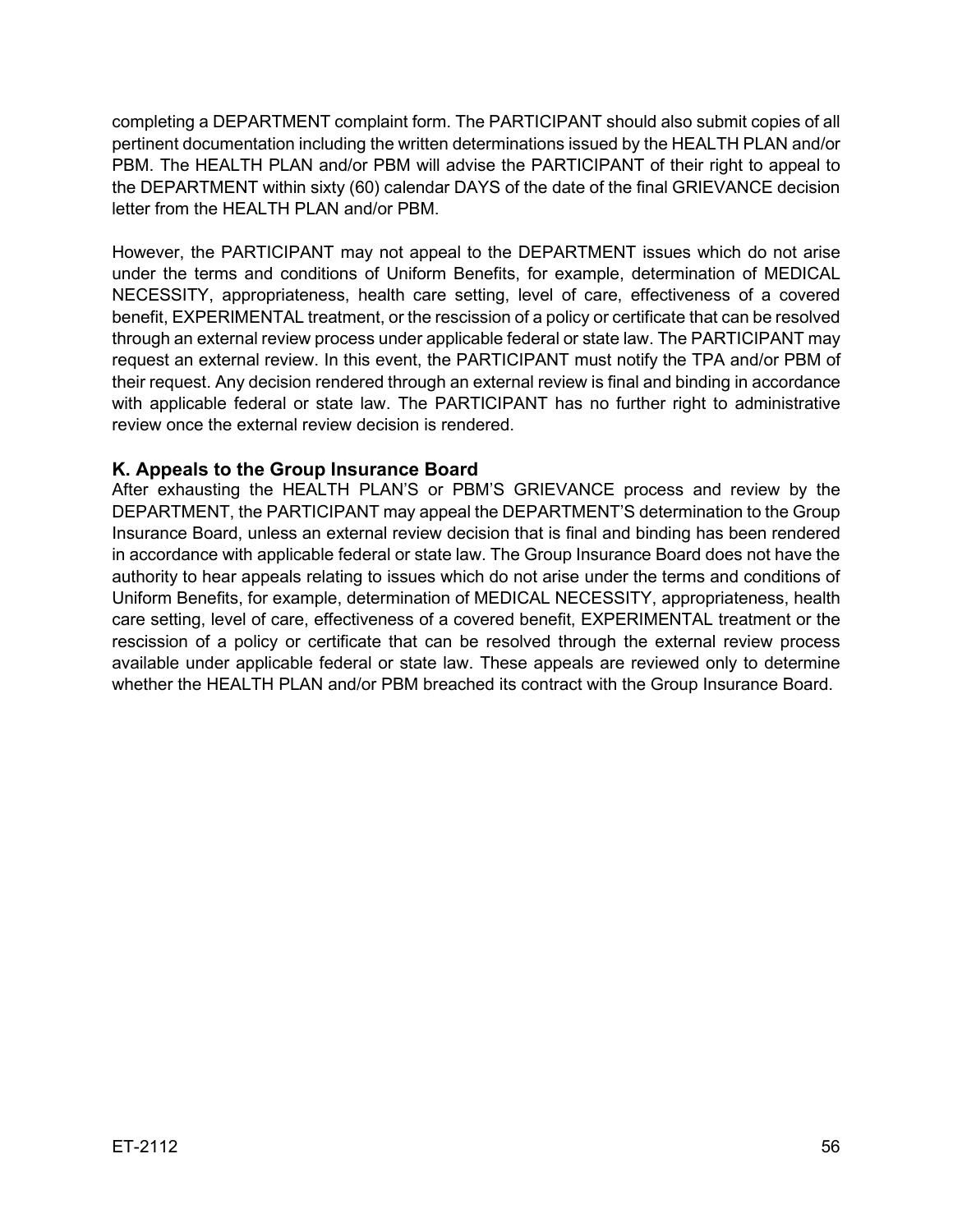completing a DEPARTMENT complaint form. The PARTICIPANT should also submit copies of all pertinent documentation including the written determinations issued by the HEALTH PLAN and/or PBM. The HEALTH PLAN and/or PBM will advise the PARTICIPANT of their right to appeal to the DEPARTMENT within sixty (60) calendar DAYS of the date of the final GRIEVANCE decision letter from the HEALTH PLAN and/or PBM.

However, the PARTICIPANT may not appeal to the DEPARTMENT issues which do not arise under the terms and conditions of Uniform Benefits, for example, determination of MEDICAL NECESSITY, appropriateness, health care setting, level of care, effectiveness of a covered benefit, EXPERIMENTAL treatment, or the rescission of a policy or certificate that can be resolved through an external review process under applicable federal or state law. The PARTICIPANT may request an external review. In this event, the PARTICIPANT must notify the TPA and/or PBM of their request. Any decision rendered through an external review is final and binding in accordance with applicable federal or state law. The PARTICIPANT has no further right to administrative review once the external review decision is rendered.

### K. Appeals to the Group Insurance Board

After exhausting the HEALTH PLAN'S or PBM'S GRIEVANCE process and review by the DEPARTMENT, the PARTICIPANT may appeal the DEPARTMENT'S determination to the Group Insurance Board, unless an external review decision that is final and binding has been rendered in accordance with applicable federal or state law. The Group Insurance Board does not have the authority to hear appeals relating to issues which do not arise under the terms and conditions of Uniform Benefits, for example, determination of MEDICAL NECESSITY, appropriateness, health care setting, level of care, effectiveness of a covered benefit, EXPERIMENTAL treatment or the rescission of a policy or certificate that can be resolved through the external review process available under applicable federal or state law. These appeals are reviewed only to determine whether the HEALTH PLAN and/or PBM breached its contract with the Group Insurance Board.